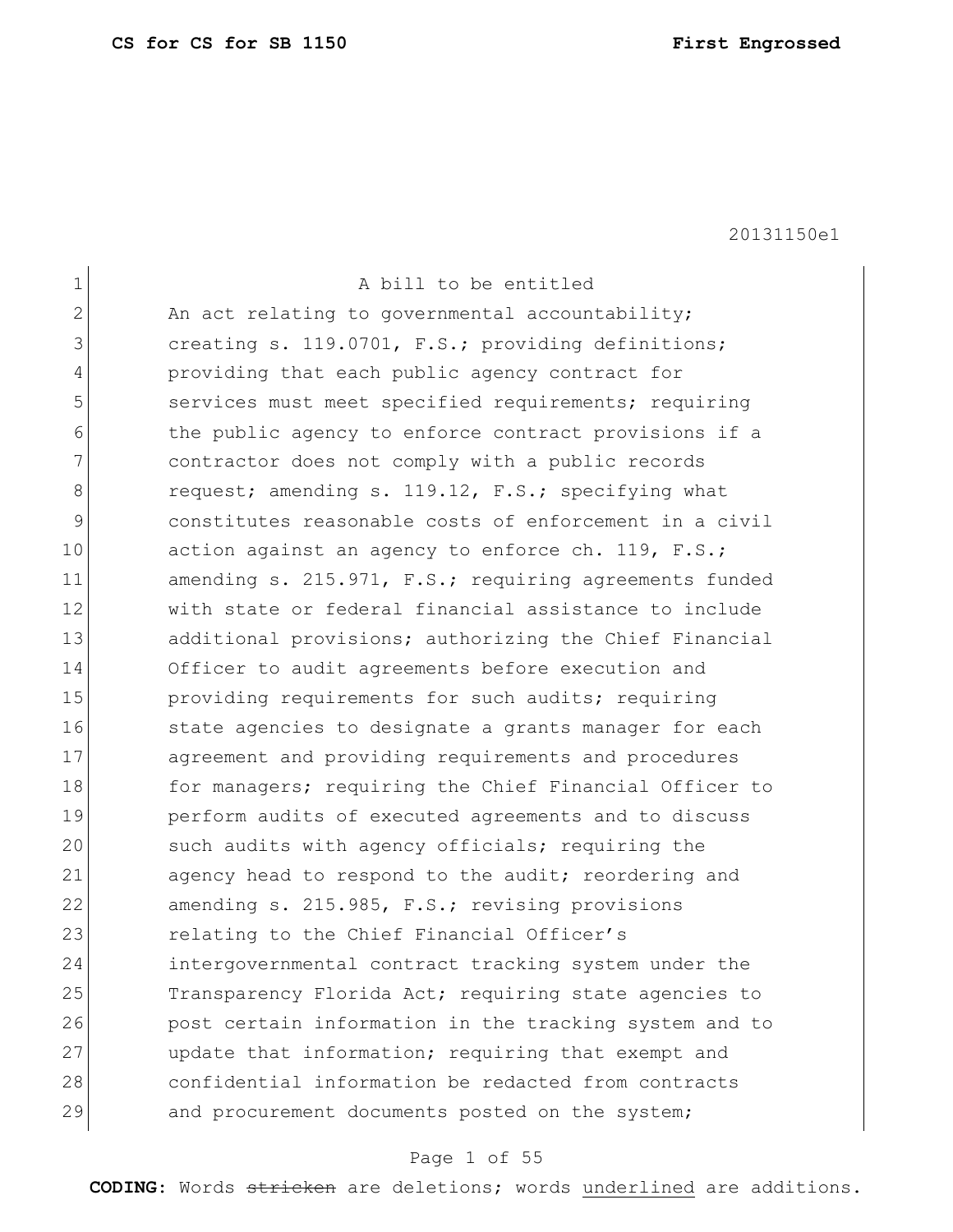A bill to be entitled

An act relating to governmental accountability; creating s. 119.0701, F.S.; providing definitions; providing that each public agency contract for services must meet specified requirements; requiring the public agency to enforce contract provisions if a contractor does not comply with a public records request; amending s. 119.12, F.S.; specifying what constitutes reasonable costs of enforcement in a civil action against an agency to enforce ch. 119, F.S.; amending s. 215.971, F.S.; requiring agreements funded with state or federal financial assistance to include additional provisions; authorizing the Chief Financial Officer to audit agreements before execution and providing requirements for such audits; requiring state agencies to designate a grants manager for each agreement and providing requirements and procedures for managers; requiring the Chief Financial Officer to perform audits of executed agreements and to discuss such audits with agency officials; requiring the agency head to respond to the audit; reordering and amending s. 215.985, F.S.; revising provisions relating to the Chief Financial Officer's intergovernmental contract tracking system under the Transparency Florida Act; requiring state agencies to post certain information in the tracking system and to update that information; requiring that exempt and confidential information be redacted from contracts and procurement documents posted on the system;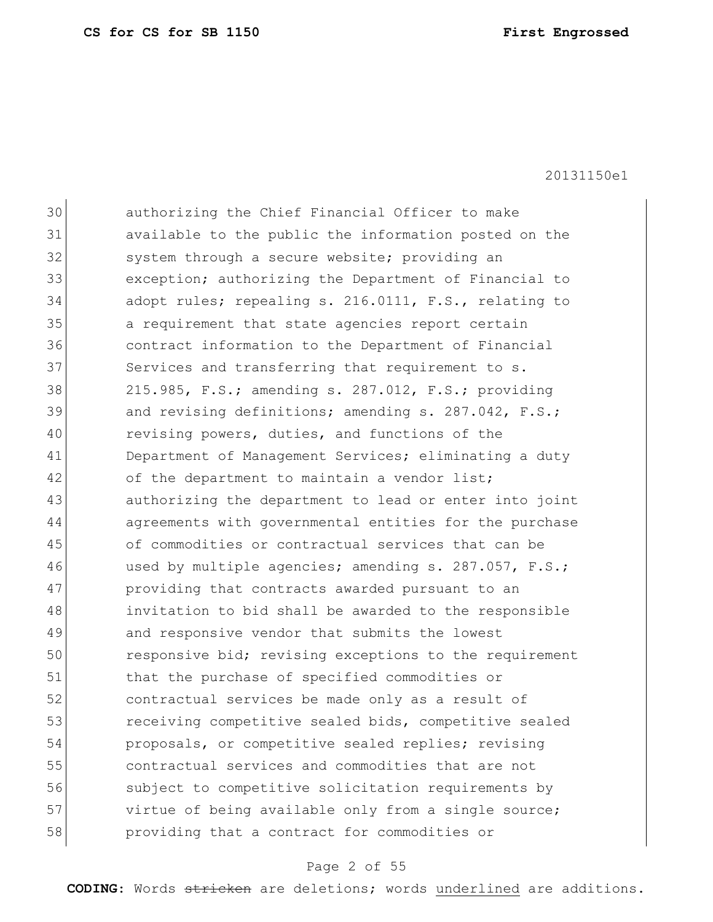authorizing the Chief Financial Officer to make available to the public the information posted on the system through a secure website; providing an exception; authorizing the Department of Financial to adopt rules; repealing s. 216.0111, F.S., relating to a requirement that state agencies report certain contract information to the Department of Financial Services and transferring that requirement to s. 215.985, F.S.; amending s. 287.012, F.S.; providing and revising definitions; amending s. 287.042, F.S.; revising powers, duties, and functions of the Department of Management Services; eliminating a duty of the department to maintain a vendor list; authorizing the department to lead or enter into joint agreements with governmental entities for the purchase of commodities or contractual services that can be used by multiple agencies; amending s. 287.057, F.S.; providing that contracts awarded pursuant to an invitation to bid shall be awarded to the responsible and responsive vendor that submits the lowest responsive bid; revising exceptions to the requirement that the purchase of specified commodities or contractual services be made only as a result of receiving competitive sealed bids, competitive sealed proposals, or competitive sealed replies; revising contractual services and commodities that are not subject to competitive solicitation requirements by virtue of being available only from a single source; providing that a contract for commodities or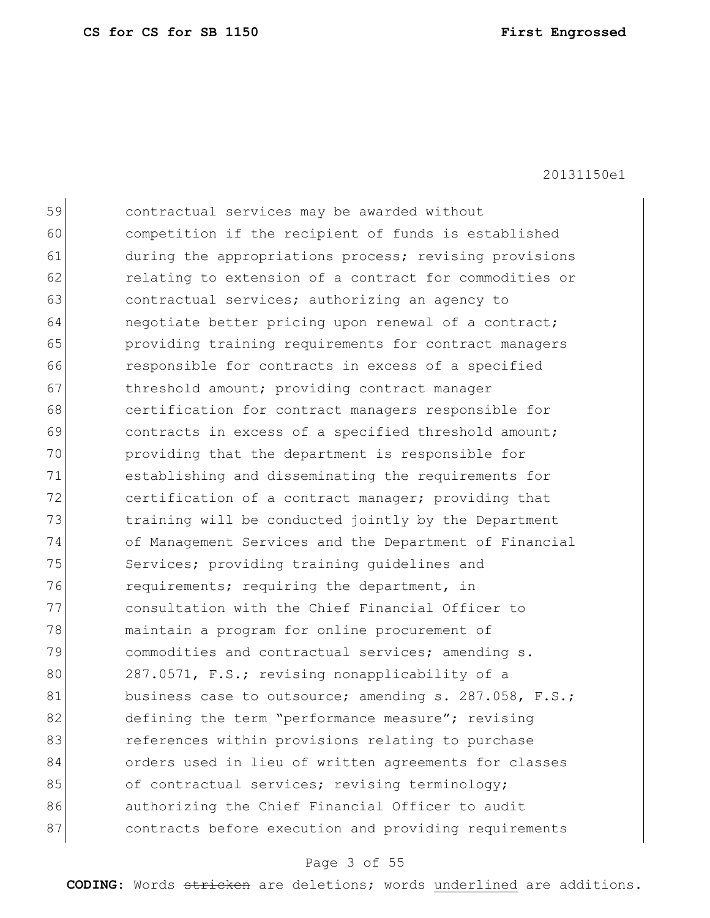59 contractual services may be awarded without
60 competition if the recipient of funds is established
61 during the appropriations process; revising provisions
62 relating to extension of a contract for commodities or
63 contractual services; authorizing an agency to
64 negotiate better pricing upon renewal of a contract;
65 providing training requirements for contract managers
66 responsible for contracts in excess of a specified
67 threshold amount; providing contract manager
68 certification for contract managers responsible for
69 contracts in excess of a specified threshold amount;
70 providing that the department is responsible for
71 establishing and disseminating the requirements for
72 certification of a contract manager; providing that
73 training will be conducted jointly by the Department
74 of Management Services and the Department of Financial
75 Services; providing training guidelines and
76 requirements; requiring the department, in
77 consultation with the Chief Financial Officer to
78 maintain a program for online procurement of
79 commodities and contractual services; amending s.
80 287.0571, F.S.; revising nonapplicability of a
81 business case to outsource; amending s. 287.058, F.S.;
82 defining the term "performance measure"; revising
83 references within provisions relating to purchase
84 orders used in lieu of written agreements for classes
85 of contractual services; revising terminology;
86 authorizing the Chief Financial Officer to audit
87 contracts before execution and providing requirements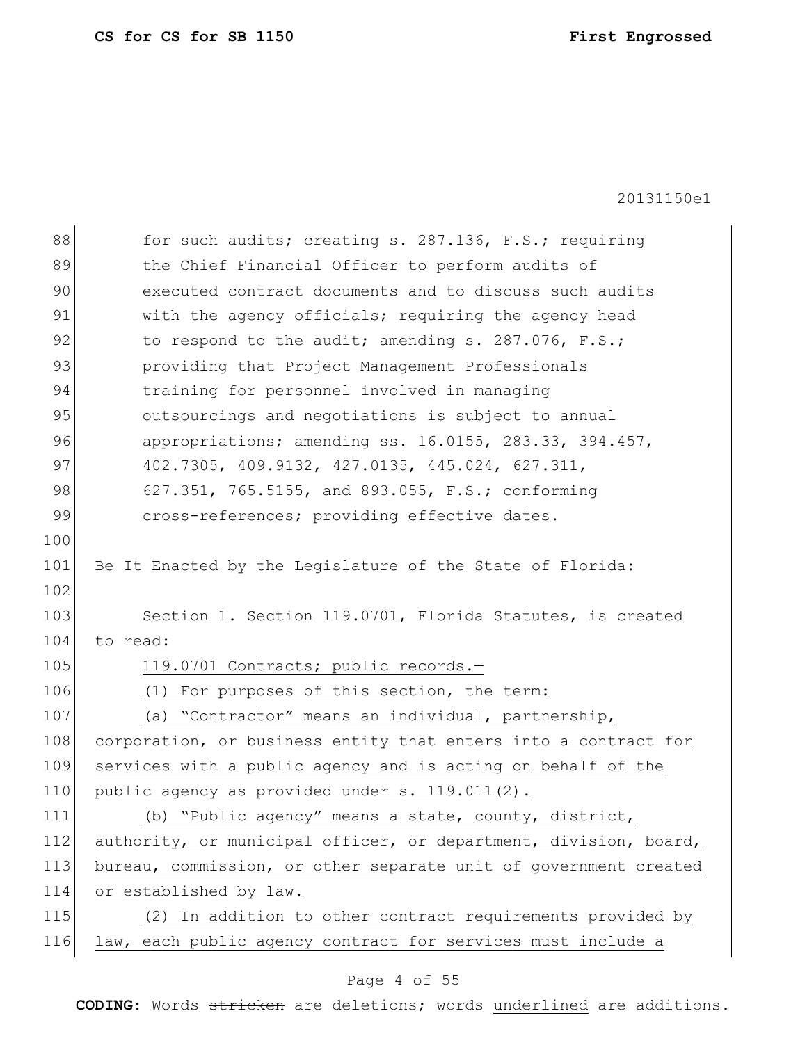for such audits; creating s. 287.136, F.S.; requiring the Chief Financial Officer to perform audits of executed contract documents and to discuss such audits with the agency officials; requiring the agency head to respond to the audit; amending s. 287.076, F.S.; providing that Project Management Professionals training for personnel involved in managing outsourcings and negotiations is subject to annual appropriations; amending ss. 16.0155, 283.33, 394.457, 402.7305, 409.9132, 427.0135, 445.024, 627.311, 627.351, 765.5155, and 893.055, F.S.; conforming cross-references; providing effective dates.

Be It Enacted by the Legislature of the State of Florida:

Section 1. Section 119.0701, Florida Statutes, is created to read:

119.0701 Contracts; public records.—

(1) For purposes of this section, the term:

(a) "Contractor" means an individual, partnership, corporation, or business entity that enters into a contract for services with a public agency and is acting on behalf of the public agency as provided under s. 119.011(2).

(b) "Public agency" means a state, county, district, authority, or municipal officer, or department, division, board, bureau, commission, or other separate unit of government created or established by law.

(2) In addition to other contract requirements provided by law, each public agency contract for services must include a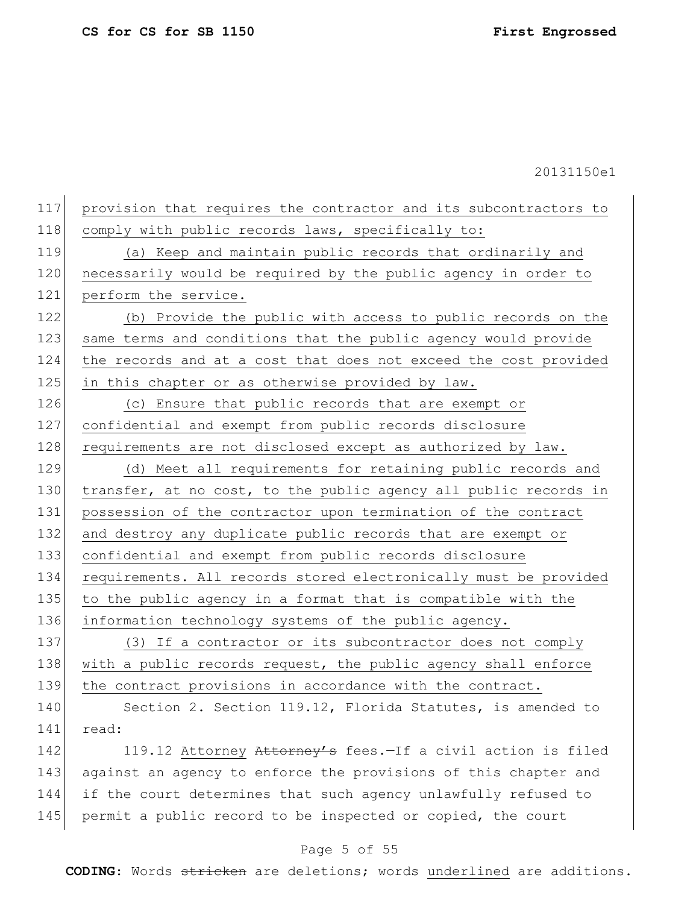provision that requires the contractor and its subcontractors to comply with public records laws, specifically to:

(a) Keep and maintain public records that ordinarily and necessarily would be required by the public agency in order to perform the service.

(b) Provide the public with access to public records on the same terms and conditions that the public agency would provide the records and at a cost that does not exceed the cost provided in this chapter or as otherwise provided by law.

(c) Ensure that public records that are exempt or confidential and exempt from public records disclosure requirements are not disclosed except as authorized by law.

(d) Meet all requirements for retaining public records and transfer, at no cost, to the public agency all public records in possession of the contractor upon termination of the contract and destroy any duplicate public records that are exempt or confidential and exempt from public records disclosure requirements. All records stored electronically must be provided to the public agency in a format that is compatible with the information technology systems of the public agency.

(3) If a contractor or its subcontractor does not comply with a public records request, the public agency shall enforce the contract provisions in accordance with the contract.

Section 2. Section 119.12, Florida Statutes, is amended to read:

119.12 Attorney ~~Attorney's~~ fees.—If a civil action is filed against an agency to enforce the provisions of this chapter and if the court determines that such agency unlawfully refused to permit a public record to be inspected or copied, the court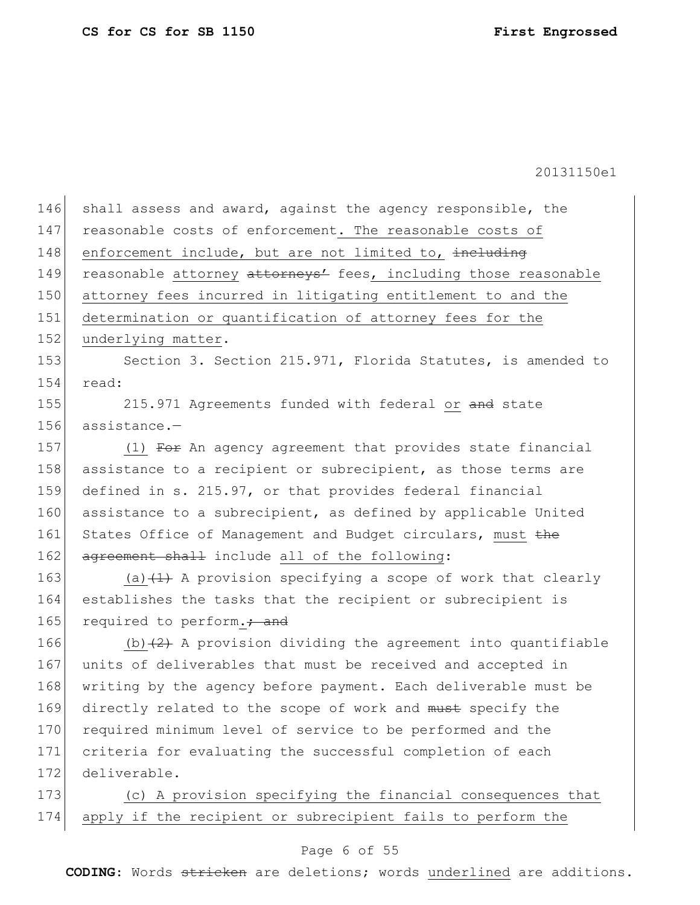shall assess and award, against the agency responsible, the reasonable costs of enforcement. The reasonable costs of enforcement include, but are not limited to, ~~including~~ reasonable attorney ~~attorneys'~~ fees, including those reasonable attorney fees incurred in litigating entitlement to and the determination or quantification of attorney fees for the underlying matter.

Section 3. Section 215.971, Florida Statutes, is amended to read:

215.971 Agreements funded with federal or ~~and~~ state assistance.—

(1) ~~For~~ An agency agreement that provides state financial assistance to a recipient or subrecipient, as those terms are defined in s. 215.97, or that provides federal financial assistance to a subrecipient, as defined by applicable United States Office of Management and Budget circulars, must ~~the agreement shall~~ include all of the following:

(a)~~(1)~~ A provision specifying a scope of work that clearly establishes the tasks that the recipient or subrecipient is required to perform.~~; and~~

(b)~~(2)~~ A provision dividing the agreement into quantifiable units of deliverables that must be received and accepted in writing by the agency before payment. Each deliverable must be directly related to the scope of work and ~~must~~ specify the required minimum level of service to be performed and the criteria for evaluating the successful completion of each deliverable.

(c) A provision specifying the financial consequences that apply if the recipient or subrecipient fails to perform the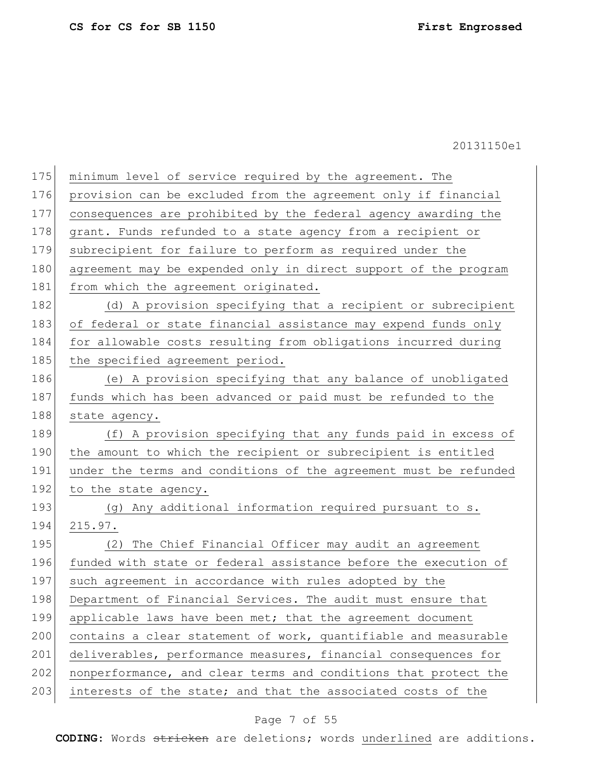175 minimum level of service required by the agreement. The
176 provision can be excluded from the agreement only if financial
177 consequences are prohibited by the federal agency awarding the
178 grant. Funds refunded to a state agency from a recipient or
179 subrecipient for failure to perform as required under the
180 agreement may be expended only in direct support of the program
181 from which the agreement originated.

182 (d) A provision specifying that a recipient or subrecipient
183 of federal or state financial assistance may expend funds only
184 for allowable costs resulting from obligations incurred during
185 the specified agreement period.

186 (e) A provision specifying that any balance of unobligated
187 funds which has been advanced or paid must be refunded to the
188 state agency.

189 (f) A provision specifying that any funds paid in excess of
190 the amount to which the recipient or subrecipient is entitled
191 under the terms and conditions of the agreement must be refunded
192 to the state agency.

193 (g) Any additional information required pursuant to s.
194 215.97.

195 (2) The Chief Financial Officer may audit an agreement
196 funded with state or federal assistance before the execution of
197 such agreement in accordance with rules adopted by the
198 Department of Financial Services. The audit must ensure that
199 applicable laws have been met; that the agreement document
200 contains a clear statement of work, quantifiable and measurable
201 deliverables, performance measures, financial consequences for
202 nonperformance, and clear terms and conditions that protect the
203 interests of the state; and that the associated costs of the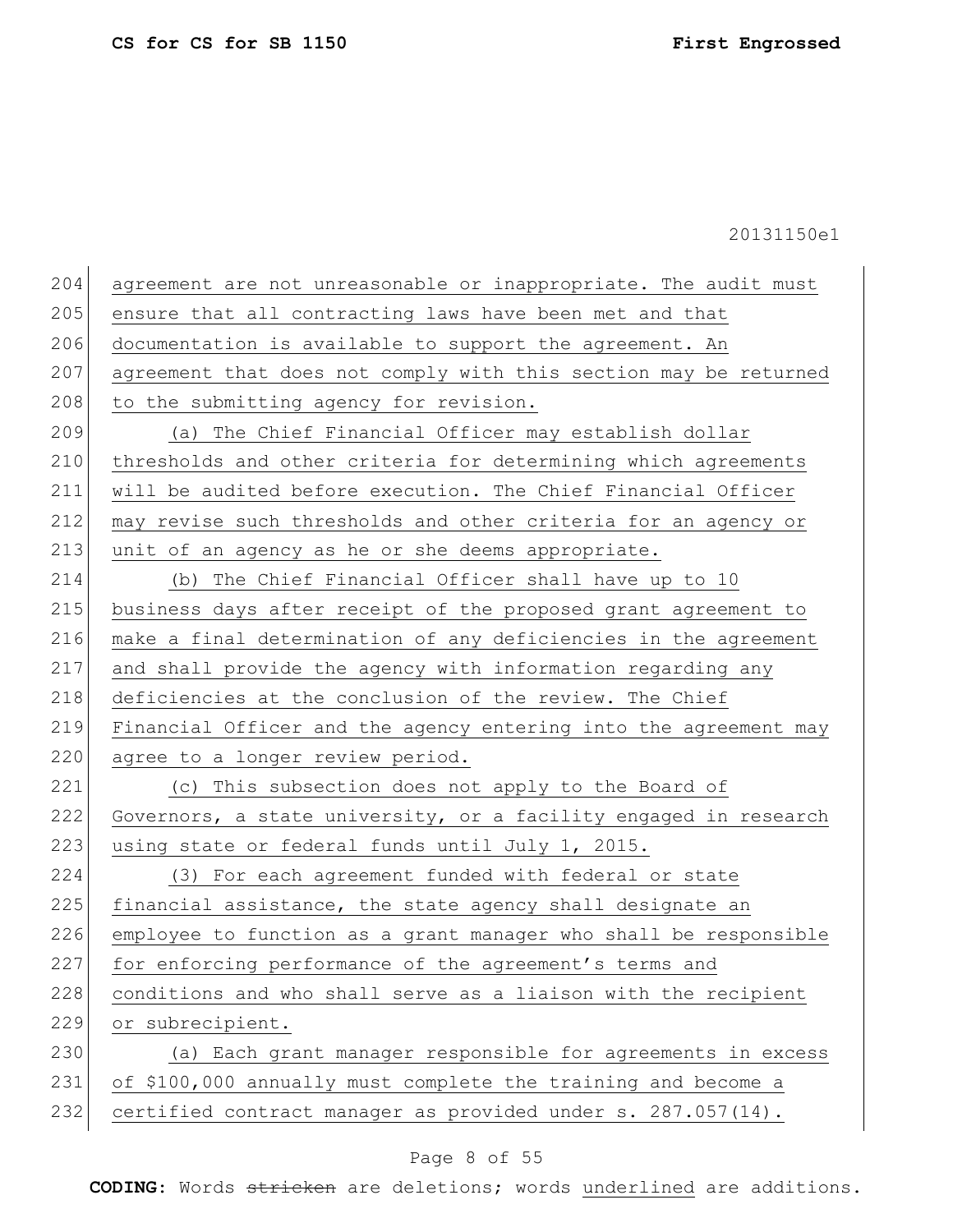agreement are not unreasonable or inappropriate. The audit must ensure that all contracting laws have been met and that documentation is available to support the agreement. An agreement that does not comply with this section may be returned to the submitting agency for revision.

(a) The Chief Financial Officer may establish dollar thresholds and other criteria for determining which agreements will be audited before execution. The Chief Financial Officer may revise such thresholds and other criteria for an agency or unit of an agency as he or she deems appropriate.

(b) The Chief Financial Officer shall have up to 10 business days after receipt of the proposed grant agreement to make a final determination of any deficiencies in the agreement and shall provide the agency with information regarding any deficiencies at the conclusion of the review. The Chief Financial Officer and the agency entering into the agreement may agree to a longer review period.

(c) This subsection does not apply to the Board of Governors, a state university, or a facility engaged in research using state or federal funds until July 1, 2015.

(3) For each agreement funded with federal or state financial assistance, the state agency shall designate an employee to function as a grant manager who shall be responsible for enforcing performance of the agreement's terms and conditions and who shall serve as a liaison with the recipient or subrecipient.

(a) Each grant manager responsible for agreements in excess of $100,000 annually must complete the training and become a certified contract manager as provided under s. 287.057(14).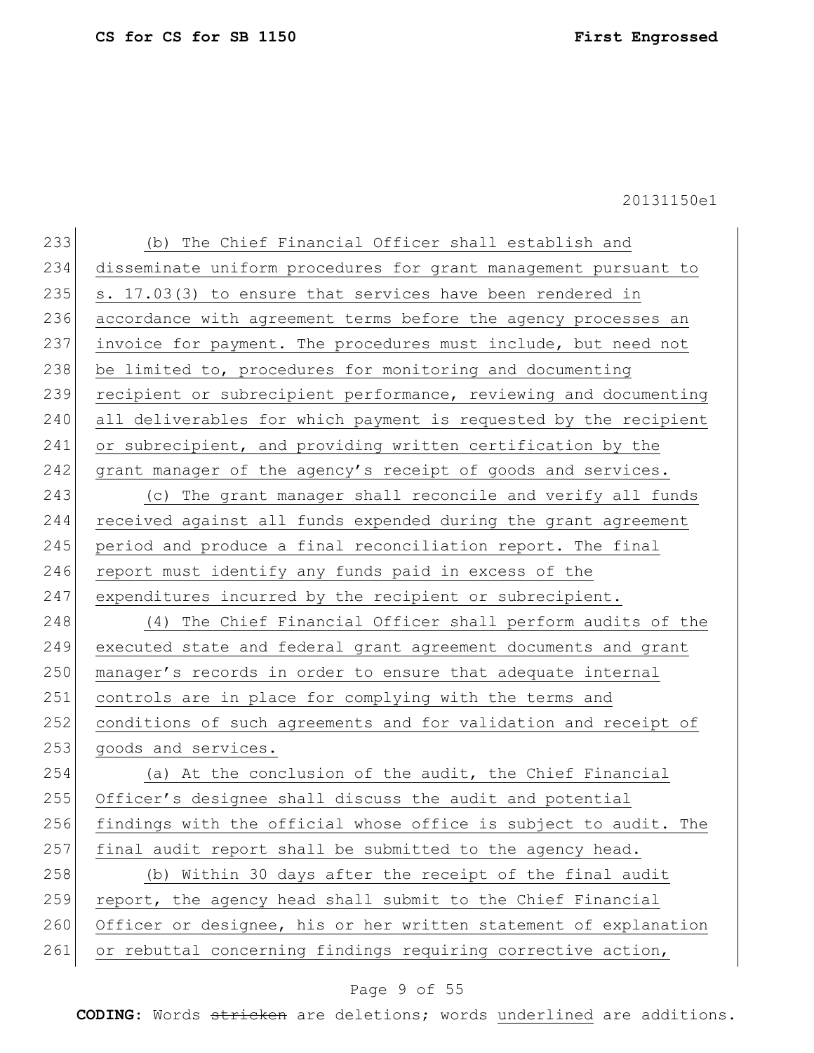(b) The Chief Financial Officer shall establish and disseminate uniform procedures for grant management pursuant to s. 17.03(3) to ensure that services have been rendered in accordance with agreement terms before the agency processes an invoice for payment. The procedures must include, but need not be limited to, procedures for monitoring and documenting recipient or subrecipient performance, reviewing and documenting all deliverables for which payment is requested by the recipient or subrecipient, and providing written certification by the grant manager of the agency's receipt of goods and services.

(c) The grant manager shall reconcile and verify all funds received against all funds expended during the grant agreement period and produce a final reconciliation report. The final report must identify any funds paid in excess of the expenditures incurred by the recipient or subrecipient.

(4) The Chief Financial Officer shall perform audits of the executed state and federal grant agreement documents and grant manager's records in order to ensure that adequate internal controls are in place for complying with the terms and conditions of such agreements and for validation and receipt of goods and services.

(a) At the conclusion of the audit, the Chief Financial Officer's designee shall discuss the audit and potential findings with the official whose office is subject to audit. The final audit report shall be submitted to the agency head.

(b) Within 30 days after the receipt of the final audit report, the agency head shall submit to the Chief Financial Officer or designee, his or her written statement of explanation or rebuttal concerning findings requiring corrective action,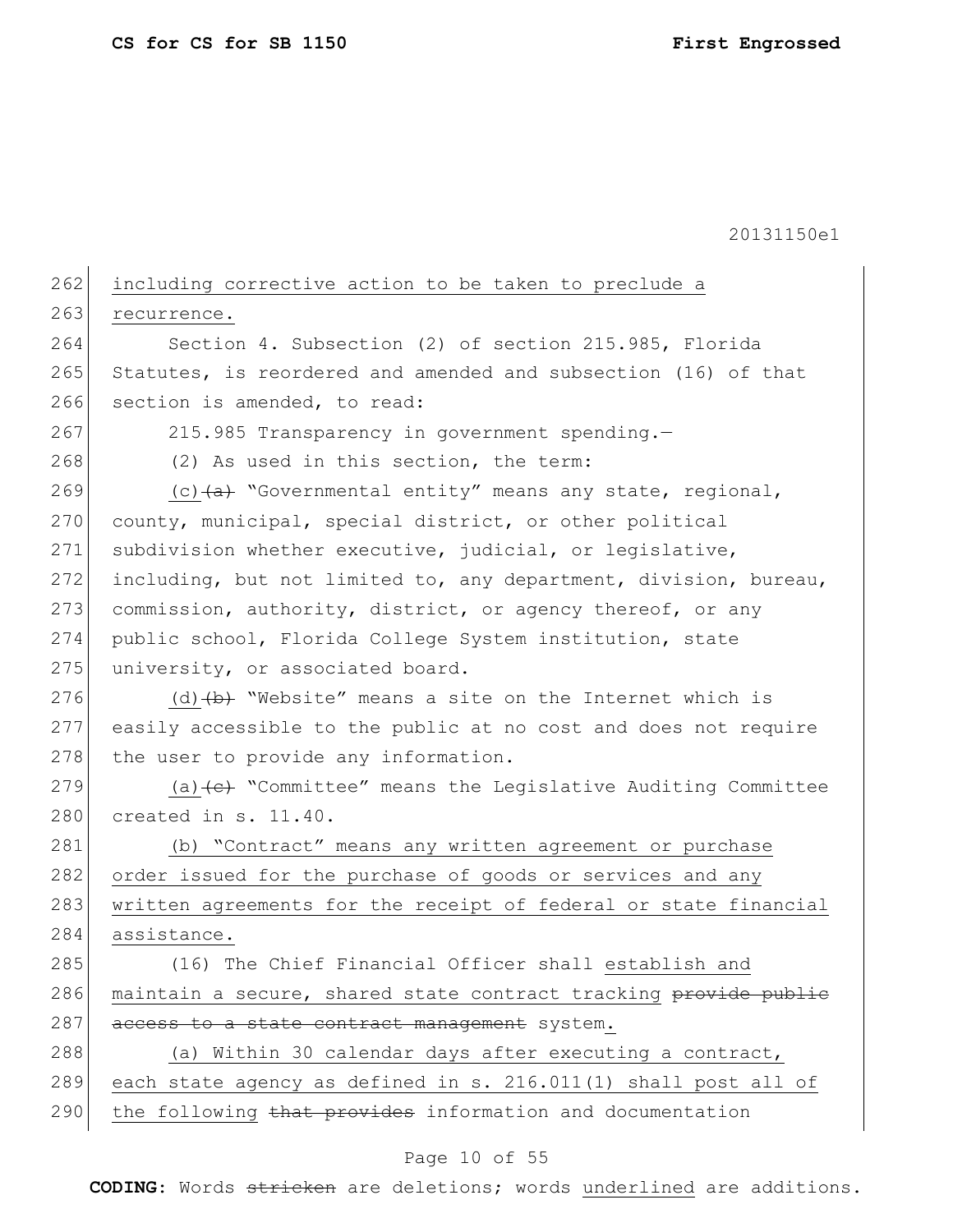including corrective action to be taken to preclude a recurrence.

Section 4. Subsection (2) of section 215.985, Florida Statutes, is reordered and amended and subsection (16) of that section is amended, to read:

215.985 Transparency in government spending.—

(2) As used in this section, the term:

(c) ~~(a)~~ "Governmental entity" means any state, regional, county, municipal, special district, or other political subdivision whether executive, judicial, or legislative, including, but not limited to, any department, division, bureau, commission, authority, district, or agency thereof, or any public school, Florida College System institution, state university, or associated board.

(d) ~~(b)~~ "Website" means a site on the Internet which is easily accessible to the public at no cost and does not require the user to provide any information.

(a) ~~(c)~~ "Committee" means the Legislative Auditing Committee created in s. 11.40.

(b) "Contract" means any written agreement or purchase order issued for the purchase of goods or services and any written agreements for the receipt of federal or state financial assistance.

(16) The Chief Financial Officer shall establish and maintain a secure, shared state contract tracking ~~provide public access to a state contract management~~ system.

(a) Within 30 calendar days after executing a contract, each state agency as defined in s. 216.011(1) shall post all of the following ~~that provides~~ information and documentation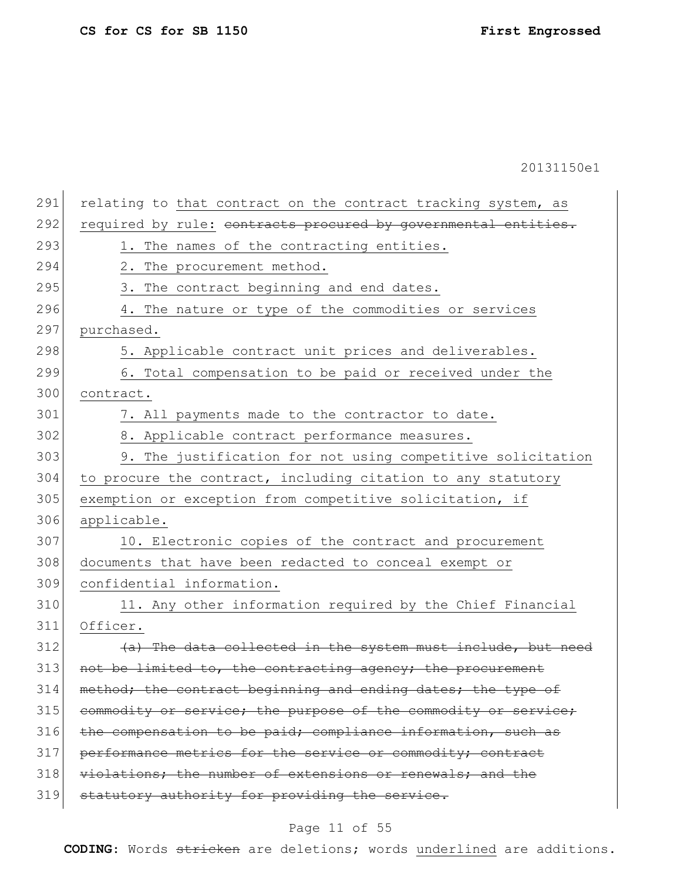relating to that contract on the contract tracking system, as required by rule: ~~contracts procured by governmental entities.~~

1. The names of the contracting entities.

2. The procurement method.

3. The contract beginning and end dates.

4. The nature or type of the commodities or services purchased.

5. Applicable contract unit prices and deliverables.

6. Total compensation to be paid or received under the contract.

7. All payments made to the contractor to date.

8. Applicable contract performance measures.

9. The justification for not using competitive solicitation to procure the contract, including citation to any statutory exemption or exception from competitive solicitation, if applicable.

10. Electronic copies of the contract and procurement documents that have been redacted to conceal exempt or confidential information.

11. Any other information required by the Chief Financial Officer.

~~(a) The data collected in the system must include, but need not be limited to, the contracting agency; the procurement method; the contract beginning and ending dates; the type of commodity or service; the purpose of the commodity or service; the compensation to be paid; compliance information, such as performance metrics for the service or commodity; contract violations; the number of extensions or renewals; and the statutory authority for providing the service.~~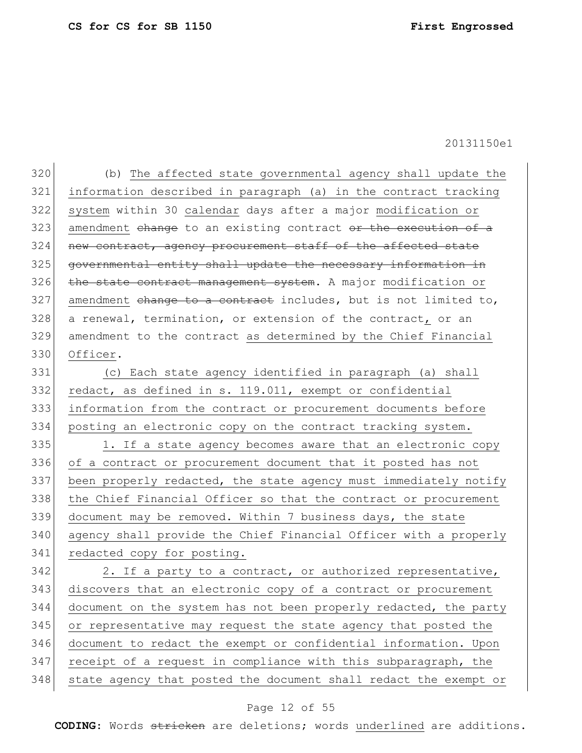(b) The affected state governmental agency shall update the information described in paragraph (a) in the contract tracking system within 30 calendar days after a major modification or amendment ~~change~~ to an existing contract ~~or the execution of a new contract, agency procurement staff of the affected state governmental entity shall update the necessary information in the state contract management system~~. A major modification or amendment ~~change to a contract~~ includes, but is not limited to, a renewal, termination, or extension of the contract, or an amendment to the contract as determined by the Chief Financial Officer.

(c) Each state agency identified in paragraph (a) shall redact, as defined in s. 119.011, exempt or confidential information from the contract or procurement documents before posting an electronic copy on the contract tracking system.

1. If a state agency becomes aware that an electronic copy of a contract or procurement document that it posted has not been properly redacted, the state agency must immediately notify the Chief Financial Officer so that the contract or procurement document may be removed. Within 7 business days, the state agency shall provide the Chief Financial Officer with a properly redacted copy for posting.

2. If a party to a contract, or authorized representative, discovers that an electronic copy of a contract or procurement document on the system has not been properly redacted, the party or representative may request the state agency that posted the document to redact the exempt or confidential information. Upon receipt of a request in compliance with this subparagraph, the state agency that posted the document shall redact the exempt or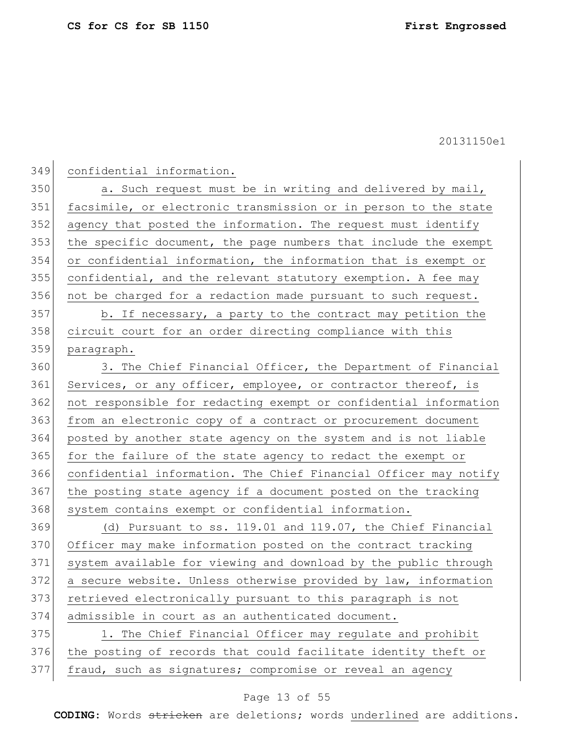confidential information.

a. Such request must be in writing and delivered by mail, facsimile, or electronic transmission or in person to the state agency that posted the information. The request must identify the specific document, the page numbers that include the exempt or confidential information, the information that is exempt or confidential, and the relevant statutory exemption. A fee may not be charged for a redaction made pursuant to such request.

b. If necessary, a party to the contract may petition the circuit court for an order directing compliance with this paragraph.

3. The Chief Financial Officer, the Department of Financial Services, or any officer, employee, or contractor thereof, is not responsible for redacting exempt or confidential information from an electronic copy of a contract or procurement document posted by another state agency on the system and is not liable for the failure of the state agency to redact the exempt or confidential information. The Chief Financial Officer may notify the posting state agency if a document posted on the tracking system contains exempt or confidential information.

(d) Pursuant to ss. 119.01 and 119.07, the Chief Financial Officer may make information posted on the contract tracking system available for viewing and download by the public through a secure website. Unless otherwise provided by law, information retrieved electronically pursuant to this paragraph is not admissible in court as an authenticated document.

1. The Chief Financial Officer may regulate and prohibit the posting of records that could facilitate identity theft or fraud, such as signatures; compromise or reveal an agency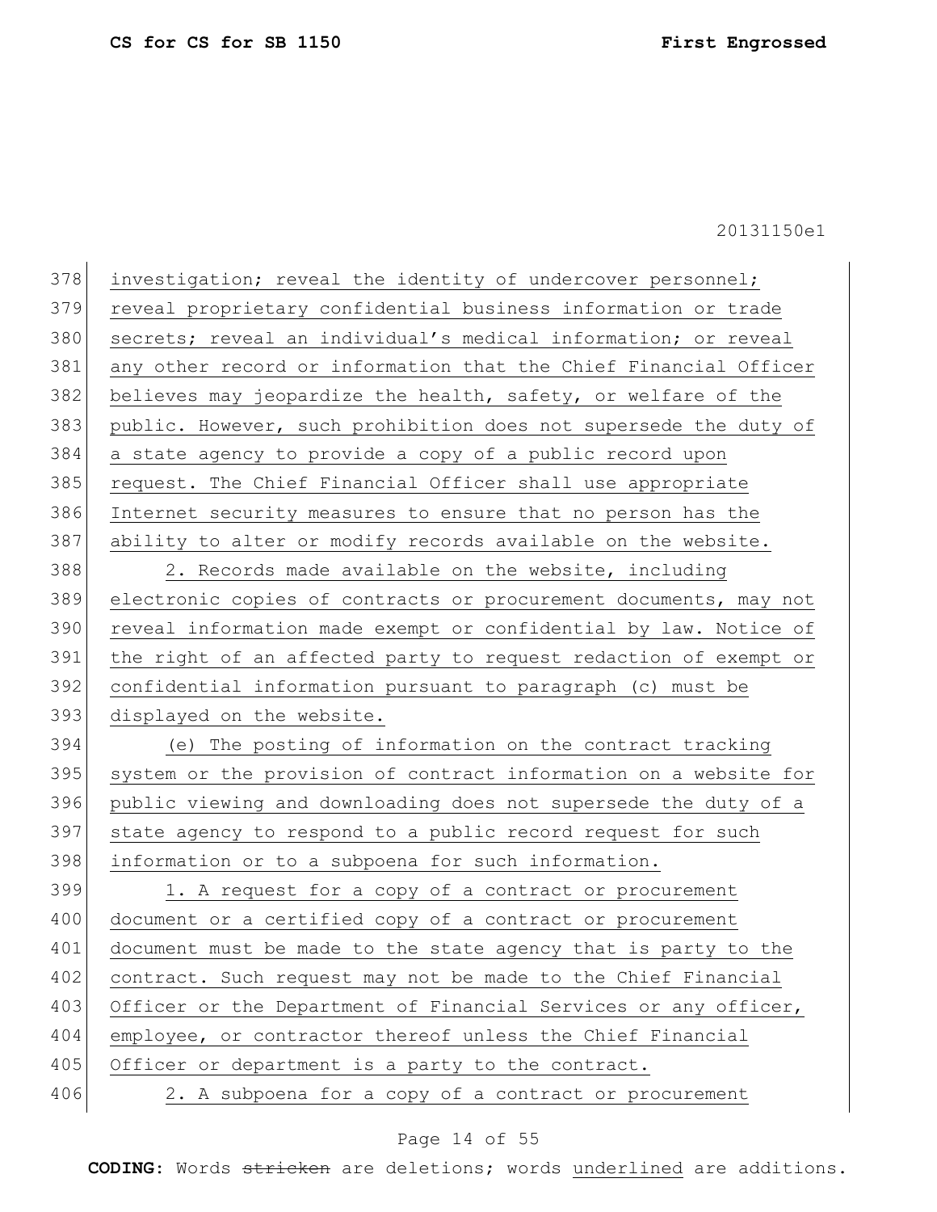investigation; reveal the identity of undercover personnel; reveal proprietary confidential business information or trade secrets; reveal an individual's medical information; or reveal any other record or information that the Chief Financial Officer believes may jeopardize the health, safety, or welfare of the public. However, such prohibition does not supersede the duty of a state agency to provide a copy of a public record upon request. The Chief Financial Officer shall use appropriate Internet security measures to ensure that no person has the ability to alter or modify records available on the website.

2. Records made available on the website, including electronic copies of contracts or procurement documents, may not reveal information made exempt or confidential by law. Notice of the right of an affected party to request redaction of exempt or confidential information pursuant to paragraph (c) must be displayed on the website.

(e) The posting of information on the contract tracking system or the provision of contract information on a website for public viewing and downloading does not supersede the duty of a state agency to respond to a public record request for such information or to a subpoena for such information.

1. A request for a copy of a contract or procurement document or a certified copy of a contract or procurement document must be made to the state agency that is party to the contract. Such request may not be made to the Chief Financial Officer or the Department of Financial Services or any officer, employee, or contractor thereof unless the Chief Financial Officer or department is a party to the contract.

2. A subpoena for a copy of a contract or procurement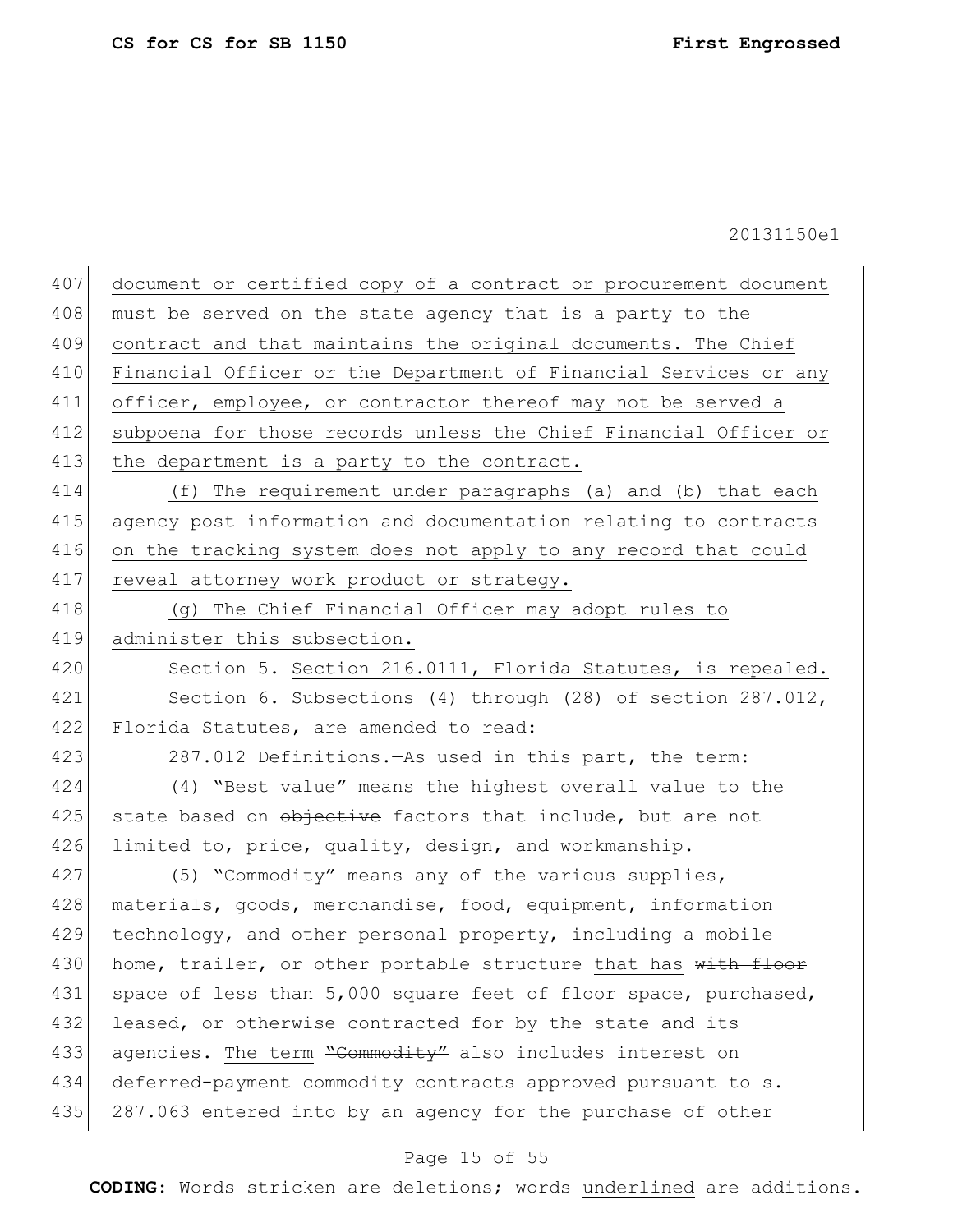document or certified copy of a contract or procurement document must be served on the state agency that is a party to the contract and that maintains the original documents. The Chief Financial Officer or the Department of Financial Services or any officer, employee, or contractor thereof may not be served a subpoena for those records unless the Chief Financial Officer or the department is a party to the contract.

(f) The requirement under paragraphs (a) and (b) that each agency post information and documentation relating to contracts on the tracking system does not apply to any record that could reveal attorney work product or strategy.

(g) The Chief Financial Officer may adopt rules to administer this subsection.

Section 5. Section 216.0111, Florida Statutes, is repealed.

Section 6. Subsections (4) through (28) of section 287.012, Florida Statutes, are amended to read:

287.012 Definitions.—As used in this part, the term:

(4) "Best value" means the highest overall value to the state based on ~~objective~~ factors that include, but are not limited to, price, quality, design, and workmanship.

(5) "Commodity" means any of the various supplies, materials, goods, merchandise, food, equipment, information technology, and other personal property, including a mobile home, trailer, or other portable structure that has ~~with floor space of~~ less than 5,000 square feet of floor space, purchased, leased, or otherwise contracted for by the state and its agencies. The term ~~"Commodity"~~ also includes interest on deferred-payment commodity contracts approved pursuant to s. 287.063 entered into by an agency for the purchase of other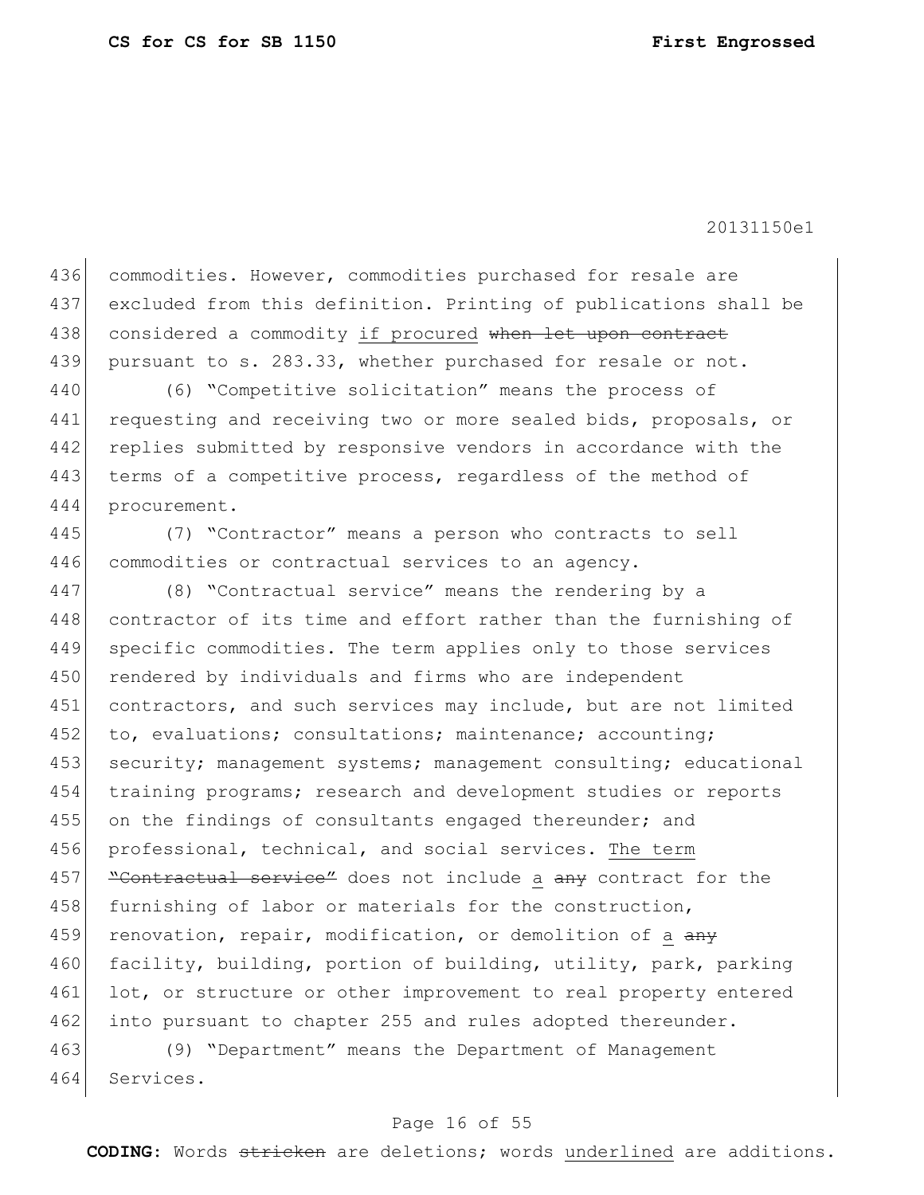commodities. However, commodities purchased for resale are excluded from this definition. Printing of publications shall be considered a commodity <u>if procured</u> ~~when let upon contract~~ pursuant to s. 283.33, whether purchased for resale or not.

(6) "Competitive solicitation" means the process of requesting and receiving two or more sealed bids, proposals, or replies submitted by responsive vendors in accordance with the terms of a competitive process, regardless of the method of procurement.

(7) "Contractor" means a person who contracts to sell commodities or contractual services to an agency.

(8) "Contractual service" means the rendering by a contractor of its time and effort rather than the furnishing of specific commodities. The term applies only to those services rendered by individuals and firms who are independent contractors, and such services may include, but are not limited to, evaluations; consultations; maintenance; accounting; security; management systems; management consulting; educational training programs; research and development studies or reports on the findings of consultants engaged thereunder; and professional, technical, and social services. <u>The term</u> ~~"Contractual service"~~ does not include <u>a</u> ~~any~~ contract for the furnishing of labor or materials for the construction, renovation, repair, modification, or demolition of <u>a</u> ~~any~~ facility, building, portion of building, utility, park, parking lot, or structure or other improvement to real property entered into pursuant to chapter 255 and rules adopted thereunder.

(9) "Department" means the Department of Management Services.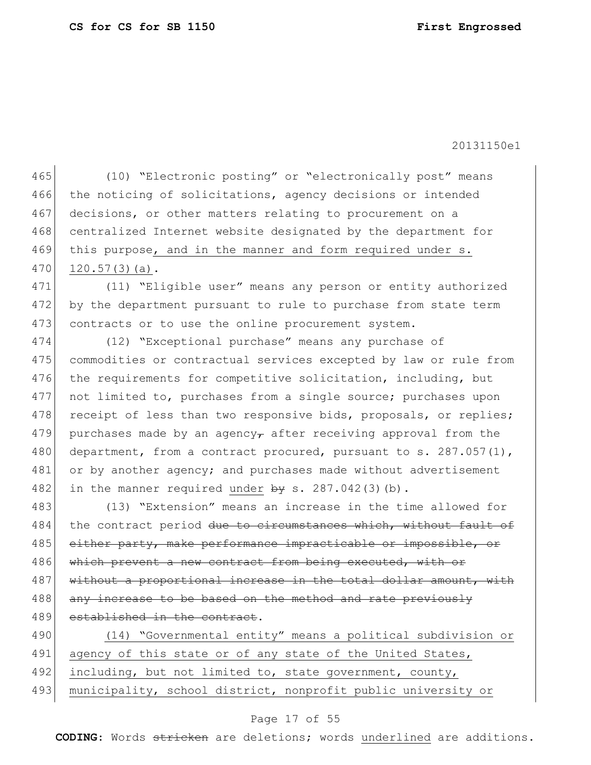(10) “Electronic posting” or “electronically post” means the noticing of solicitations, agency decisions or intended decisions, or other matters relating to procurement on a centralized Internet website designated by the department for this purpose<u>, and in the manner and form required under s. 120.57(3)(a)</u>.

(11) “Eligible user” means any person or entity authorized by the department pursuant to rule to purchase from state term contracts or to use the online procurement system.

(12) “Exceptional purchase” means any purchase of commodities or contractual services excepted by law or rule from the requirements for competitive solicitation, including, but not limited to, purchases from a single source; purchases upon receipt of less than two responsive bids, proposals, or replies; purchases made by an agency~~,~~ after receiving approval from the department, from a contract procured, pursuant to s. 287.057(1), or by another agency; and purchases made without advertisement in the manner required <u>under</u> ~~by~~ s. 287.042(3)(b).

(13) “Extension” means an increase in the time allowed for the contract period ~~due to circumstances which, without fault of either party, make performance impracticable or impossible, or which prevent a new contract from being executed, with or without a proportional increase in the total dollar amount, with any increase to be based on the method and rate previously established in the contract~~.

<u>(14) “Governmental entity” means a political subdivision or agency of this state or of any state of the United States, including, but not limited to, state government, county, municipality, school district, nonprofit public university or</u>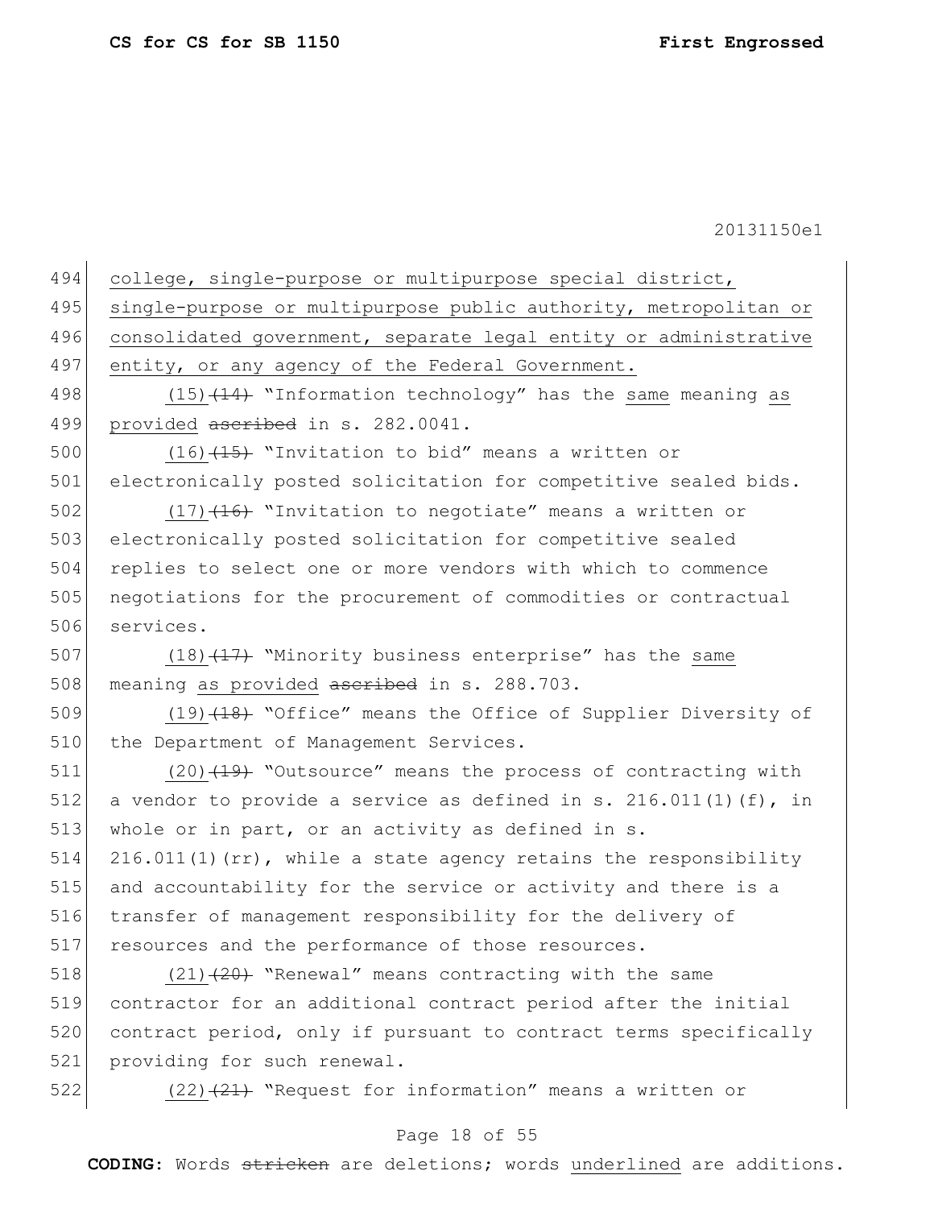college, single-purpose or multipurpose special district, single-purpose or multipurpose public authority, metropolitan or consolidated government, separate legal entity or administrative entity, or any agency of the Federal Government.

(15) ~~(14)~~ "Information technology" has the same meaning as provided ~~ascribed~~ in s. 282.0041.

(16) ~~(15)~~ "Invitation to bid" means a written or electronically posted solicitation for competitive sealed bids.

(17) ~~(16)~~ "Invitation to negotiate" means a written or electronically posted solicitation for competitive sealed replies to select one or more vendors with which to commence negotiations for the procurement of commodities or contractual services.

(18) ~~(17)~~ "Minority business enterprise" has the same meaning as provided ~~ascribed~~ in s. 288.703.

(19) ~~(18)~~ "Office" means the Office of Supplier Diversity of the Department of Management Services.

(20) ~~(19)~~ "Outsource" means the process of contracting with a vendor to provide a service as defined in s. 216.011(1)(f), in whole or in part, or an activity as defined in s. 216.011(1)(rr), while a state agency retains the responsibility and accountability for the service or activity and there is a transfer of management responsibility for the delivery of resources and the performance of those resources.

(21) ~~(20)~~ "Renewal" means contracting with the same contractor for an additional contract period after the initial contract period, only if pursuant to contract terms specifically providing for such renewal.

(22) ~~(21)~~ "Request for information" means a written or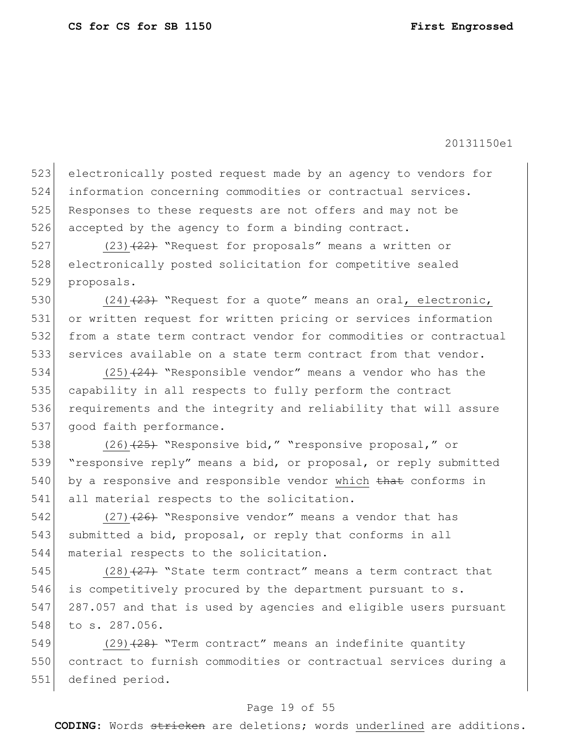electronically posted request made by an agency to vendors for information concerning commodities or contractual services. Responses to these requests are not offers and may not be accepted by the agency to form a binding contract.

(23)~~(22)~~ "Request for proposals" means a written or electronically posted solicitation for competitive sealed proposals.

(24)~~(23)~~ "Request for a quote" means an oral, electronic, or written request for written pricing or services information from a state term contract vendor for commodities or contractual services available on a state term contract from that vendor.

(25)~~(24)~~ "Responsible vendor" means a vendor who has the capability in all respects to fully perform the contract requirements and the integrity and reliability that will assure good faith performance.

(26)~~(25)~~ "Responsive bid," "responsive proposal," or "responsive reply" means a bid, or proposal, or reply submitted by a responsive and responsible vendor which ~~that~~ conforms in all material respects to the solicitation.

(27)~~(26)~~ "Responsive vendor" means a vendor that has submitted a bid, proposal, or reply that conforms in all material respects to the solicitation.

(28)~~(27)~~ "State term contract" means a term contract that is competitively procured by the department pursuant to s. 287.057 and that is used by agencies and eligible users pursuant to s. 287.056.

(29)~~(28)~~ "Term contract" means an indefinite quantity contract to furnish commodities or contractual services during a defined period.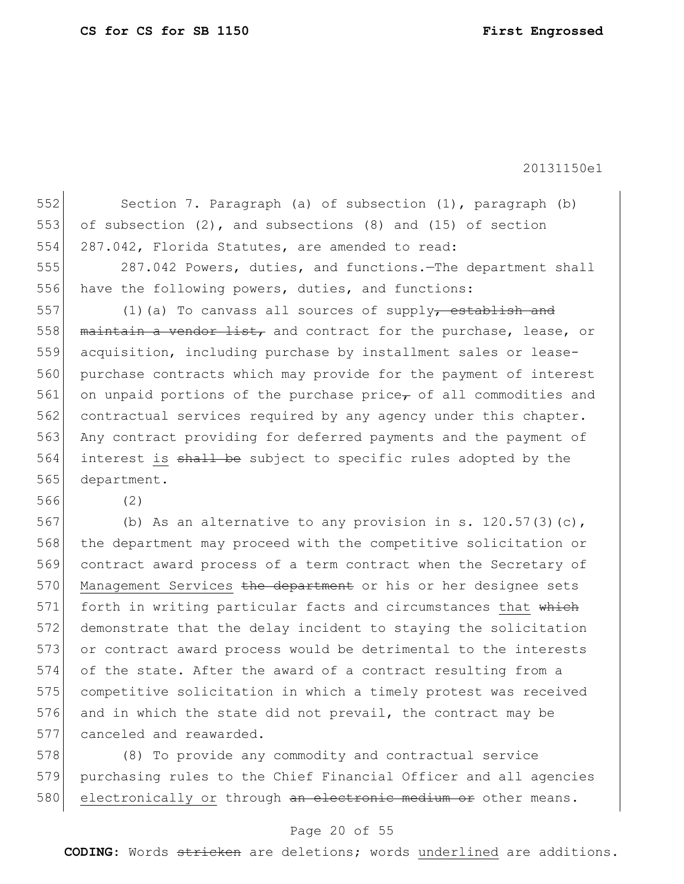Section 7. Paragraph (a) of subsection (1), paragraph (b) of subsection (2), and subsections (8) and (15) of section 287.042, Florida Statutes, are amended to read:

287.042 Powers, duties, and functions.—The department shall have the following powers, duties, and functions:

(1)(a) To canvass all sources of supply~~, establish and maintain a vendor list,~~ and contract for the purchase, lease, or acquisition, including purchase by installment sales or lease-purchase contracts which may provide for the payment of interest on unpaid portions of the purchase price~~,~~ of all commodities and contractual services required by any agency under this chapter. Any contract providing for deferred payments and the payment of interest <u>is</u> ~~shall be~~ subject to specific rules adopted by the department.

(2)

(b) As an alternative to any provision in s. 120.57(3)(c), the department may proceed with the competitive solicitation or contract award process of a term contract when the <u>Secretary of Management Services</u> ~~the department~~ or his or her designee sets forth in writing particular facts and circumstances <u>that</u> ~~which~~ demonstrate that the delay incident to staying the solicitation or contract award process would be detrimental to the interests of the state. After the award of a contract resulting from a competitive solicitation in which a timely protest was received and in which the state did not prevail, the contract may be canceled and reawarded.

(8) To provide any commodity and contractual service purchasing rules to the Chief Financial Officer and all agencies <u>electronically or</u> through ~~an electronic medium or~~ other means.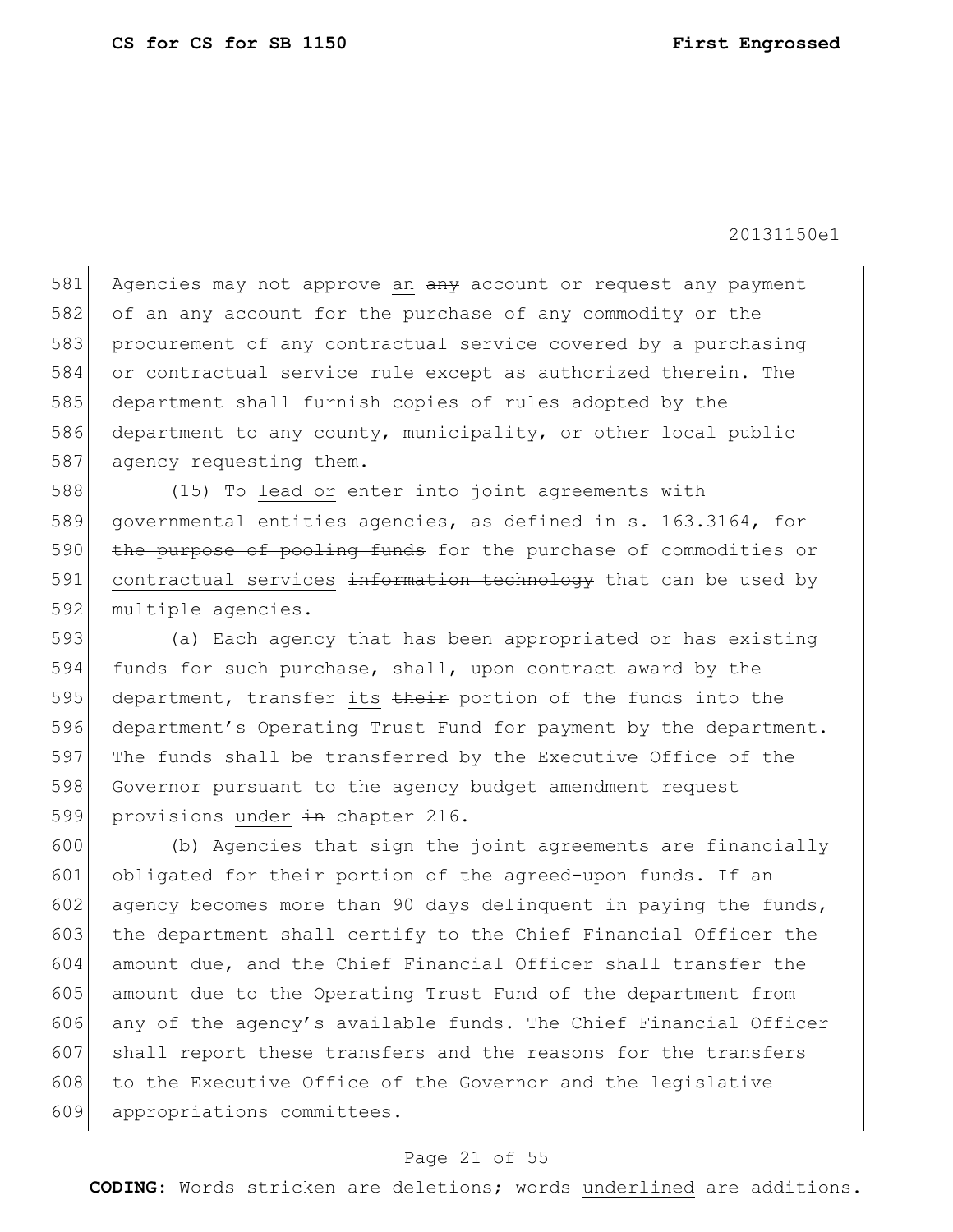Agencies may not approve <u>an</u> ~~any~~ account or request any payment of <u>an</u> ~~any~~ account for the purchase of any commodity or the procurement of any contractual service covered by a purchasing or contractual service rule except as authorized therein. The department shall furnish copies of rules adopted by the department to any county, municipality, or other local public agency requesting them.

(15) To <u>lead or</u> enter into joint agreements with governmental <u>entities</u> ~~agencies, as defined in s. 163.3164, for the purpose of pooling funds~~ for the purchase of commodities or <u>contractual services</u> ~~information technology~~ that can be used by multiple agencies.

(a) Each agency that has been appropriated or has existing funds for such purchase, shall, upon contract award by the department, transfer <u>its</u> ~~their~~ portion of the funds into the department's Operating Trust Fund for payment by the department. The funds shall be transferred by the Executive Office of the Governor pursuant to the agency budget amendment request provisions <u>under</u> ~~in~~ chapter 216.

(b) Agencies that sign the joint agreements are financially obligated for their portion of the agreed-upon funds. If an agency becomes more than 90 days delinquent in paying the funds, the department shall certify to the Chief Financial Officer the amount due, and the Chief Financial Officer shall transfer the amount due to the Operating Trust Fund of the department from any of the agency's available funds. The Chief Financial Officer shall report these transfers and the reasons for the transfers to the Executive Office of the Governor and the legislative appropriations committees.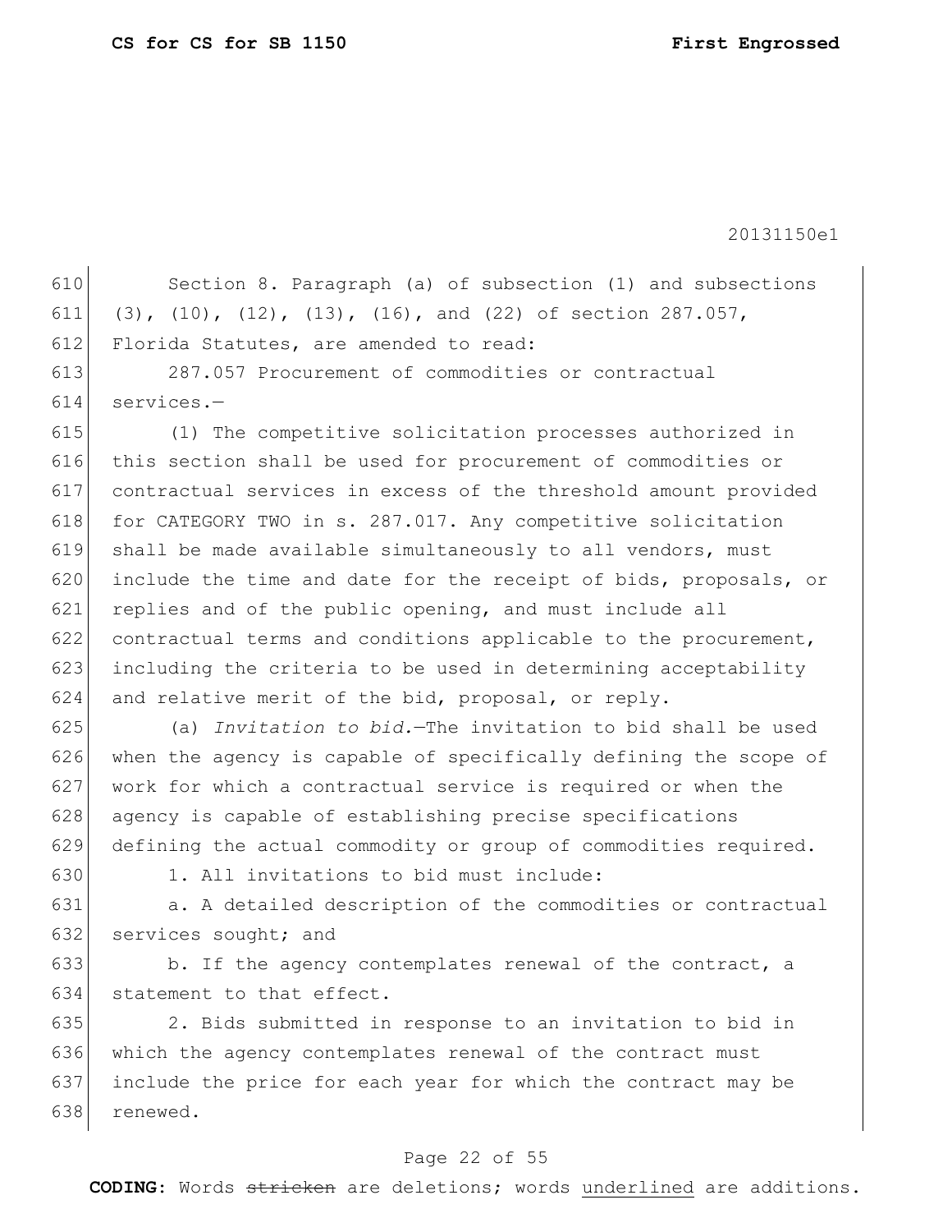Section 8. Paragraph (a) of subsection (1) and subsections (3), (10), (12), (13), (16), and (22) of section 287.057, Florida Statutes, are amended to read:

287.057 Procurement of commodities or contractual services.—

(1) The competitive solicitation processes authorized in this section shall be used for procurement of commodities or contractual services in excess of the threshold amount provided for CATEGORY TWO in s. 287.017. Any competitive solicitation shall be made available simultaneously to all vendors, must include the time and date for the receipt of bids, proposals, or replies and of the public opening, and must include all contractual terms and conditions applicable to the procurement, including the criteria to be used in determining acceptability and relative merit of the bid, proposal, or reply.

(a) *Invitation to bid.*—The invitation to bid shall be used when the agency is capable of specifically defining the scope of work for which a contractual service is required or when the agency is capable of establishing precise specifications defining the actual commodity or group of commodities required.

1. All invitations to bid must include:

a. A detailed description of the commodities or contractual services sought; and

b. If the agency contemplates renewal of the contract, a statement to that effect.

2. Bids submitted in response to an invitation to bid in which the agency contemplates renewal of the contract must include the price for each year for which the contract may be renewed.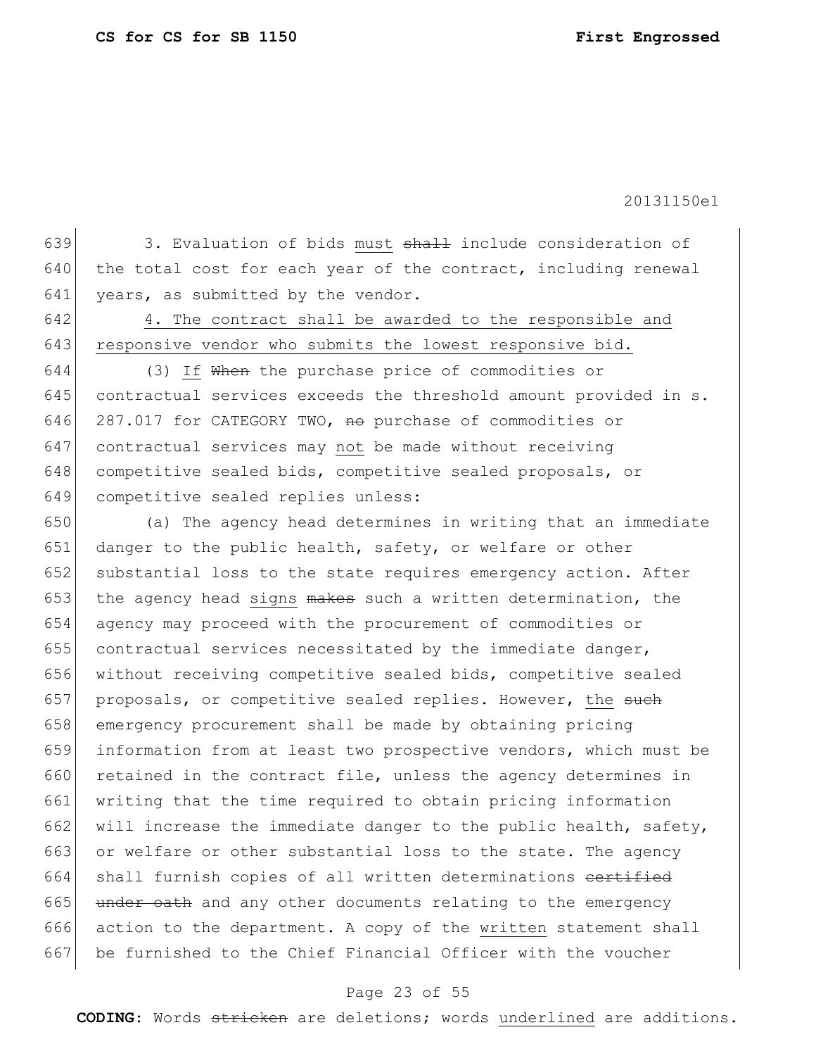639 3. Evaluation of bids must ~~shall~~ include consideration of
640 the total cost for each year of the contract, including renewal
641 years, as submitted by the vendor.
642 4. The contract shall be awarded to the responsible and
643 responsive vendor who submits the lowest responsive bid.
644 (3) If ~~When~~ the purchase price of commodities or
645 contractual services exceeds the threshold amount provided in s.
646 287.017 for CATEGORY TWO, ~~no~~ purchase of commodities or
647 contractual services may not be made without receiving
648 competitive sealed bids, competitive sealed proposals, or
649 competitive sealed replies unless:
650 (a) The agency head determines in writing that an immediate
651 danger to the public health, safety, or welfare or other
652 substantial loss to the state requires emergency action. After
653 the agency head signs ~~makes~~ such a written determination, the
654 agency may proceed with the procurement of commodities or
655 contractual services necessitated by the immediate danger,
656 without receiving competitive sealed bids, competitive sealed
657 proposals, or competitive sealed replies. However, the ~~such~~
658 emergency procurement shall be made by obtaining pricing
659 information from at least two prospective vendors, which must be
660 retained in the contract file, unless the agency determines in
661 writing that the time required to obtain pricing information
662 will increase the immediate danger to the public health, safety,
663 or welfare or other substantial loss to the state. The agency
664 shall furnish copies of all written determinations ~~certified~~
665 ~~under oath~~ and any other documents relating to the emergency
666 action to the department. A copy of the written statement shall
667 be furnished to the Chief Financial Officer with the voucher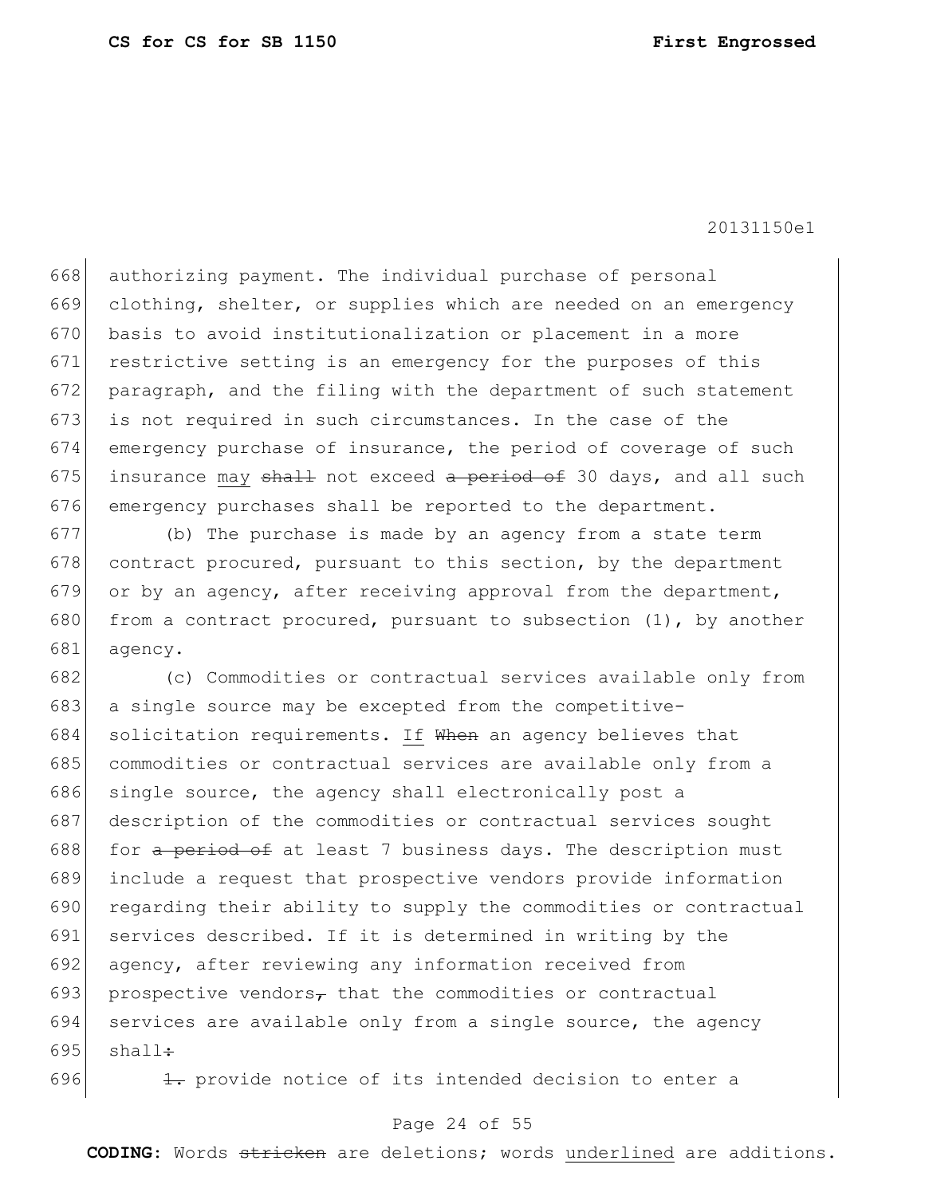authorizing payment. The individual purchase of personal clothing, shelter, or supplies which are needed on an emergency basis to avoid institutionalization or placement in a more restrictive setting is an emergency for the purposes of this paragraph, and the filing with the department of such statement is not required in such circumstances. In the case of the emergency purchase of insurance, the period of coverage of such insurance <u>may</u> ~~shall~~ not exceed ~~a period of~~ 30 days, and all such emergency purchases shall be reported to the department.

(b) The purchase is made by an agency from a state term contract procured, pursuant to this section, by the department or by an agency, after receiving approval from the department, from a contract procured, pursuant to subsection (1), by another agency.

(c) Commodities or contractual services available only from a single source may be excepted from the competitive-solicitation requirements. <u>If</u> ~~When~~ an agency believes that commodities or contractual services are available only from a single source, the agency shall electronically post a description of the commodities or contractual services sought for ~~a period of~~ at least 7 business days. The description must include a request that prospective vendors provide information regarding their ability to supply the commodities or contractual services described. If it is determined in writing by the agency, after reviewing any information received from prospective vendors~~,~~ that the commodities or contractual services are available only from a single source, the agency shall~~:~~

~~1.~~ provide notice of its intended decision to enter a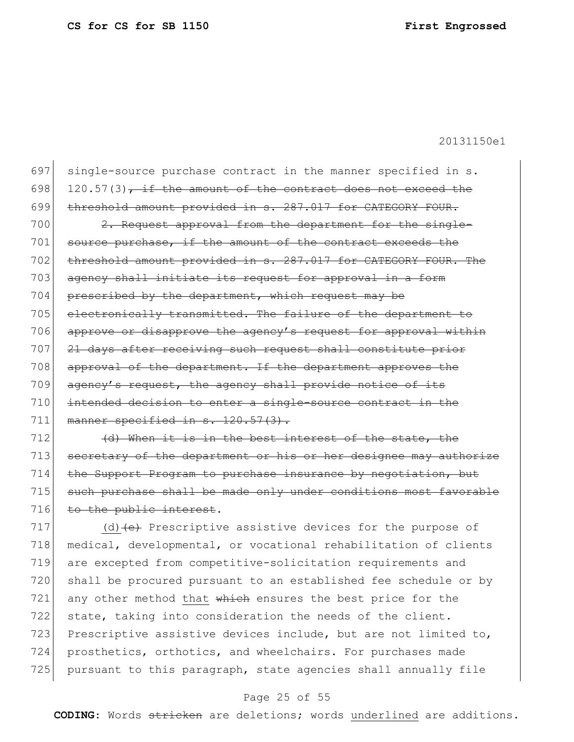697 single-source purchase contract in the manner specified in s.
698 120.57(3)~~, if the amount of the contract does not exceed the~~
699 ~~threshold amount provided in s. 287.017 for CATEGORY FOUR.~~

700 ~~2. Request approval from the department for the single-~~
701 ~~source purchase, if the amount of the contract exceeds the~~
702 ~~threshold amount provided in s. 287.017 for CATEGORY FOUR. The~~
703 ~~agency shall initiate its request for approval in a form~~
704 ~~prescribed by the department, which request may be~~
705 ~~electronically transmitted. The failure of the department to~~
706 ~~approve or disapprove the agency's request for approval within~~
707 ~~21 days after receiving such request shall constitute prior~~
708 ~~approval of the department. If the department approves the~~
709 ~~agency's request, the agency shall provide notice of its~~
710 ~~intended decision to enter a single-source contract in the~~
711 ~~manner specified in s. 120.57(3).~~

712 ~~(d) When it is in the best interest of the state, the~~
713 ~~secretary of the department or his or her designee may authorize~~
714 ~~the Support Program to purchase insurance by negotiation, but~~
715 ~~such purchase shall be made only under conditions most favorable~~
716 ~~to the public interest~~.

717 <u>(d)</u>~~(e)~~ Prescriptive assistive devices for the purpose of
718 medical, developmental, or vocational rehabilitation of clients
719 are excepted from competitive-solicitation requirements and
720 shall be procured pursuant to an established fee schedule or by
721 any other method <u>that</u> ~~which~~ ensures the best price for the
722 state, taking into consideration the needs of the client.
723 Prescriptive assistive devices include, but are not limited to,
724 prosthetics, orthotics, and wheelchairs. For purchases made
725 pursuant to this paragraph, state agencies shall annually file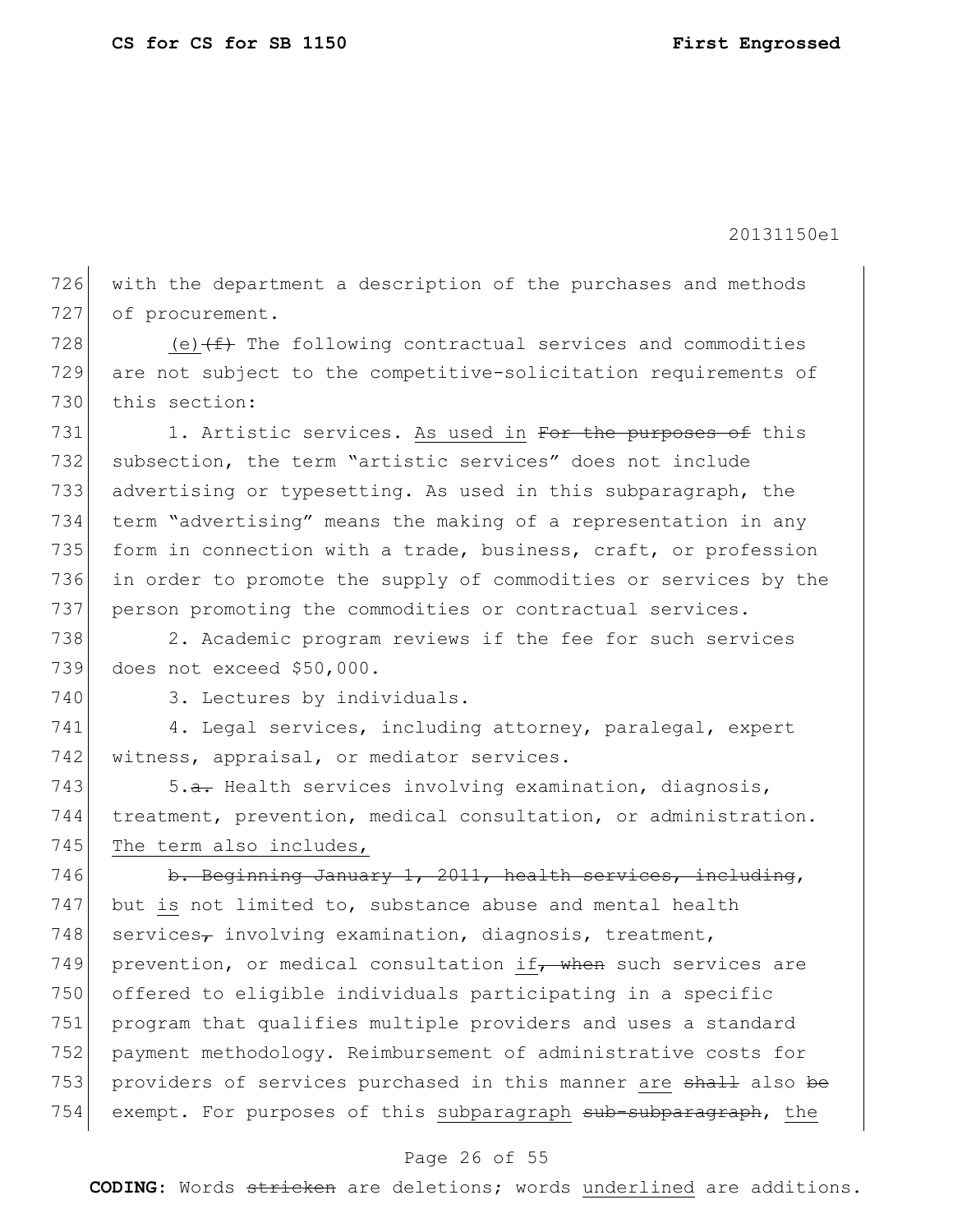726 with the department a description of the purchases and methods
727 of procurement.

728 (e)~~(f)~~ The following contractual services and commodities
729 are not subject to the competitive-solicitation requirements of
730 this section:

731 1. Artistic services. As used in ~~For the purposes of~~ this
732 subsection, the term "artistic services" does not include
733 advertising or typesetting. As used in this subparagraph, the
734 term "advertising" means the making of a representation in any
735 form in connection with a trade, business, craft, or profession
736 in order to promote the supply of commodities or services by the
737 person promoting the commodities or contractual services.

738 2. Academic program reviews if the fee for such services
739 does not exceed $50,000.

740 3. Lectures by individuals.

741 4. Legal services, including attorney, paralegal, expert
742 witness, appraisal, or mediator services.

743 5.~~a.~~ Health services involving examination, diagnosis,
744 treatment, prevention, medical consultation, or administration.
745 The term also includes,

746 ~~b. Beginning January 1, 2011, health services, including~~,
747 but is not limited to, substance abuse and mental health
748 services~~,~~ involving examination, diagnosis, treatment,
749 prevention, or medical consultation if~~, when~~ such services are
750 offered to eligible individuals participating in a specific
751 program that qualifies multiple providers and uses a standard
752 payment methodology. Reimbursement of administrative costs for
753 providers of services purchased in this manner are ~~shall~~ also ~~be~~
754 exempt. For purposes of this subparagraph ~~sub-subparagraph~~, the

**CODING:** Words ~~stricken~~ are deletions; words underlined are additions.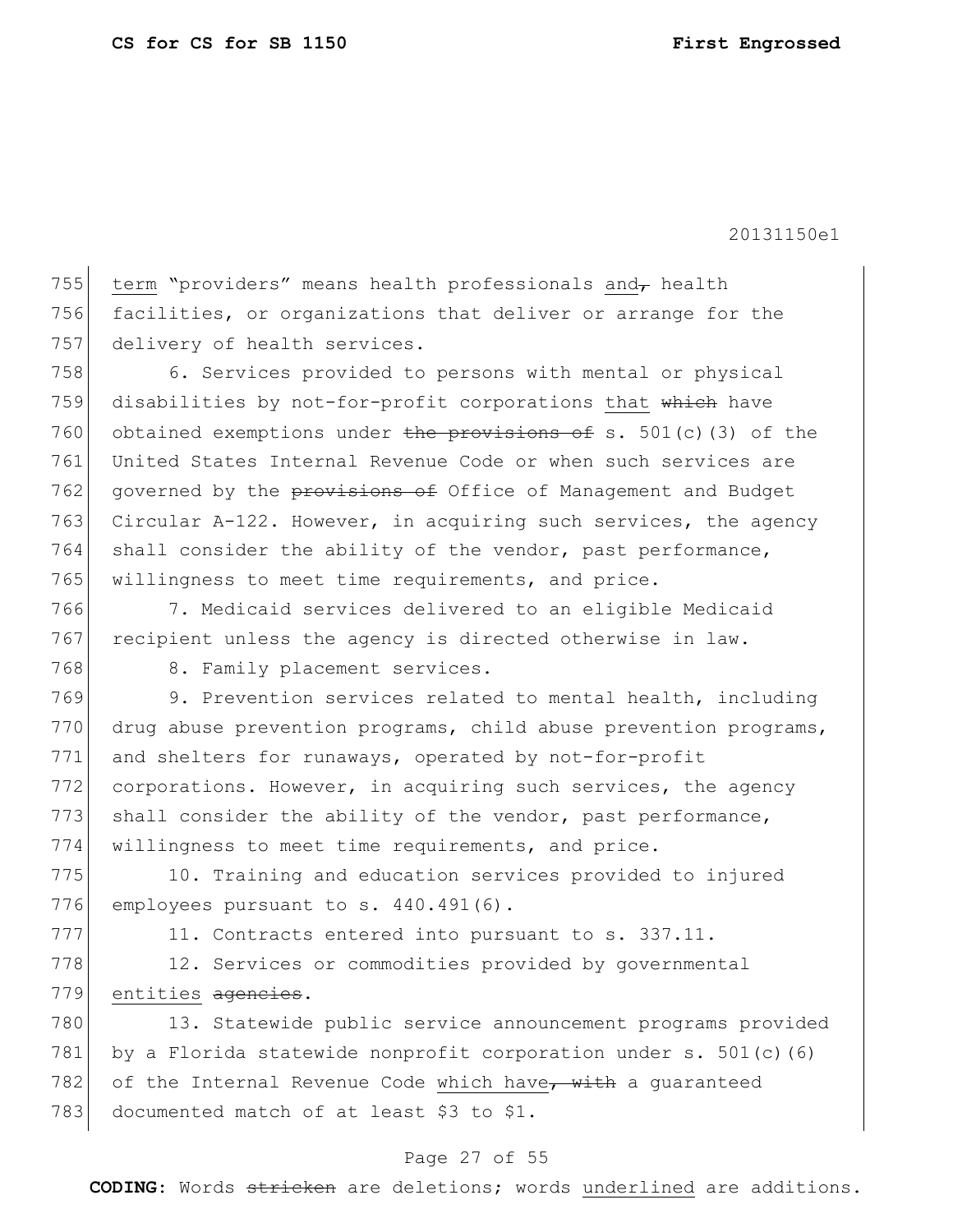term "providers" means health professionals and, health facilities, or organizations that deliver or arrange for the delivery of health services.

6. Services provided to persons with mental or physical disabilities by not-for-profit corporations that ~~which~~ have obtained exemptions under ~~the provisions of~~ s. 501(c)(3) of the United States Internal Revenue Code or when such services are governed by the ~~provisions of~~ Office of Management and Budget Circular A-122. However, in acquiring such services, the agency shall consider the ability of the vendor, past performance, willingness to meet time requirements, and price.

7. Medicaid services delivered to an eligible Medicaid recipient unless the agency is directed otherwise in law.

8. Family placement services.

9. Prevention services related to mental health, including drug abuse prevention programs, child abuse prevention programs, and shelters for runaways, operated by not-for-profit corporations. However, in acquiring such services, the agency shall consider the ability of the vendor, past performance, willingness to meet time requirements, and price.

10. Training and education services provided to injured employees pursuant to s. 440.491(6).

11. Contracts entered into pursuant to s. 337.11.

12. Services or commodities provided by governmental entities ~~agencies~~.

13. Statewide public service announcement programs provided by a Florida statewide nonprofit corporation under s. 501(c)(6) of the Internal Revenue Code which have~~, with~~ a guaranteed documented match of at least $3 to $1.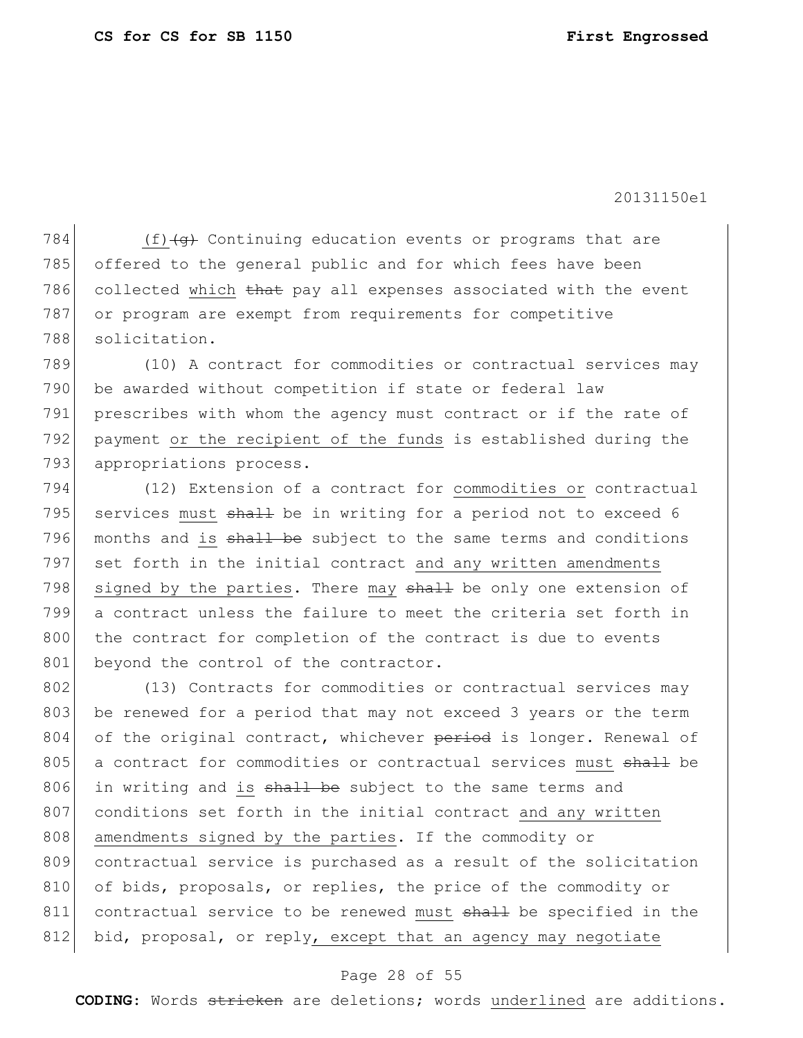(f) ~~(g)~~ Continuing education events or programs that are offered to the general public and for which fees have been collected <u>which</u> ~~that~~ pay all expenses associated with the event or program are exempt from requirements for competitive solicitation.

(10) A contract for commodities or contractual services may be awarded without competition if state or federal law prescribes with whom the agency must contract or if the rate of payment <u>or the recipient of the funds</u> is established during the appropriations process.

(12) Extension of a contract for <u>commodities or</u> contractual services <u>must</u> ~~shall~~ be in writing for a period not to exceed 6 months and <u>is</u> ~~shall be~~ subject to the same terms and conditions set forth in the initial contract <u>and any written amendments signed by the parties</u>. There <u>may</u> ~~shall~~ be only one extension of a contract unless the failure to meet the criteria set forth in the contract for completion of the contract is due to events beyond the control of the contractor.

(13) Contracts for commodities or contractual services may be renewed for a period that may not exceed 3 years or the term of the original contract, whichever ~~period~~ is longer. Renewal of a contract for commodities or contractual services <u>must</u> ~~shall~~ be in writing and <u>is</u> ~~shall be~~ subject to the same terms and conditions set forth in the initial contract <u>and any written amendments signed by the parties</u>. If the commodity or contractual service is purchased as a result of the solicitation of bids, proposals, or replies, the price of the commodity or contractual service to be renewed <u>must</u> ~~shall~~ be specified in the bid, proposal, or reply<u>, except that an agency may negotiate</u>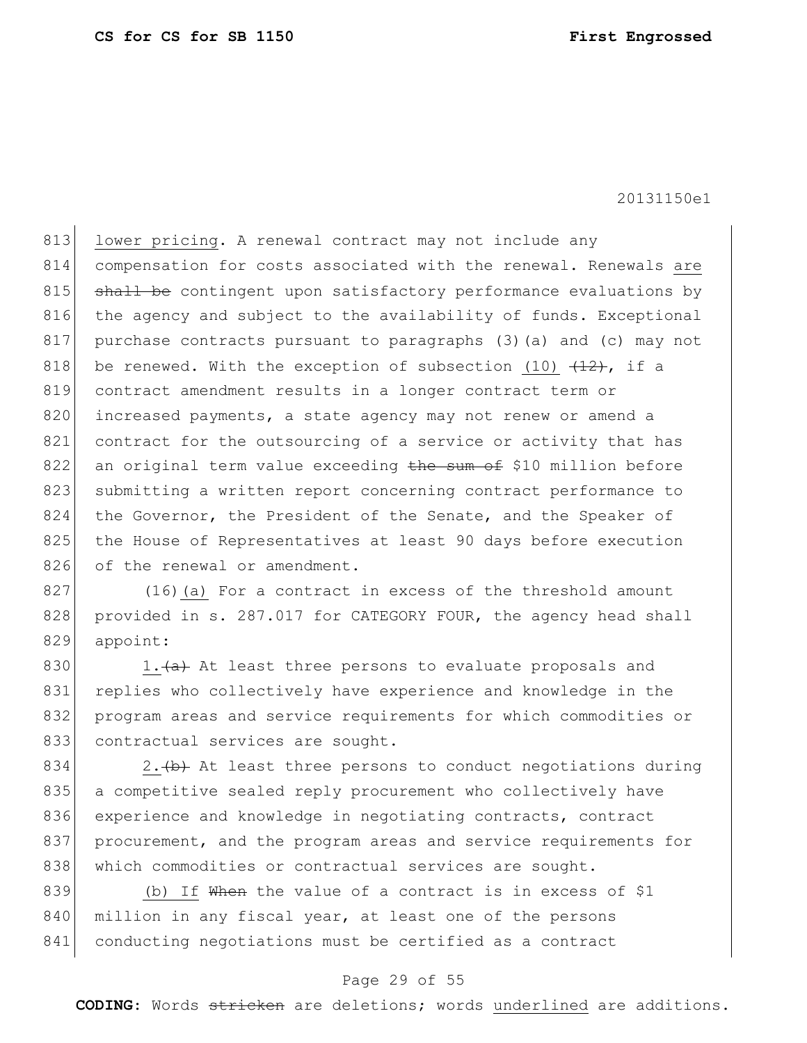lower pricing. A renewal contract may not include any compensation for costs associated with the renewal. Renewals are ~~shall be~~ contingent upon satisfactory performance evaluations by the agency and subject to the availability of funds. Exceptional purchase contracts pursuant to paragraphs (3)(a) and (c) may not be renewed. With the exception of subsection (10) ~~(12)~~, if a contract amendment results in a longer contract term or increased payments, a state agency may not renew or amend a contract for the outsourcing of a service or activity that has an original term value exceeding ~~the sum of~~ $10 million before submitting a written report concerning contract performance to the Governor, the President of the Senate, and the Speaker of the House of Representatives at least 90 days before execution of the renewal or amendment.

(16)(a) For a contract in excess of the threshold amount provided in s. 287.017 for CATEGORY FOUR, the agency head shall appoint:

1.~~(a)~~ At least three persons to evaluate proposals and replies who collectively have experience and knowledge in the program areas and service requirements for which commodities or contractual services are sought.

2.~~(b)~~ At least three persons to conduct negotiations during a competitive sealed reply procurement who collectively have experience and knowledge in negotiating contracts, contract procurement, and the program areas and service requirements for which commodities or contractual services are sought.

(b) If ~~When~~ the value of a contract is in excess of $1 million in any fiscal year, at least one of the persons conducting negotiations must be certified as a contract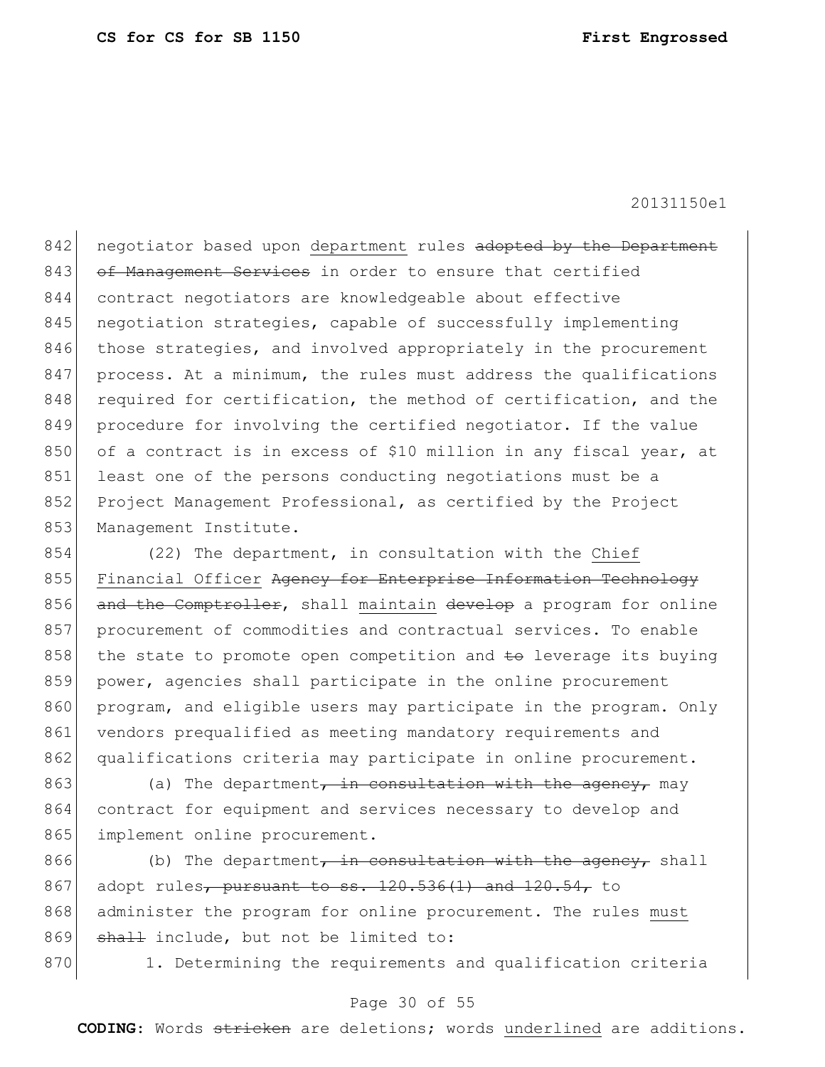negotiator based upon department rules ~~adopted by the Department of Management Services~~ in order to ensure that certified contract negotiators are knowledgeable about effective negotiation strategies, capable of successfully implementing those strategies, and involved appropriately in the procurement process. At a minimum, the rules must address the qualifications required for certification, the method of certification, and the procedure for involving the certified negotiator. If the value of a contract is in excess of $10 million in any fiscal year, at least one of the persons conducting negotiations must be a Project Management Professional, as certified by the Project Management Institute.

(22) The department, in consultation with the Chief Financial Officer ~~Agency for Enterprise Information Technology and the Comptroller~~, shall maintain ~~develop~~ a program for online procurement of commodities and contractual services. To enable the state to promote open competition and ~~to~~ leverage its buying power, agencies shall participate in the online procurement program, and eligible users may participate in the program. Only vendors prequalified as meeting mandatory requirements and qualifications criteria may participate in online procurement.

(a) The department~~, in consultation with the agency,~~ may contract for equipment and services necessary to develop and implement online procurement.

(b) The department~~, in consultation with the agency,~~ shall adopt rules~~, pursuant to ss. 120.536(1) and 120.54,~~ to administer the program for online procurement. The rules must ~~shall~~ include, but not be limited to:

1. Determining the requirements and qualification criteria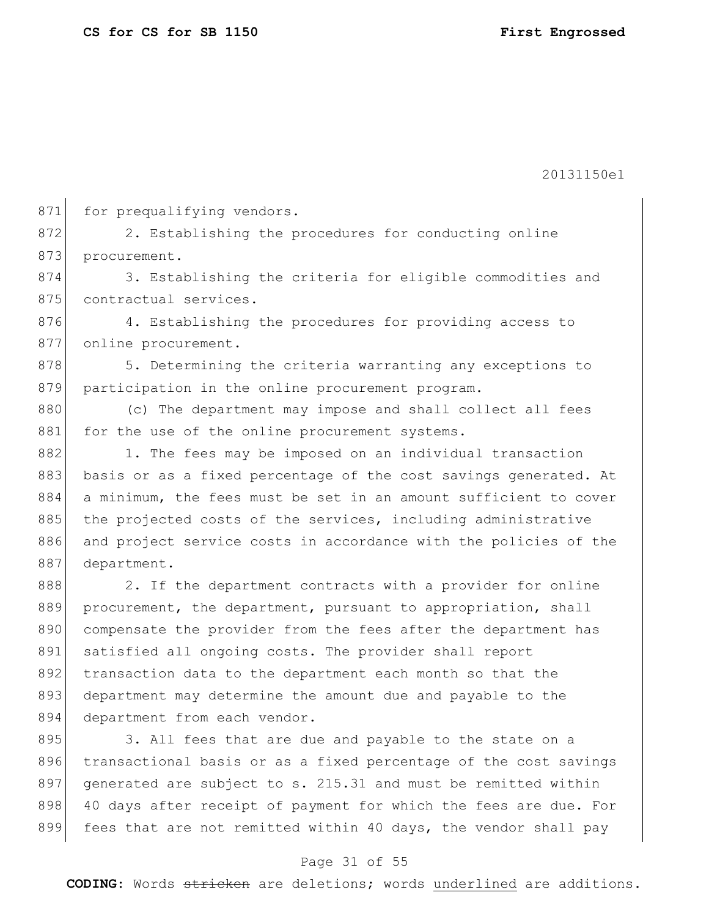for prequalifying vendors.

2. Establishing the procedures for conducting online procurement.

3. Establishing the criteria for eligible commodities and contractual services.

4. Establishing the procedures for providing access to online procurement.

5. Determining the criteria warranting any exceptions to participation in the online procurement program.

(c) The department may impose and shall collect all fees for the use of the online procurement systems.

1. The fees may be imposed on an individual transaction basis or as a fixed percentage of the cost savings generated. At a minimum, the fees must be set in an amount sufficient to cover the projected costs of the services, including administrative and project service costs in accordance with the policies of the department.

2. If the department contracts with a provider for online procurement, the department, pursuant to appropriation, shall compensate the provider from the fees after the department has satisfied all ongoing costs. The provider shall report transaction data to the department each month so that the department may determine the amount due and payable to the department from each vendor.

3. All fees that are due and payable to the state on a transactional basis or as a fixed percentage of the cost savings generated are subject to s. 215.31 and must be remitted within 40 days after receipt of payment for which the fees are due. For fees that are not remitted within 40 days, the vendor shall pay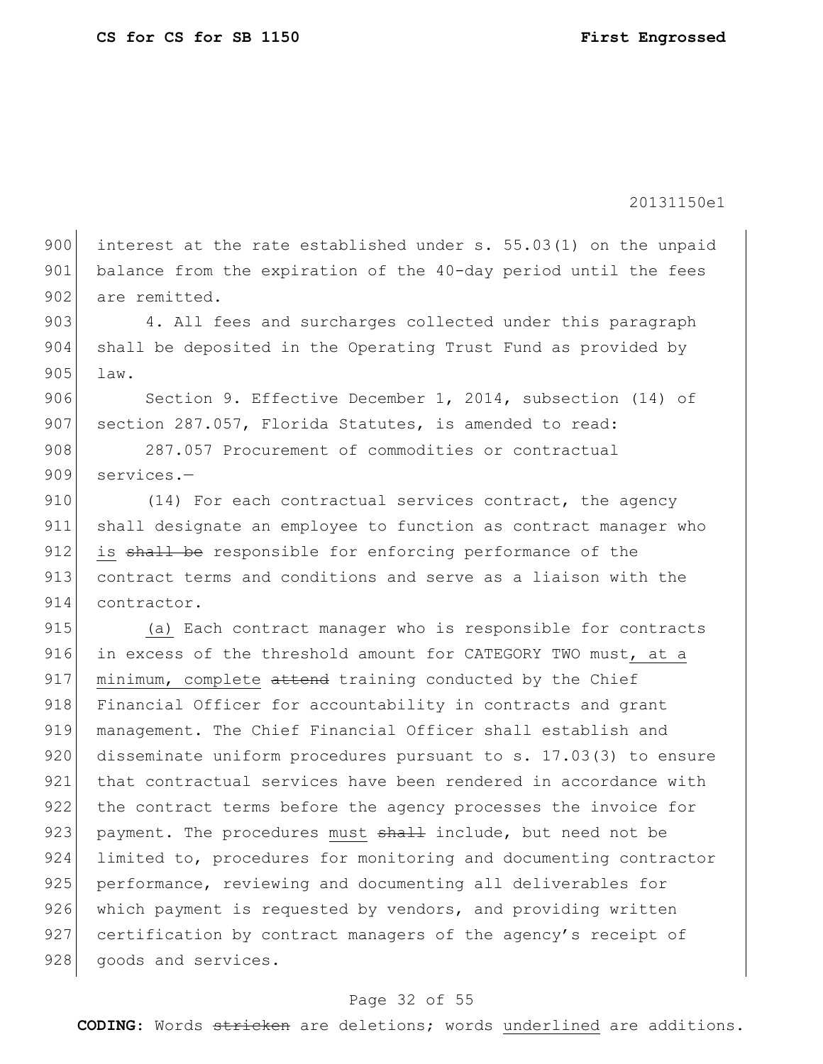interest at the rate established under s. 55.03(1) on the unpaid balance from the expiration of the 40-day period until the fees are remitted.

4. All fees and surcharges collected under this paragraph shall be deposited in the Operating Trust Fund as provided by law.

Section 9. Effective December 1, 2014, subsection (14) of section 287.057, Florida Statutes, is amended to read:

287.057 Procurement of commodities or contractual services.—

(14) For each contractual services contract, the agency shall designate an employee to function as contract manager who <u>is</u> ~~shall be~~ responsible for enforcing performance of the contract terms and conditions and serve as a liaison with the contractor.

<u>(a)</u> Each contract manager who is responsible for contracts in excess of the threshold amount for CATEGORY TWO must<u>, at a minimum, complete</u> ~~attend~~ training conducted by the Chief Financial Officer for accountability in contracts and grant management. The Chief Financial Officer shall establish and disseminate uniform procedures pursuant to s. 17.03(3) to ensure that contractual services have been rendered in accordance with the contract terms before the agency processes the invoice for payment. The procedures <u>must</u> ~~shall~~ include, but need not be limited to, procedures for monitoring and documenting contractor performance, reviewing and documenting all deliverables for which payment is requested by vendors, and providing written certification by contract managers of the agency's receipt of goods and services.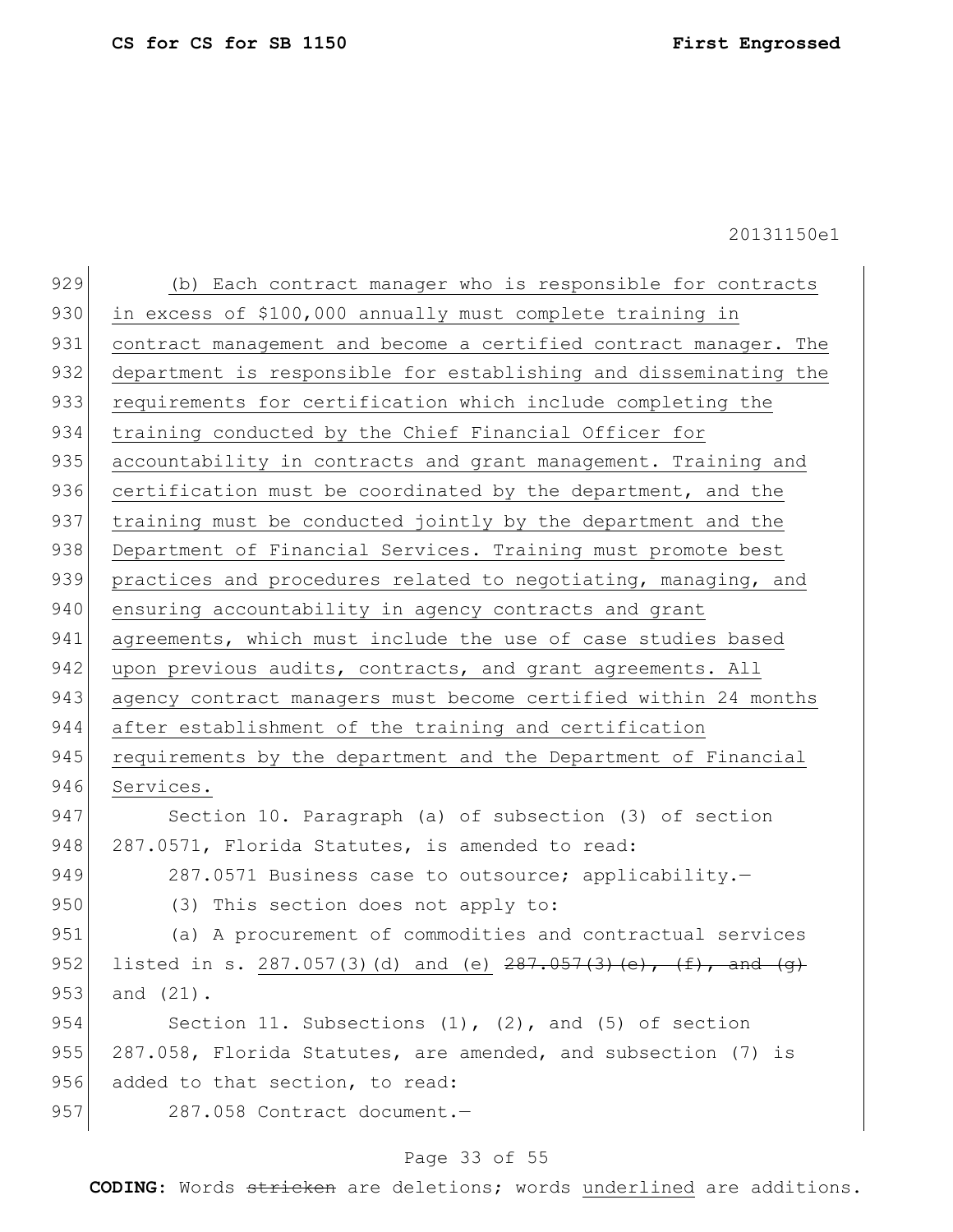(b) Each contract manager who is responsible for contracts in excess of $100,000 annually must complete training in contract management and become a certified contract manager. The department is responsible for establishing and disseminating the requirements for certification which include completing the training conducted by the Chief Financial Officer for accountability in contracts and grant management. Training and certification must be coordinated by the department, and the training must be conducted jointly by the department and the Department of Financial Services. Training must promote best practices and procedures related to negotiating, managing, and ensuring accountability in agency contracts and grant agreements, which must include the use of case studies based upon previous audits, contracts, and grant agreements. All agency contract managers must become certified within 24 months after establishment of the training and certification requirements by the department and the Department of Financial Services.

Section 10. Paragraph (a) of subsection (3) of section 287.0571, Florida Statutes, is amended to read:

287.0571 Business case to outsource; applicability.—

(3) This section does not apply to:

(a) A procurement of commodities and contractual services listed in s. 287.057(3)(d) and (e) ~~287.057(3)(e), (f), and (g)~~ and (21).

Section 11. Subsections (1), (2), and (5) of section 287.058, Florida Statutes, are amended, and subsection (7) is added to that section, to read:

287.058 Contract document.—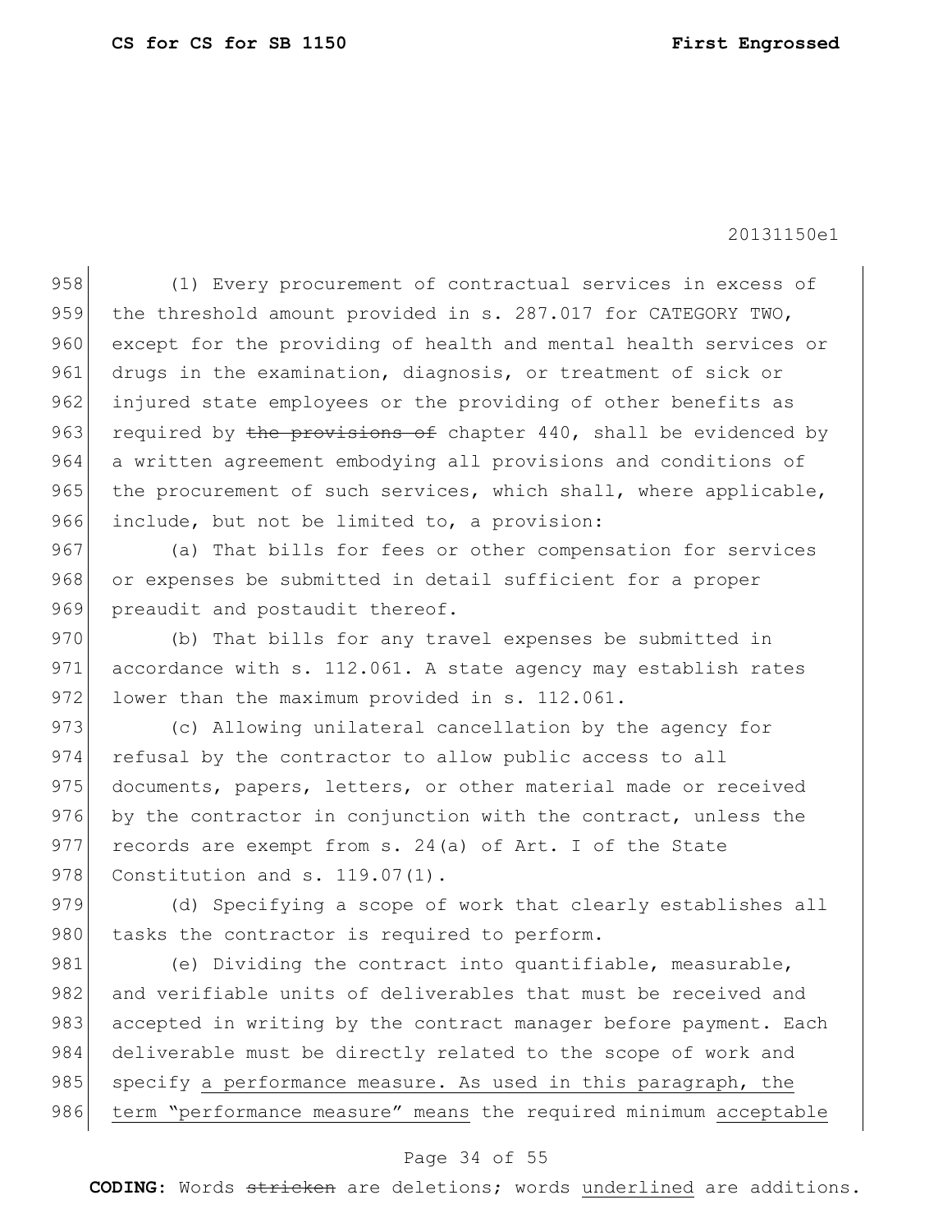(1) Every procurement of contractual services in excess of the threshold amount provided in s. 287.017 for CATEGORY TWO, except for the providing of health and mental health services or drugs in the examination, diagnosis, or treatment of sick or injured state employees or the providing of other benefits as required by ~~the provisions of~~ chapter 440, shall be evidenced by a written agreement embodying all provisions and conditions of the procurement of such services, which shall, where applicable, include, but not be limited to, a provision:

(a) That bills for fees or other compensation for services or expenses be submitted in detail sufficient for a proper preaudit and postaudit thereof.

(b) That bills for any travel expenses be submitted in accordance with s. 112.061. A state agency may establish rates lower than the maximum provided in s. 112.061.

(c) Allowing unilateral cancellation by the agency for refusal by the contractor to allow public access to all documents, papers, letters, or other material made or received by the contractor in conjunction with the contract, unless the records are exempt from s. 24(a) of Art. I of the State Constitution and s. 119.07(1).

(d) Specifying a scope of work that clearly establishes all tasks the contractor is required to perform.

(e) Dividing the contract into quantifiable, measurable, and verifiable units of deliverables that must be received and accepted in writing by the contract manager before payment. Each deliverable must be directly related to the scope of work and specify <u>a performance measure. As used in this paragraph, the term "performance measure" means</u> the required minimum <u>acceptable</u>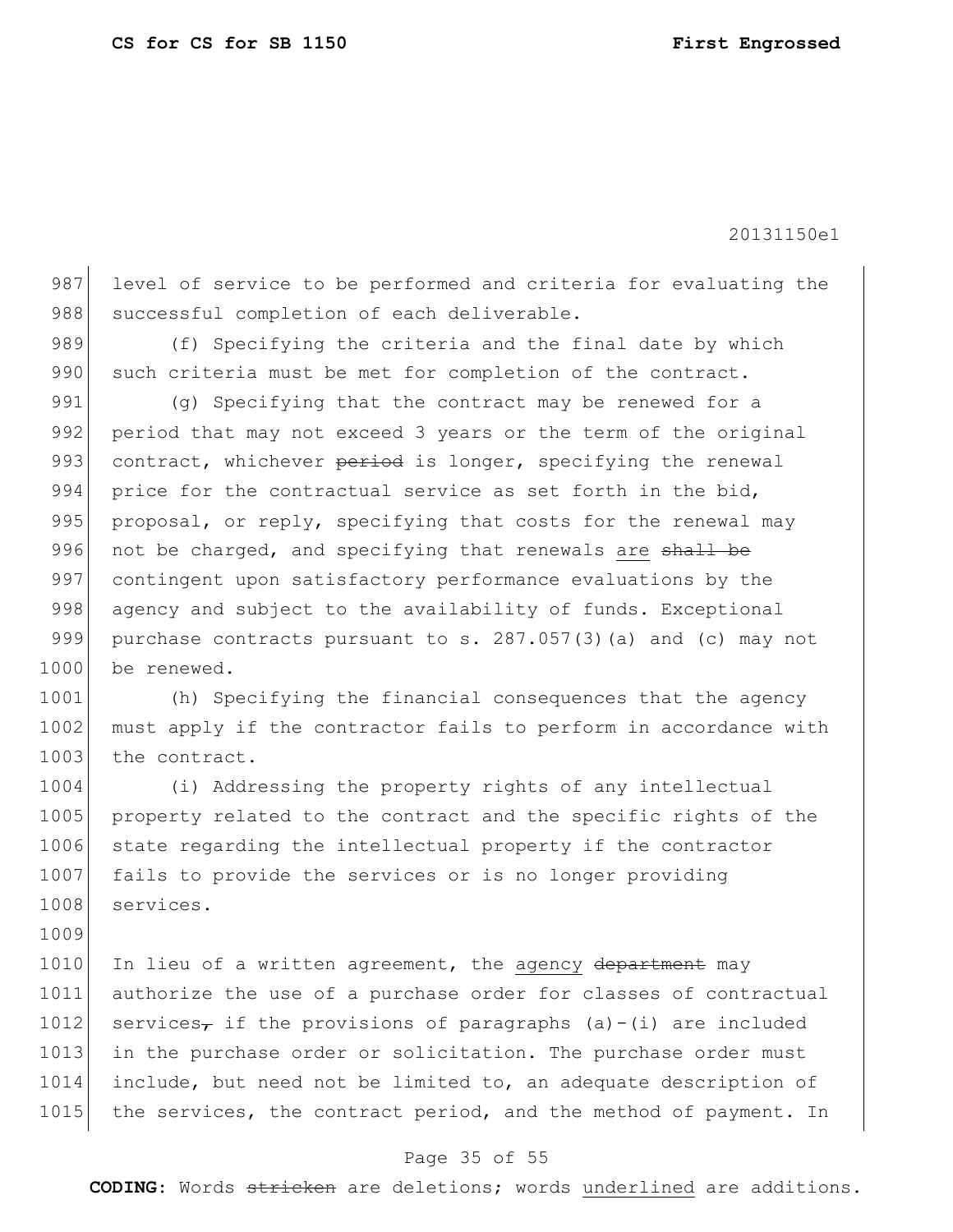level of service to be performed and criteria for evaluating the successful completion of each deliverable.

(f) Specifying the criteria and the final date by which such criteria must be met for completion of the contract.

(g) Specifying that the contract may be renewed for a period that may not exceed 3 years or the term of the original contract, whichever ~~period~~ is longer, specifying the renewal price for the contractual service as set forth in the bid, proposal, or reply, specifying that costs for the renewal may not be charged, and specifying that renewals <u>are</u> ~~shall be~~ contingent upon satisfactory performance evaluations by the agency and subject to the availability of funds. Exceptional purchase contracts pursuant to s. 287.057(3)(a) and (c) may not be renewed.

(h) Specifying the financial consequences that the agency must apply if the contractor fails to perform in accordance with the contract.

(i) Addressing the property rights of any intellectual property related to the contract and the specific rights of the state regarding the intellectual property if the contractor fails to provide the services or is no longer providing services.

In lieu of a written agreement, the <u>agency</u> ~~department~~ may authorize the use of a purchase order for classes of contractual services~~,~~ if the provisions of paragraphs (a)-(i) are included in the purchase order or solicitation. The purchase order must include, but need not be limited to, an adequate description of the services, the contract period, and the method of payment. In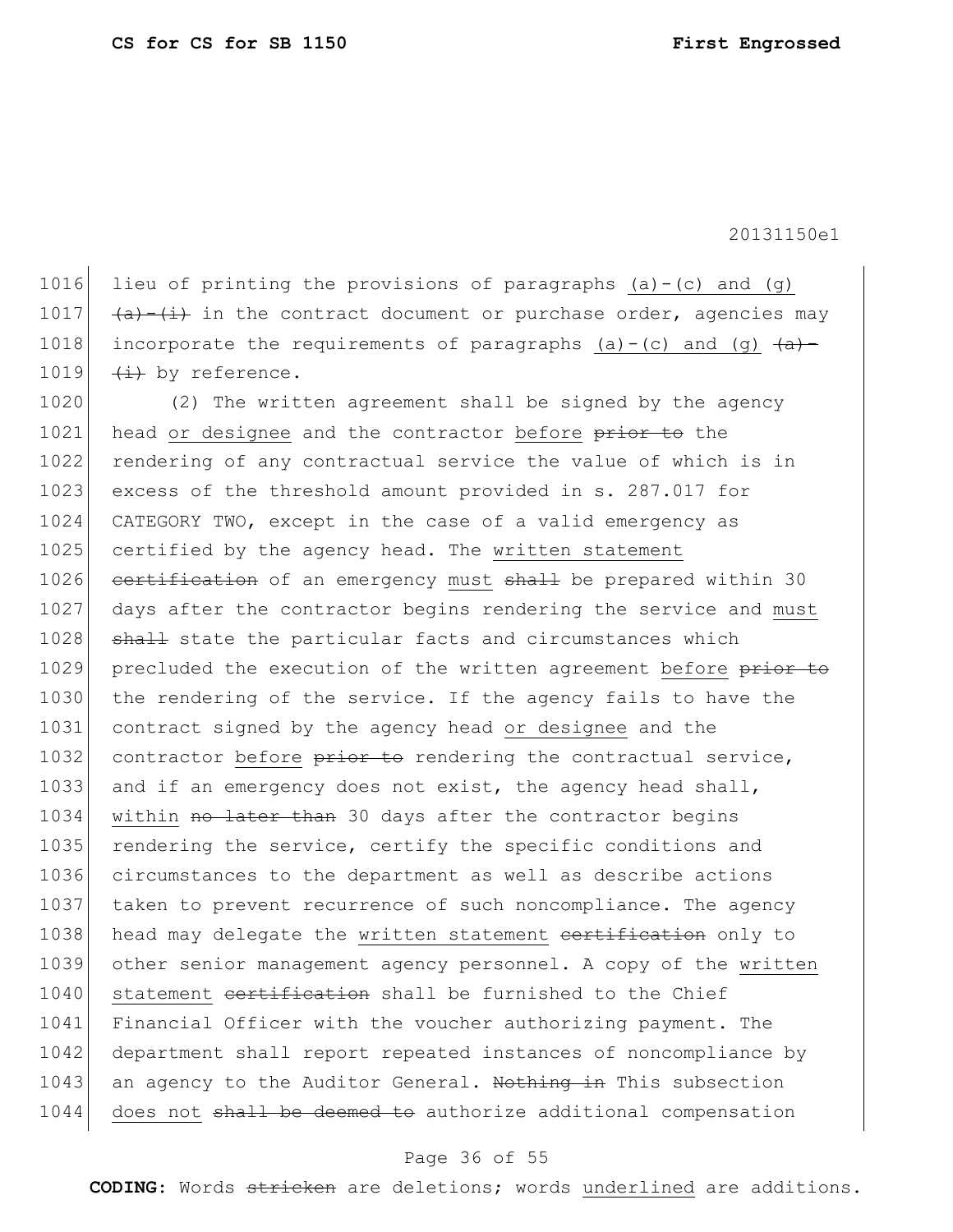1016 lieu of printing the provisions of paragraphs <u>(a)-(c) and (g)</u>
1017 ~~(a)-(i)~~ in the contract document or purchase order, agencies may
1018 incorporate the requirements of paragraphs <u>(a)-(c) and (g)</u> ~~(a)-~~
1019 ~~(i)~~ by reference.

1020 (2) The written agreement shall be signed by the agency
1021 head <u>or designee</u> and the contractor <u>before</u> ~~prior to~~ the
1022 rendering of any contractual service the value of which is in
1023 excess of the threshold amount provided in s. 287.017 for
1024 CATEGORY TWO, except in the case of a valid emergency as
1025 certified by the agency head. The <u>written statement</u>
1026 ~~certification~~ of an emergency <u>must</u> ~~shall~~ be prepared within 30
1027 days after the contractor begins rendering the service and <u>must</u>
1028 ~~shall~~ state the particular facts and circumstances which
1029 precluded the execution of the written agreement <u>before</u> ~~prior to~~
1030 the rendering of the service. If the agency fails to have the
1031 contract signed by the agency head <u>or designee</u> and the
1032 contractor <u>before</u> ~~prior to~~ rendering the contractual service,
1033 and if an emergency does not exist, the agency head shall,
1034 <u>within</u> ~~no later than~~ 30 days after the contractor begins
1035 rendering the service, certify the specific conditions and
1036 circumstances to the department as well as describe actions
1037 taken to prevent recurrence of such noncompliance. The agency
1038 head may delegate the <u>written statement</u> ~~certification~~ only to
1039 other senior management agency personnel. A copy of the <u>written</u>
1040 <u>statement</u> ~~certification~~ shall be furnished to the Chief
1041 Financial Officer with the voucher authorizing payment. The
1042 department shall report repeated instances of noncompliance by
1043 an agency to the Auditor General. ~~Nothing in~~ This subsection
1044 <u>does not</u> ~~shall be deemed to~~ authorize additional compensation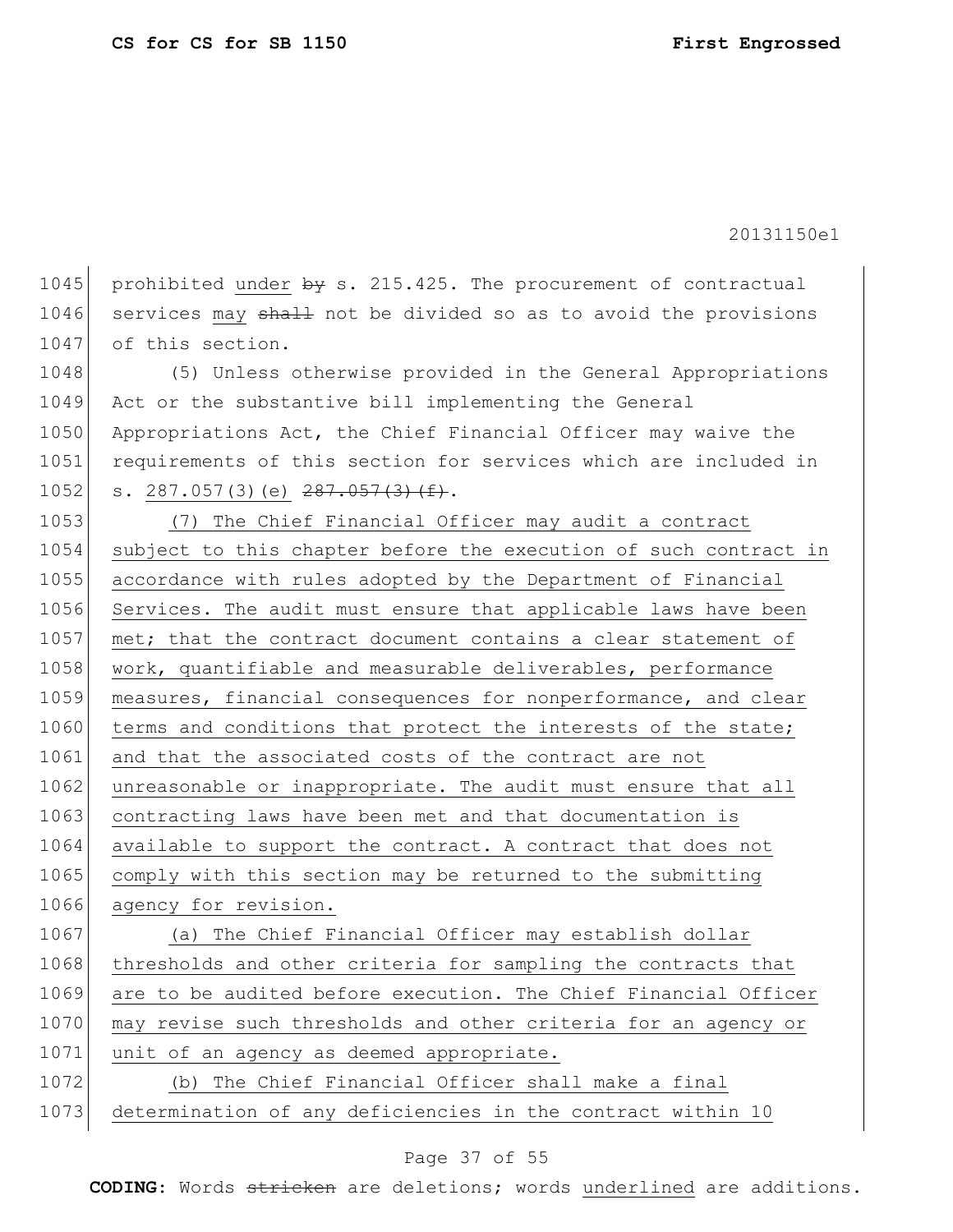1045 prohibited under ~~by~~ s. 215.425. The procurement of contractual
1046 services may ~~shall~~ not be divided so as to avoid the provisions
1047 of this section.

1048 (5) Unless otherwise provided in the General Appropriations
1049 Act or the substantive bill implementing the General
1050 Appropriations Act, the Chief Financial Officer may waive the
1051 requirements of this section for services which are included in
1052 s. 287.057(3)(e) ~~287.057(3)(f)~~.

1053 <u>(7) The Chief Financial Officer may audit a contract</u>
1054 <u>subject to this chapter before the execution of such contract in</u>
1055 <u>accordance with rules adopted by the Department of Financial</u>
1056 <u>Services. The audit must ensure that applicable laws have been</u>
1057 <u>met; that the contract document contains a clear statement of</u>
1058 <u>work, quantifiable and measurable deliverables, performance</u>
1059 <u>measures, financial consequences for nonperformance, and clear</u>
1060 <u>terms and conditions that protect the interests of the state;</u>
1061 <u>and that the associated costs of the contract are not</u>
1062 <u>unreasonable or inappropriate. The audit must ensure that all</u>
1063 <u>contracting laws have been met and that documentation is</u>
1064 <u>available to support the contract. A contract that does not</u>
1065 <u>comply with this section may be returned to the submitting</u>
1066 <u>agency for revision.</u>

1067 <u>(a) The Chief Financial Officer may establish dollar</u>
1068 <u>thresholds and other criteria for sampling the contracts that</u>
1069 <u>are to be audited before execution. The Chief Financial Officer</u>
1070 <u>may revise such thresholds and other criteria for an agency or</u>
1071 <u>unit of an agency as deemed appropriate.</u>

1072 <u>(b) The Chief Financial Officer shall make a final</u>
1073 <u>determination of any deficiencies in the contract within 10</u>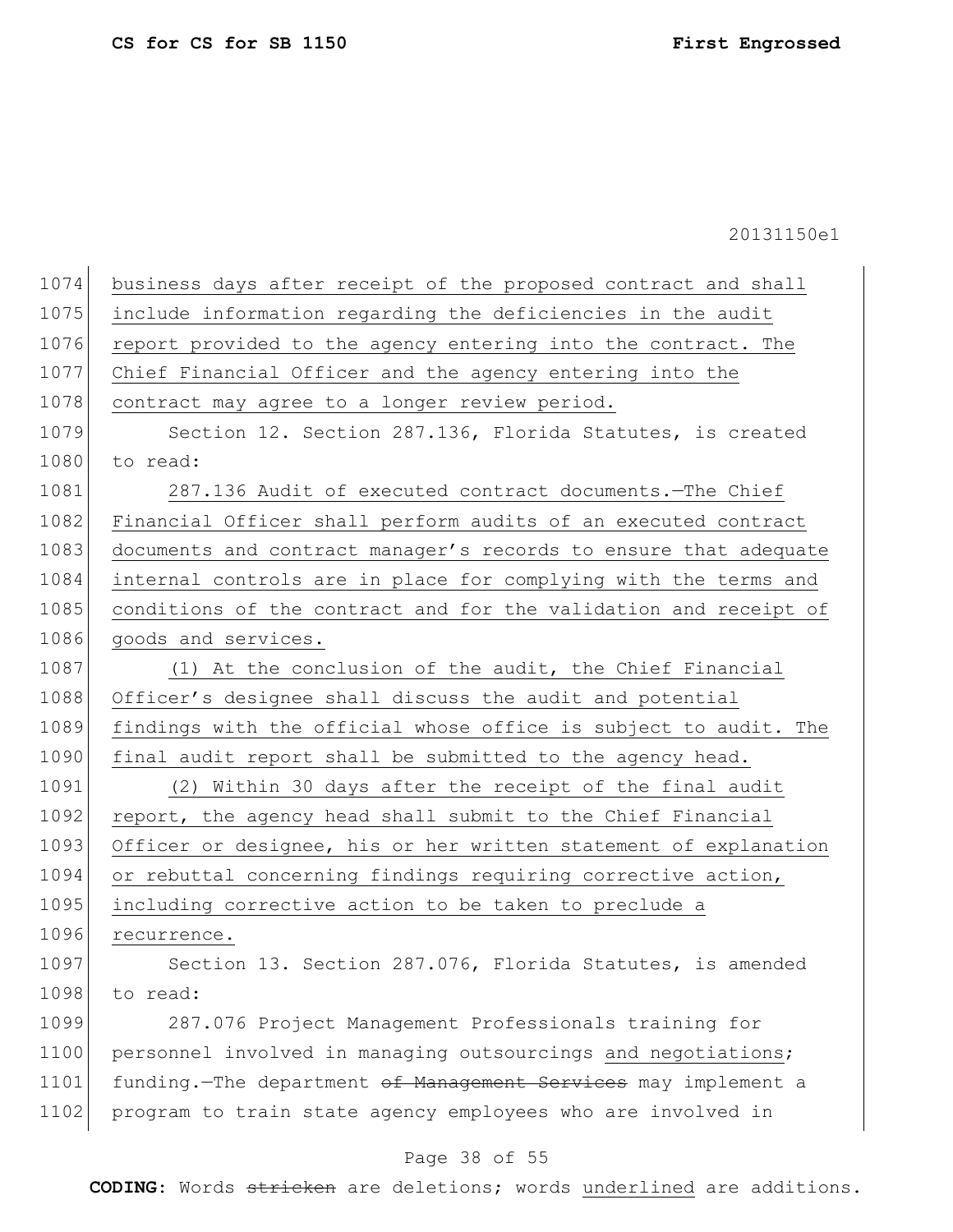business days after receipt of the proposed contract and shall include information regarding the deficiencies in the audit report provided to the agency entering into the contract. The Chief Financial Officer and the agency entering into the contract may agree to a longer review period.

Section 12. Section 287.136, Florida Statutes, is created to read:

287.136 Audit of executed contract documents.—The Chief Financial Officer shall perform audits of an executed contract documents and contract manager's records to ensure that adequate internal controls are in place for complying with the terms and conditions of the contract and for the validation and receipt of goods and services.

(1) At the conclusion of the audit, the Chief Financial Officer's designee shall discuss the audit and potential findings with the official whose office is subject to audit. The final audit report shall be submitted to the agency head.

(2) Within 30 days after the receipt of the final audit report, the agency head shall submit to the Chief Financial Officer or designee, his or her written statement of explanation or rebuttal concerning findings requiring corrective action, including corrective action to be taken to preclude a recurrence.

Section 13. Section 287.076, Florida Statutes, is amended to read:

287.076 Project Management Professionals training for personnel involved in managing outsourcings and negotiations; funding.—The department ~~of Management Services~~ may implement a program to train state agency employees who are involved in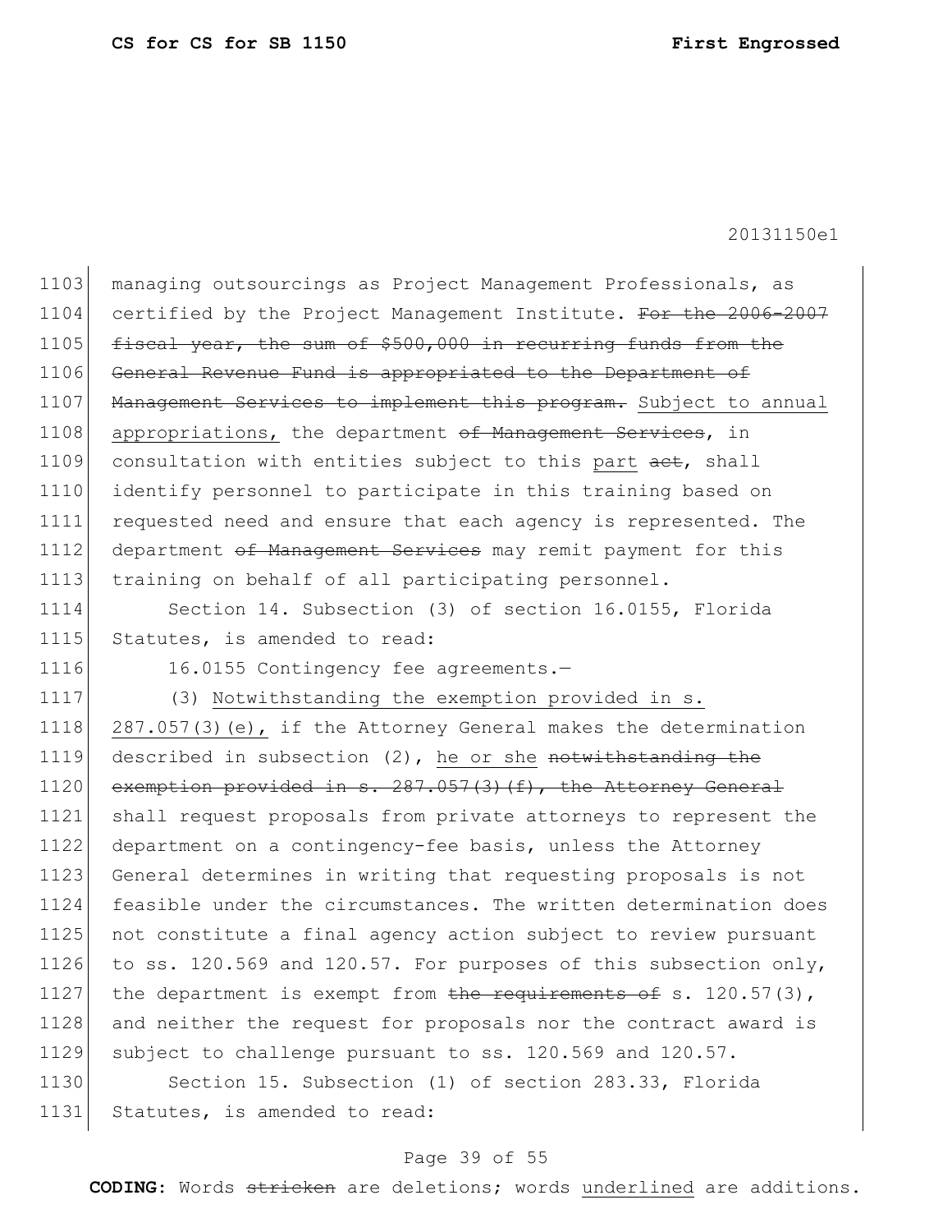managing outsourcings as Project Management Professionals, as certified by the Project Management Institute. ~~For the 2006-2007 fiscal year, the sum of $500,000 in recurring funds from the General Revenue Fund is appropriated to the Department of Management Services to implement this program.~~ <u>Subject to annual appropriations,</u> the department ~~of Management Services~~, in consultation with entities subject to this <u>part</u> ~~act~~, shall identify personnel to participate in this training based on requested need and ensure that each agency is represented. The department ~~of Management Services~~ may remit payment for this training on behalf of all participating personnel.

Section 14. Subsection (3) of section 16.0155, Florida Statutes, is amended to read:

16.0155 Contingency fee agreements.—

(3) <u>Notwithstanding the exemption provided in s. 287.057(3)(e),</u> if the Attorney General makes the determination described in subsection (2), <u>he or she</u> ~~notwithstanding the exemption provided in s. 287.057(3)(f), the Attorney General~~ shall request proposals from private attorneys to represent the department on a contingency-fee basis, unless the Attorney General determines in writing that requesting proposals is not feasible under the circumstances. The written determination does not constitute a final agency action subject to review pursuant to ss. 120.569 and 120.57. For purposes of this subsection only, the department is exempt from ~~the requirements of~~ s. 120.57(3), and neither the request for proposals nor the contract award is subject to challenge pursuant to ss. 120.569 and 120.57.

Section 15. Subsection (1) of section 283.33, Florida Statutes, is amended to read: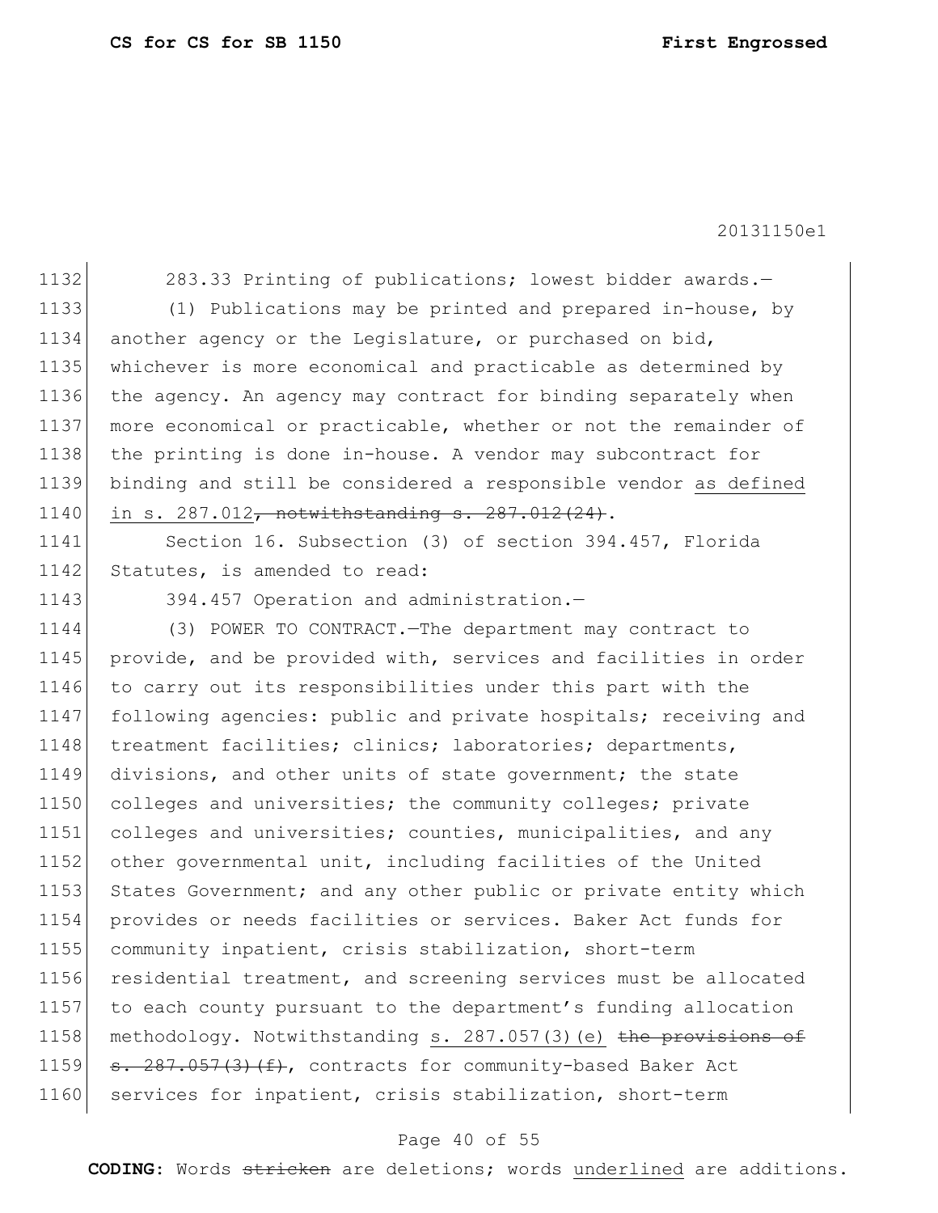283.33 Printing of publications; lowest bidder awards.—

(1) Publications may be printed and prepared in-house, by another agency or the Legislature, or purchased on bid, whichever is more economical and practicable as determined by the agency. An agency may contract for binding separately when more economical or practicable, whether or not the remainder of the printing is done in-house. A vendor may subcontract for binding and still be considered a responsible vendor <u>as defined in s. 287.012</u>~~, notwithstanding s. 287.012(24)~~.

Section 16. Subsection (3) of section 394.457, Florida Statutes, is amended to read:

394.457 Operation and administration.—

(3) POWER TO CONTRACT.—The department may contract to provide, and be provided with, services and facilities in order to carry out its responsibilities under this part with the following agencies: public and private hospitals; receiving and treatment facilities; clinics; laboratories; departments, divisions, and other units of state government; the state colleges and universities; the community colleges; private colleges and universities; counties, municipalities, and any other governmental unit, including facilities of the United States Government; and any other public or private entity which provides or needs facilities or services. Baker Act funds for community inpatient, crisis stabilization, short-term residential treatment, and screening services must be allocated to each county pursuant to the department's funding allocation methodology. Notwithstanding <u>s. 287.057(3)(e)</u> ~~the provisions of s. 287.057(3)(f)~~, contracts for community-based Baker Act services for inpatient, crisis stabilization, short-term

**CODING:** Words ~~stricken~~ are deletions; words <u>underlined</u> are additions.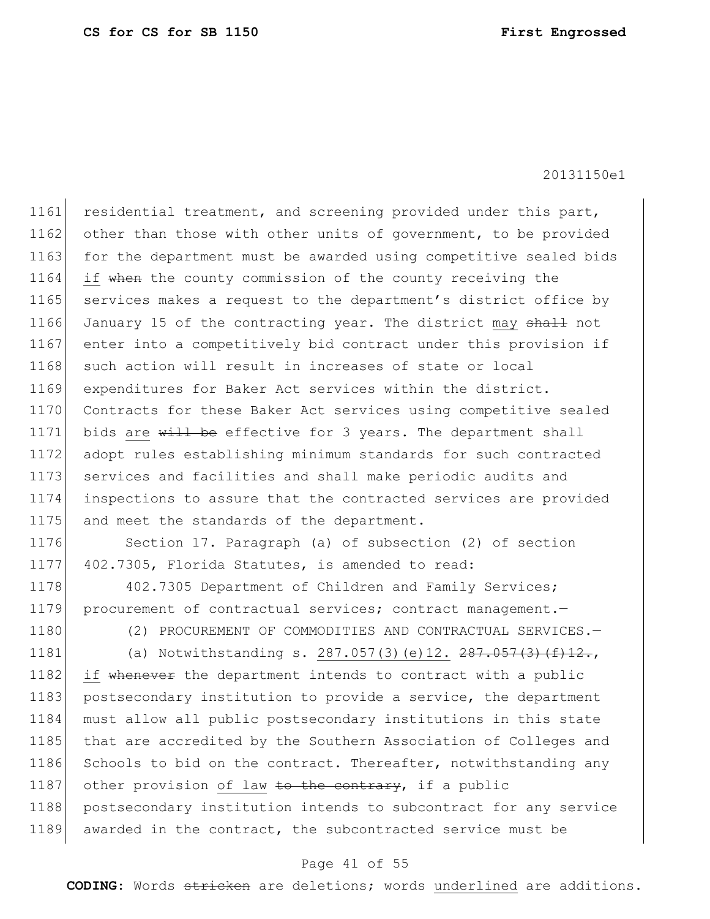residential treatment, and screening provided under this part, other than those with other units of government, to be provided for the department must be awarded using competitive sealed bids if ~~when~~ the county commission of the county receiving the services makes a request to the department's district office by January 15 of the contracting year. The district may ~~shall~~ not enter into a competitively bid contract under this provision if such action will result in increases of state or local expenditures for Baker Act services within the district. Contracts for these Baker Act services using competitive sealed bids are ~~will be~~ effective for 3 years. The department shall adopt rules establishing minimum standards for such contracted services and facilities and shall make periodic audits and inspections to assure that the contracted services are provided and meet the standards of the department.

Section 17. Paragraph (a) of subsection (2) of section 402.7305, Florida Statutes, is amended to read:

402.7305 Department of Children and Family Services; procurement of contractual services; contract management.—

(2) PROCUREMENT OF COMMODITIES AND CONTRACTUAL SERVICES.—

(a) Notwithstanding s. 287.057(3)(e)12. ~~287.057(3)(f)12.~~, if ~~whenever~~ the department intends to contract with a public postsecondary institution to provide a service, the department must allow all public postsecondary institutions in this state that are accredited by the Southern Association of Colleges and Schools to bid on the contract. Thereafter, notwithstanding any other provision of law ~~to the contrary~~, if a public postsecondary institution intends to subcontract for any service awarded in the contract, the subcontracted service must be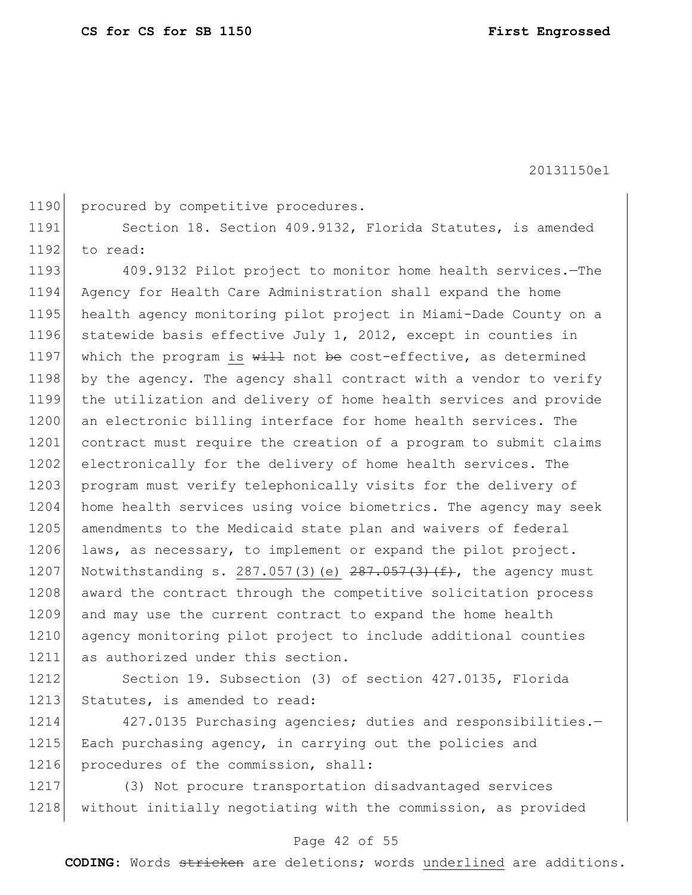procured by competitive procedures.

Section 18. Section 409.9132, Florida Statutes, is amended to read:

409.9132 Pilot project to monitor home health services.—The Agency for Health Care Administration shall expand the home health agency monitoring pilot project in Miami-Dade County on a statewide basis effective July 1, 2012, except in counties in which the program is ~~will~~ not ~~be~~ cost-effective, as determined by the agency. The agency shall contract with a vendor to verify the utilization and delivery of home health services and provide an electronic billing interface for home health services. The contract must require the creation of a program to submit claims electronically for the delivery of home health services. The program must verify telephonically visits for the delivery of home health services using voice biometrics. The agency may seek amendments to the Medicaid state plan and waivers of federal laws, as necessary, to implement or expand the pilot project. Notwithstanding s. 287.057(3)(e) ~~287.057(3)(f)~~, the agency must award the contract through the competitive solicitation process and may use the current contract to expand the home health agency monitoring pilot project to include additional counties as authorized under this section.

Section 19. Subsection (3) of section 427.0135, Florida Statutes, is amended to read:

427.0135 Purchasing agencies; duties and responsibilities.—Each purchasing agency, in carrying out the policies and procedures of the commission, shall:

(3) Not procure transportation disadvantaged services without initially negotiating with the commission, as provided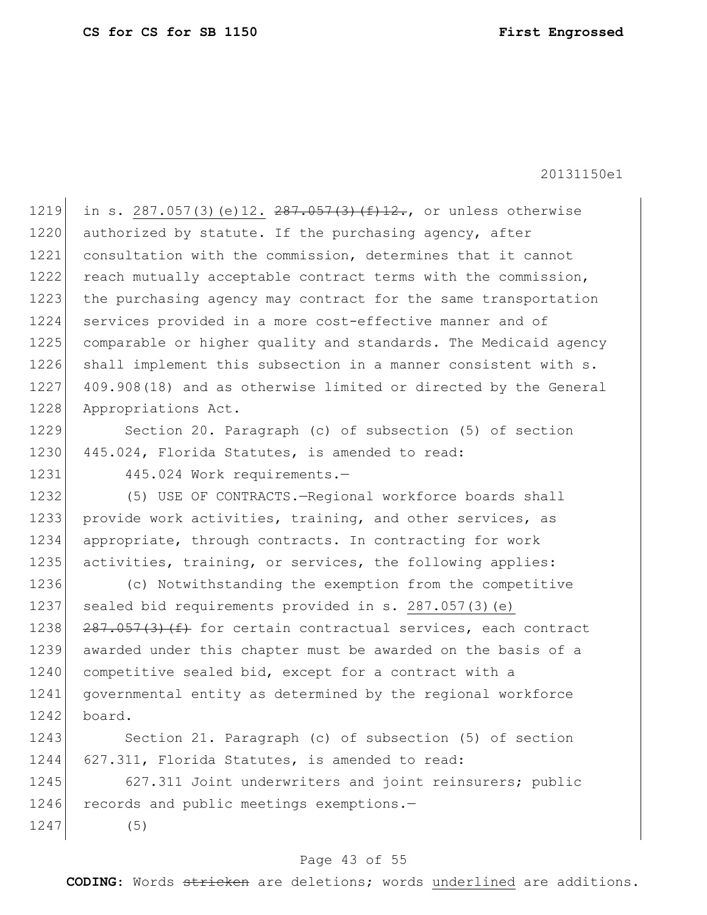in s. 287.057(3)(e)12. ~~287.057(3)(f)12.~~, or unless otherwise authorized by statute. If the purchasing agency, after consultation with the commission, determines that it cannot reach mutually acceptable contract terms with the commission, the purchasing agency may contract for the same transportation services provided in a more cost-effective manner and of comparable or higher quality and standards. The Medicaid agency shall implement this subsection in a manner consistent with s. 409.908(18) and as otherwise limited or directed by the General Appropriations Act.

Section 20. Paragraph (c) of subsection (5) of section 445.024, Florida Statutes, is amended to read:

445.024 Work requirements.—

(5) USE OF CONTRACTS.—Regional workforce boards shall provide work activities, training, and other services, as appropriate, through contracts. In contracting for work activities, training, or services, the following applies:

(c) Notwithstanding the exemption from the competitive sealed bid requirements provided in s. 287.057(3)(e) ~~287.057(3)(f)~~ for certain contractual services, each contract awarded under this chapter must be awarded on the basis of a competitive sealed bid, except for a contract with a governmental entity as determined by the regional workforce board.

Section 21. Paragraph (c) of subsection (5) of section 627.311, Florida Statutes, is amended to read:

627.311 Joint underwriters and joint reinsurers; public records and public meetings exemptions.—

(5)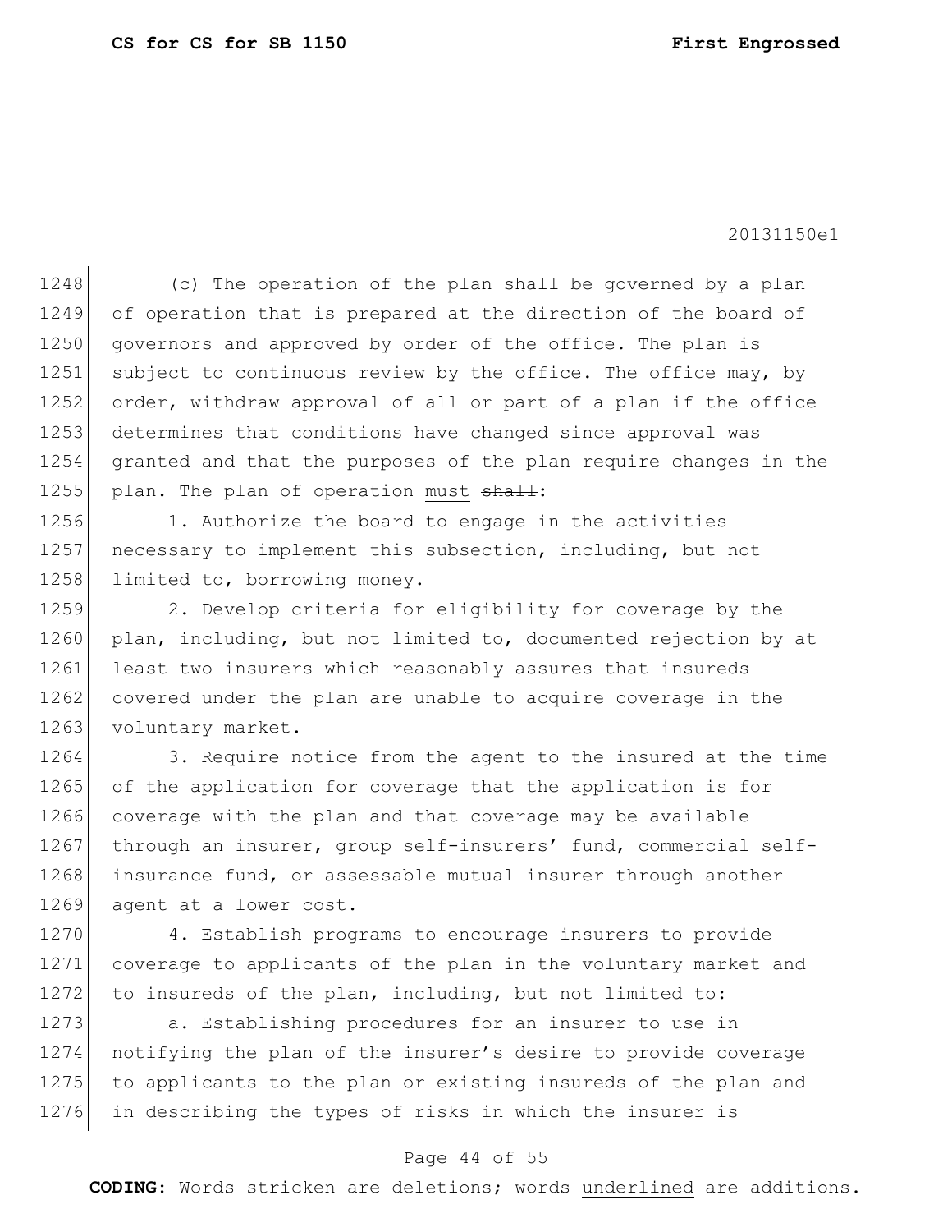(c) The operation of the plan shall be governed by a plan of operation that is prepared at the direction of the board of governors and approved by order of the office. The plan is subject to continuous review by the office. The office may, by order, withdraw approval of all or part of a plan if the office determines that conditions have changed since approval was granted and that the purposes of the plan require changes in the plan. The plan of operation <u>must</u> ~~shall~~:

1. Authorize the board to engage in the activities necessary to implement this subsection, including, but not limited to, borrowing money.

2. Develop criteria for eligibility for coverage by the plan, including, but not limited to, documented rejection by at least two insurers which reasonably assures that insureds covered under the plan are unable to acquire coverage in the voluntary market.

3. Require notice from the agent to the insured at the time of the application for coverage that the application is for coverage with the plan and that coverage may be available through an insurer, group self-insurers' fund, commercial self-insurance fund, or assessable mutual insurer through another agent at a lower cost.

4. Establish programs to encourage insurers to provide coverage to applicants of the plan in the voluntary market and to insureds of the plan, including, but not limited to:

a. Establishing procedures for an insurer to use in notifying the plan of the insurer's desire to provide coverage to applicants to the plan or existing insureds of the plan and in describing the types of risks in which the insurer is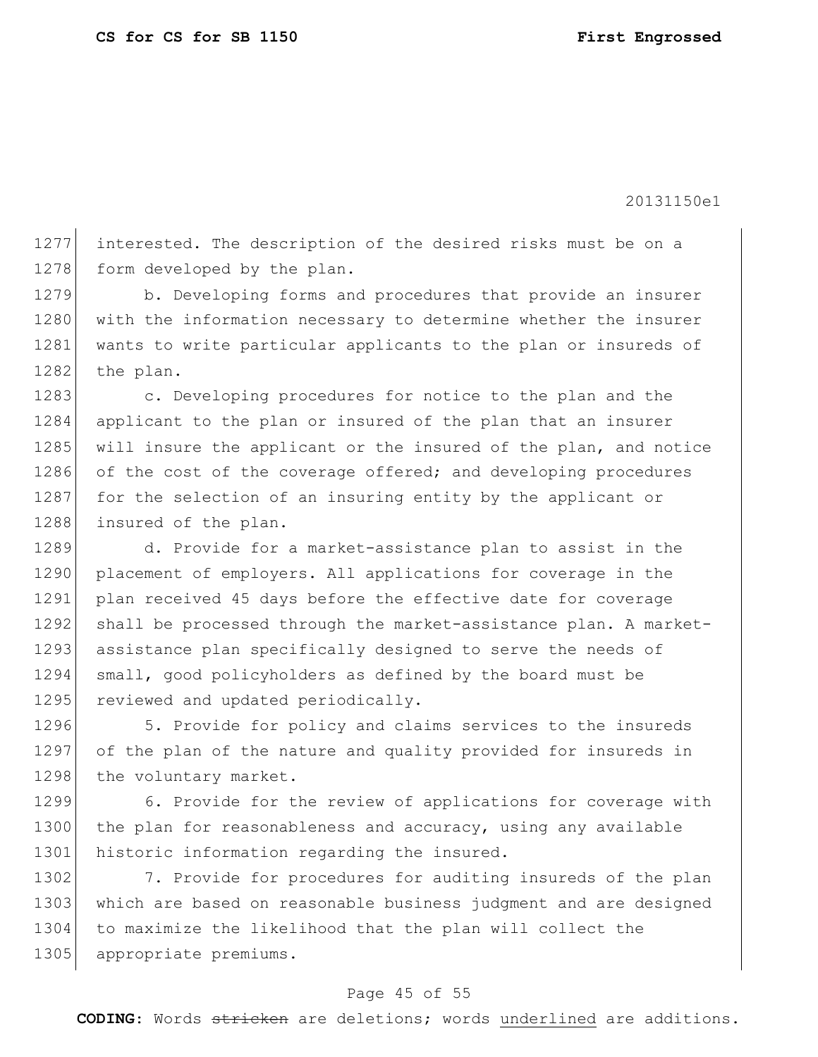interested. The description of the desired risks must be on a form developed by the plan.

b. Developing forms and procedures that provide an insurer with the information necessary to determine whether the insurer wants to write particular applicants to the plan or insureds of the plan.

c. Developing procedures for notice to the plan and the applicant to the plan or insured of the plan that an insurer will insure the applicant or the insured of the plan, and notice of the cost of the coverage offered; and developing procedures for the selection of an insuring entity by the applicant or insured of the plan.

d. Provide for a market-assistance plan to assist in the placement of employers. All applications for coverage in the plan received 45 days before the effective date for coverage shall be processed through the market-assistance plan. A market-assistance plan specifically designed to serve the needs of small, good policyholders as defined by the board must be reviewed and updated periodically.

5. Provide for policy and claims services to the insureds of the plan of the nature and quality provided for insureds in the voluntary market.

6. Provide for the review of applications for coverage with the plan for reasonableness and accuracy, using any available historic information regarding the insured.

7. Provide for procedures for auditing insureds of the plan which are based on reasonable business judgment and are designed to maximize the likelihood that the plan will collect the appropriate premiums.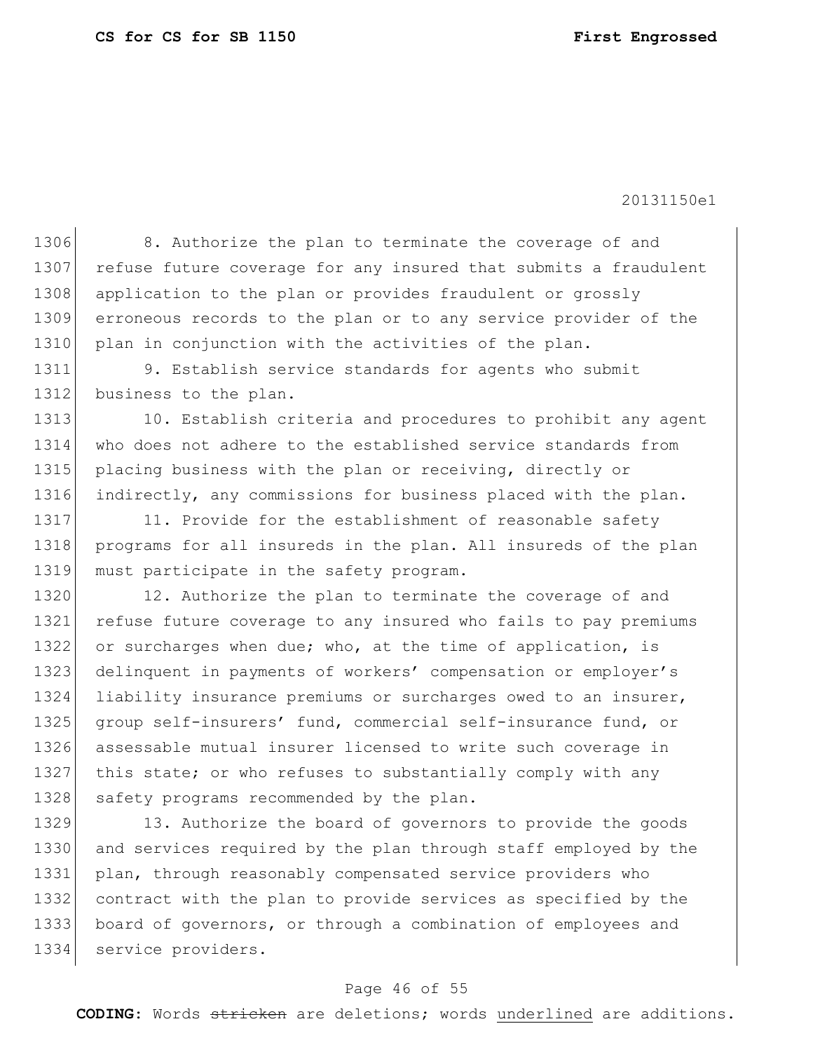8. Authorize the plan to terminate the coverage of and refuse future coverage for any insured that submits a fraudulent application to the plan or provides fraudulent or grossly erroneous records to the plan or to any service provider of the plan in conjunction with the activities of the plan.

9. Establish service standards for agents who submit business to the plan.

10. Establish criteria and procedures to prohibit any agent who does not adhere to the established service standards from placing business with the plan or receiving, directly or indirectly, any commissions for business placed with the plan.

11. Provide for the establishment of reasonable safety programs for all insureds in the plan. All insureds of the plan must participate in the safety program.

12. Authorize the plan to terminate the coverage of and refuse future coverage to any insured who fails to pay premiums or surcharges when due; who, at the time of application, is delinquent in payments of workers' compensation or employer's liability insurance premiums or surcharges owed to an insurer, group self-insurers' fund, commercial self-insurance fund, or assessable mutual insurer licensed to write such coverage in this state; or who refuses to substantially comply with any safety programs recommended by the plan.

13. Authorize the board of governors to provide the goods and services required by the plan through staff employed by the plan, through reasonably compensated service providers who contract with the plan to provide services as specified by the board of governors, or through a combination of employees and service providers.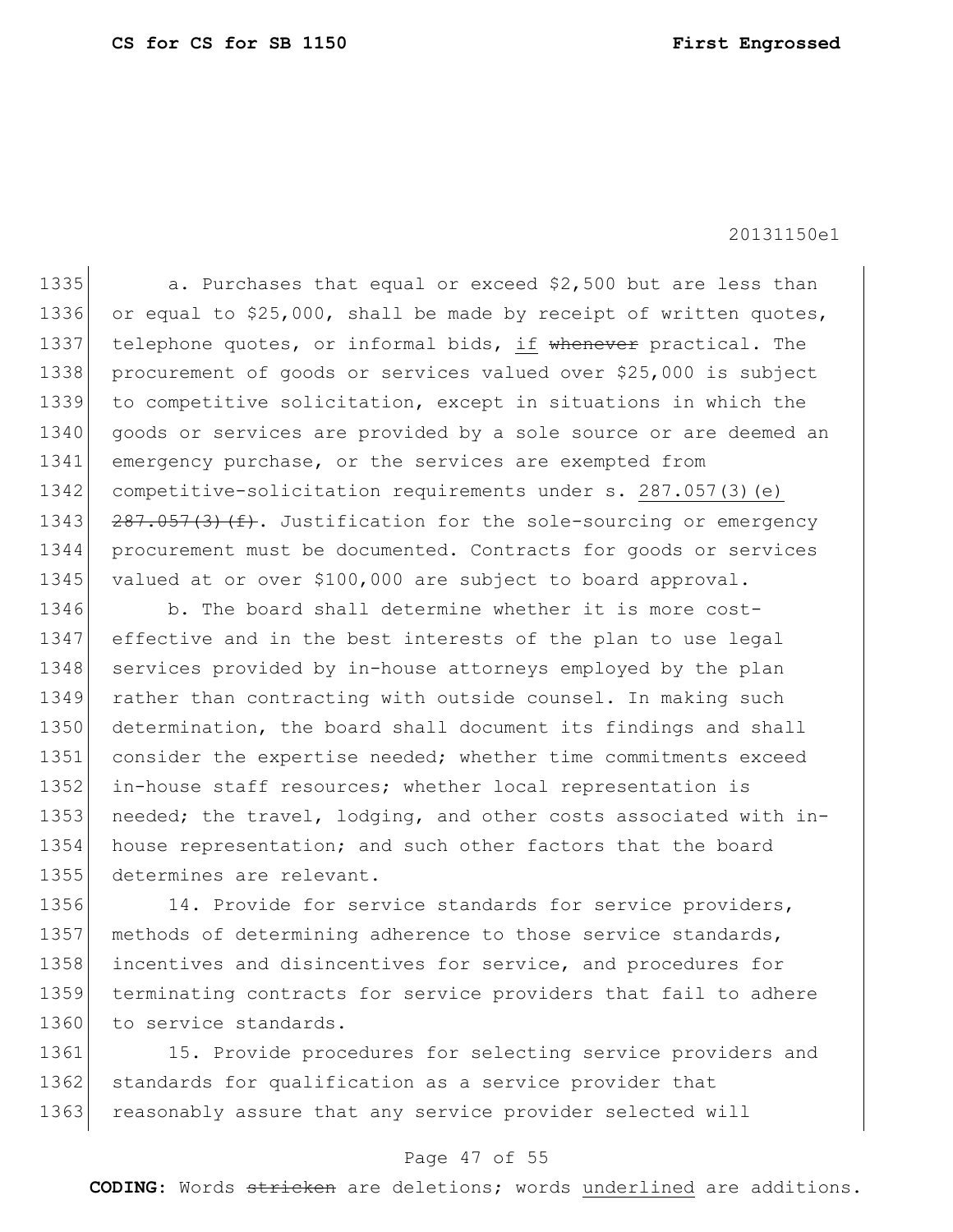a. Purchases that equal or exceed $2,500 but are less than or equal to $25,000, shall be made by receipt of written quotes, telephone quotes, or informal bids, <u>if</u> ~~whenever~~ practical. The procurement of goods or services valued over $25,000 is subject to competitive solicitation, except in situations in which the goods or services are provided by a sole source or are deemed an emergency purchase, or the services are exempted from competitive-solicitation requirements under s. <u>287.057(3)(e)</u> ~~287.057(3)(f)~~. Justification for the sole-sourcing or emergency procurement must be documented. Contracts for goods or services valued at or over $100,000 are subject to board approval.

b. The board shall determine whether it is more cost-effective and in the best interests of the plan to use legal services provided by in-house attorneys employed by the plan rather than contracting with outside counsel. In making such determination, the board shall document its findings and shall consider the expertise needed; whether time commitments exceed in-house staff resources; whether local representation is needed; the travel, lodging, and other costs associated with in-house representation; and such other factors that the board determines are relevant.

14. Provide for service standards for service providers, methods of determining adherence to those service standards, incentives and disincentives for service, and procedures for terminating contracts for service providers that fail to adhere to service standards.

15. Provide procedures for selecting service providers and standards for qualification as a service provider that reasonably assure that any service provider selected will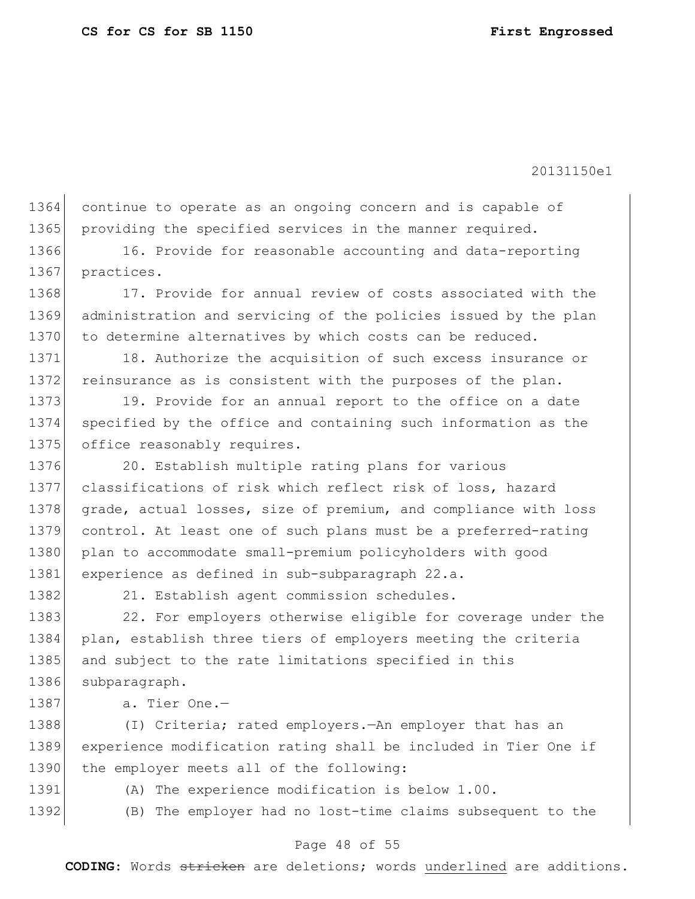continue to operate as an ongoing concern and is capable of providing the specified services in the manner required.

16. Provide for reasonable accounting and data-reporting practices.

17. Provide for annual review of costs associated with the administration and servicing of the policies issued by the plan to determine alternatives by which costs can be reduced.

18. Authorize the acquisition of such excess insurance or reinsurance as is consistent with the purposes of the plan.

19. Provide for an annual report to the office on a date specified by the office and containing such information as the office reasonably requires.

20. Establish multiple rating plans for various classifications of risk which reflect risk of loss, hazard grade, actual losses, size of premium, and compliance with loss control. At least one of such plans must be a preferred-rating plan to accommodate small-premium policyholders with good experience as defined in sub-subparagraph 22.a.

21. Establish agent commission schedules.

22. For employers otherwise eligible for coverage under the plan, establish three tiers of employers meeting the criteria and subject to the rate limitations specified in this subparagraph.

a. Tier One.—

(I) Criteria; rated employers.—An employer that has an experience modification rating shall be included in Tier One if the employer meets all of the following:

(A) The experience modification is below 1.00.

(B) The employer had no lost-time claims subsequent to the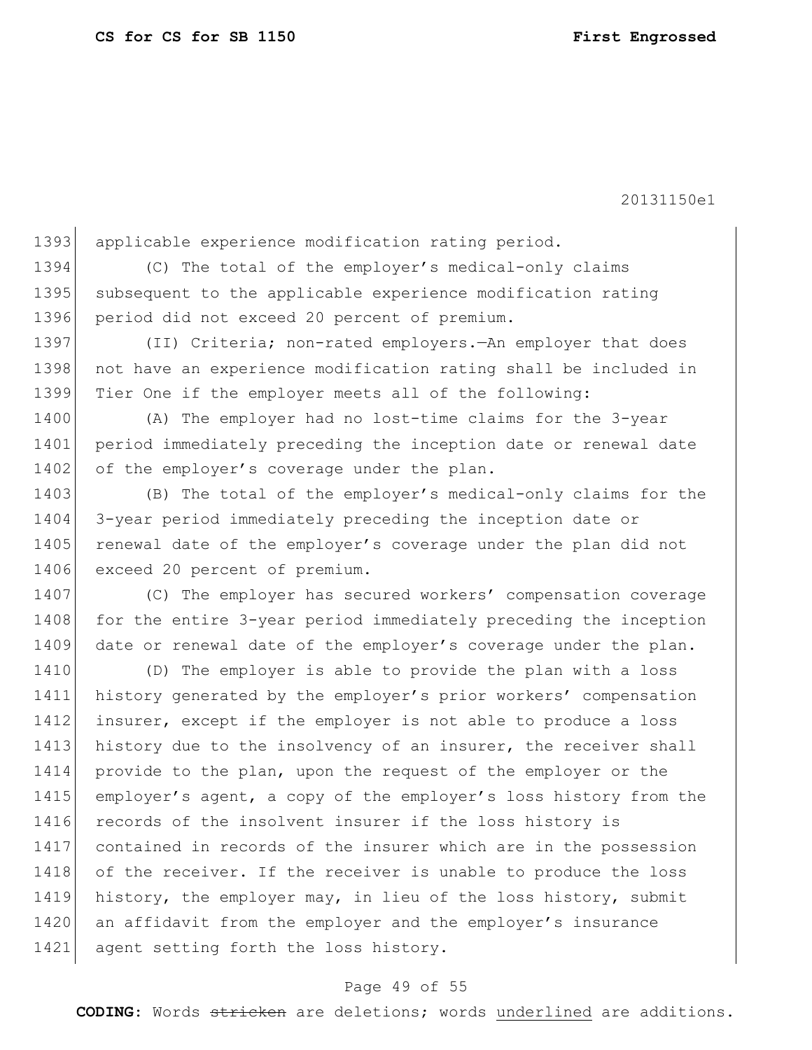applicable experience modification rating period.

(C) The total of the employer's medical-only claims subsequent to the applicable experience modification rating period did not exceed 20 percent of premium.

(II) Criteria; non-rated employers.—An employer that does not have an experience modification rating shall be included in Tier One if the employer meets all of the following:

(A) The employer had no lost-time claims for the 3-year period immediately preceding the inception date or renewal date of the employer's coverage under the plan.

(B) The total of the employer's medical-only claims for the 3-year period immediately preceding the inception date or renewal date of the employer's coverage under the plan did not exceed 20 percent of premium.

(C) The employer has secured workers' compensation coverage for the entire 3-year period immediately preceding the inception date or renewal date of the employer's coverage under the plan.

(D) The employer is able to provide the plan with a loss history generated by the employer's prior workers' compensation insurer, except if the employer is not able to produce a loss history due to the insolvency of an insurer, the receiver shall provide to the plan, upon the request of the employer or the employer's agent, a copy of the employer's loss history from the records of the insolvent insurer if the loss history is contained in records of the insurer which are in the possession of the receiver. If the receiver is unable to produce the loss history, the employer may, in lieu of the loss history, submit an affidavit from the employer and the employer's insurance agent setting forth the loss history.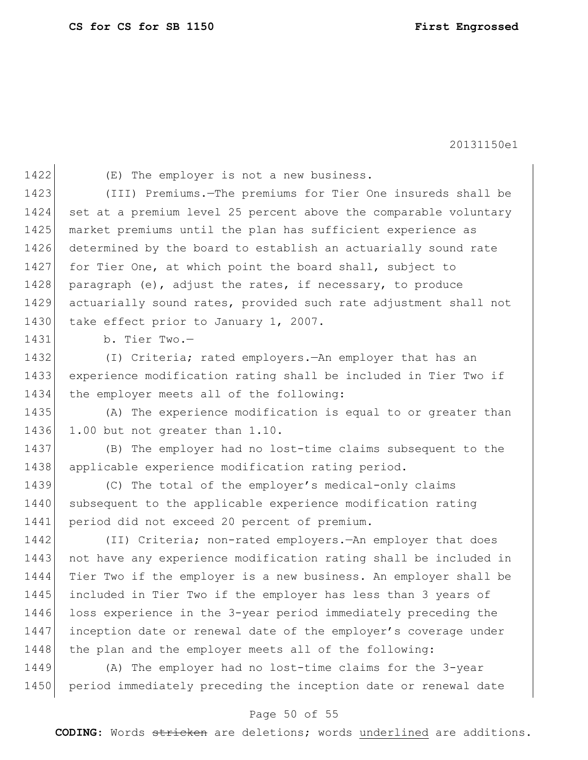(E) The employer is not a new business.

(III) Premiums.—The premiums for Tier One insureds shall be set at a premium level 25 percent above the comparable voluntary market premiums until the plan has sufficient experience as determined by the board to establish an actuarially sound rate for Tier One, at which point the board shall, subject to paragraph (e), adjust the rates, if necessary, to produce actuarially sound rates, provided such rate adjustment shall not take effect prior to January 1, 2007.

b. Tier Two.—

(I) Criteria; rated employers.—An employer that has an experience modification rating shall be included in Tier Two if the employer meets all of the following:

(A) The experience modification is equal to or greater than 1.00 but not greater than 1.10.

(B) The employer had no lost-time claims subsequent to the applicable experience modification rating period.

(C) The total of the employer's medical-only claims subsequent to the applicable experience modification rating period did not exceed 20 percent of premium.

(II) Criteria; non-rated employers.—An employer that does not have any experience modification rating shall be included in Tier Two if the employer is a new business. An employer shall be included in Tier Two if the employer has less than 3 years of loss experience in the 3-year period immediately preceding the inception date or renewal date of the employer's coverage under the plan and the employer meets all of the following:

(A) The employer had no lost-time claims for the 3-year period immediately preceding the inception date or renewal date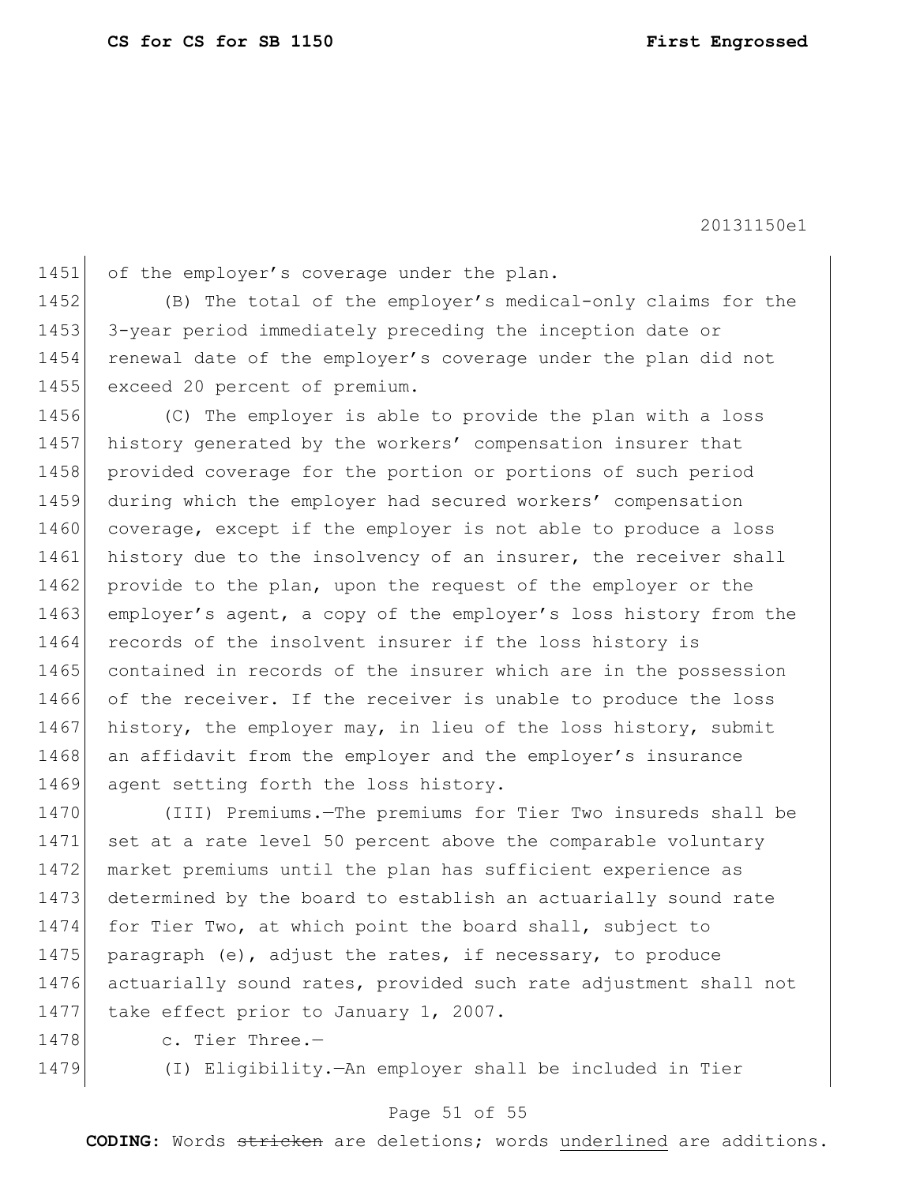of the employer's coverage under the plan.

(B) The total of the employer's medical-only claims for the 3-year period immediately preceding the inception date or renewal date of the employer's coverage under the plan did not exceed 20 percent of premium.

(C) The employer is able to provide the plan with a loss history generated by the workers' compensation insurer that provided coverage for the portion or portions of such period during which the employer had secured workers' compensation coverage, except if the employer is not able to produce a loss history due to the insolvency of an insurer, the receiver shall provide to the plan, upon the request of the employer or the employer's agent, a copy of the employer's loss history from the records of the insolvent insurer if the loss history is contained in records of the insurer which are in the possession of the receiver. If the receiver is unable to produce the loss history, the employer may, in lieu of the loss history, submit an affidavit from the employer and the employer's insurance agent setting forth the loss history.

(III) Premiums.—The premiums for Tier Two insureds shall be set at a rate level 50 percent above the comparable voluntary market premiums until the plan has sufficient experience as determined by the board to establish an actuarially sound rate for Tier Two, at which point the board shall, subject to paragraph (e), adjust the rates, if necessary, to produce actuarially sound rates, provided such rate adjustment shall not take effect prior to January 1, 2007.

c. Tier Three.—

(I) Eligibility.—An employer shall be included in Tier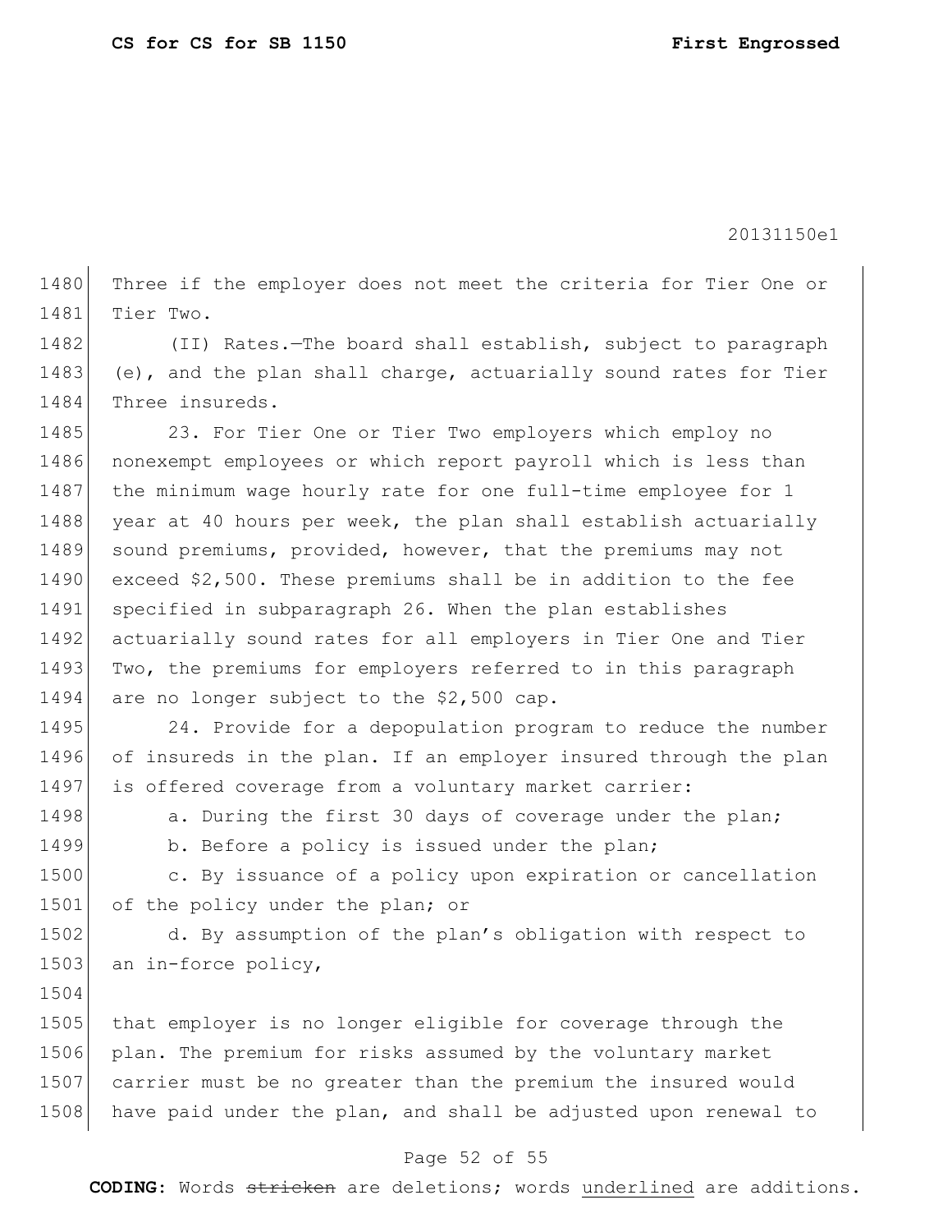Three if the employer does not meet the criteria for Tier One or Tier Two.

(II) Rates.—The board shall establish, subject to paragraph (e), and the plan shall charge, actuarially sound rates for Tier Three insureds.

23. For Tier One or Tier Two employers which employ no nonexempt employees or which report payroll which is less than the minimum wage hourly rate for one full-time employee for 1 year at 40 hours per week, the plan shall establish actuarially sound premiums, provided, however, that the premiums may not exceed $2,500. These premiums shall be in addition to the fee specified in subparagraph 26. When the plan establishes actuarially sound rates for all employers in Tier One and Tier Two, the premiums for employers referred to in this paragraph are no longer subject to the $2,500 cap.

24. Provide for a depopulation program to reduce the number of insureds in the plan. If an employer insured through the plan is offered coverage from a voluntary market carrier:

a. During the first 30 days of coverage under the plan;

b. Before a policy is issued under the plan;

c. By issuance of a policy upon expiration or cancellation of the policy under the plan; or

d. By assumption of the plan's obligation with respect to an in-force policy,

that employer is no longer eligible for coverage through the plan. The premium for risks assumed by the voluntary market carrier must be no greater than the premium the insured would have paid under the plan, and shall be adjusted upon renewal to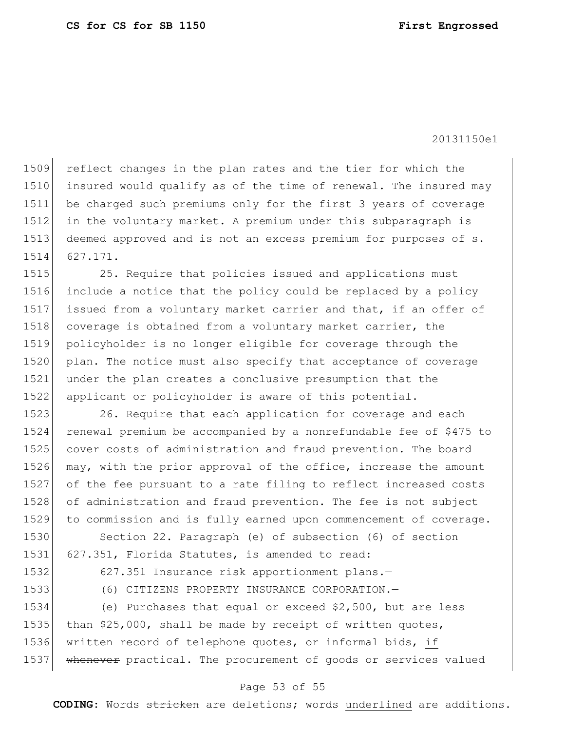reflect changes in the plan rates and the tier for which the insured would qualify as of the time of renewal. The insured may be charged such premiums only for the first 3 years of coverage in the voluntary market. A premium under this subparagraph is deemed approved and is not an excess premium for purposes of s. 627.171.

25. Require that policies issued and applications must include a notice that the policy could be replaced by a policy issued from a voluntary market carrier and that, if an offer of coverage is obtained from a voluntary market carrier, the policyholder is no longer eligible for coverage through the plan. The notice must also specify that acceptance of coverage under the plan creates a conclusive presumption that the applicant or policyholder is aware of this potential.

26. Require that each application for coverage and each renewal premium be accompanied by a nonrefundable fee of $475 to cover costs of administration and fraud prevention. The board may, with the prior approval of the office, increase the amount of the fee pursuant to a rate filing to reflect increased costs of administration and fraud prevention. The fee is not subject to commission and is fully earned upon commencement of coverage.

Section 22. Paragraph (e) of subsection (6) of section 627.351, Florida Statutes, is amended to read:

627.351 Insurance risk apportionment plans.—

(6) CITIZENS PROPERTY INSURANCE CORPORATION.—

(e) Purchases that equal or exceed $2,500, but are less than $25,000, shall be made by receipt of written quotes, written record of telephone quotes, or informal bids, <u>if</u> ~~whenever~~ practical. The procurement of goods or services valued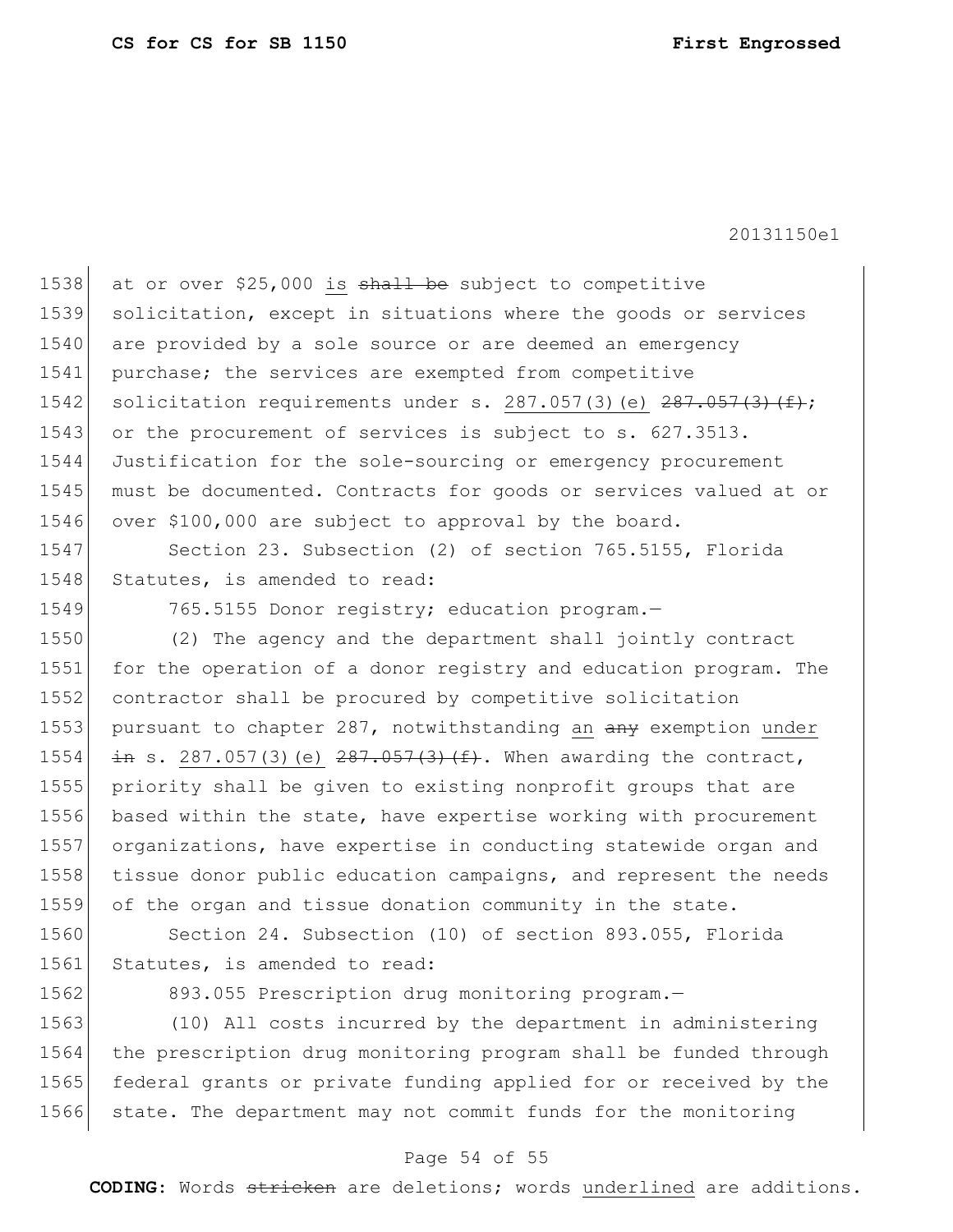at or over $25,000 is ~~shall be~~ subject to competitive solicitation, except in situations where the goods or services are provided by a sole source or are deemed an emergency purchase; the services are exempted from competitive solicitation requirements under s. 287.057(3)(e) ~~287.057(3)(f)~~; or the procurement of services is subject to s. 627.3513. Justification for the sole-sourcing or emergency procurement must be documented. Contracts for goods or services valued at or over $100,000 are subject to approval by the board.

Section 23. Subsection (2) of section 765.5155, Florida Statutes, is amended to read:

765.5155 Donor registry; education program.—

(2) The agency and the department shall jointly contract for the operation of a donor registry and education program. The contractor shall be procured by competitive solicitation pursuant to chapter 287, notwithstanding an ~~any~~ exemption under ~~in~~ s. 287.057(3)(e) ~~287.057(3)(f)~~. When awarding the contract, priority shall be given to existing nonprofit groups that are based within the state, have expertise working with procurement organizations, have expertise in conducting statewide organ and tissue donor public education campaigns, and represent the needs of the organ and tissue donation community in the state.

Section 24. Subsection (10) of section 893.055, Florida Statutes, is amended to read:

893.055 Prescription drug monitoring program.—

(10) All costs incurred by the department in administering the prescription drug monitoring program shall be funded through federal grants or private funding applied for or received by the state. The department may not commit funds for the monitoring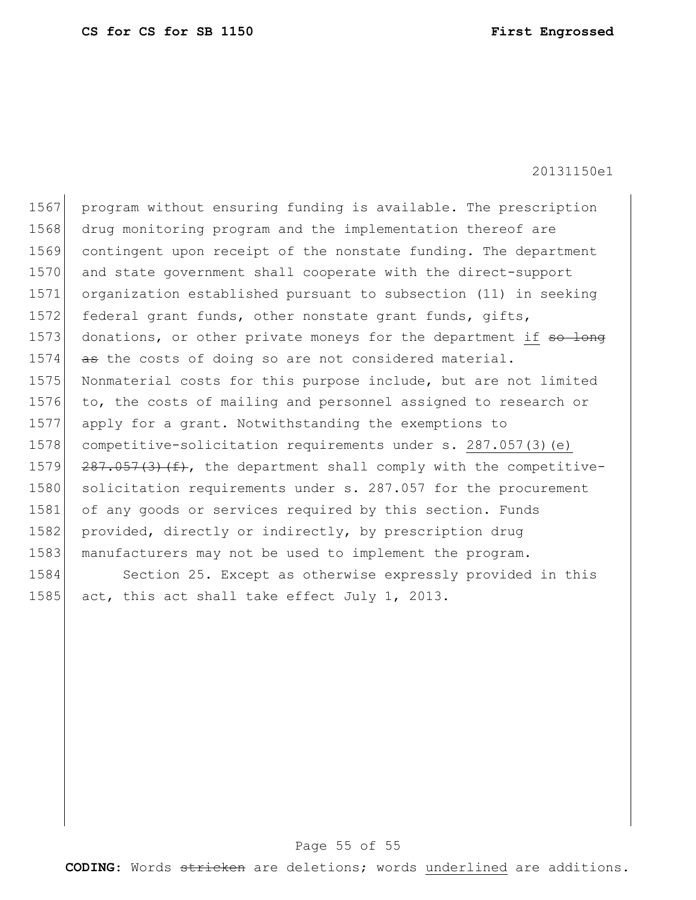program without ensuring funding is available. The prescription drug monitoring program and the implementation thereof are contingent upon receipt of the nonstate funding. The department and state government shall cooperate with the direct-support organization established pursuant to subsection (11) in seeking federal grant funds, other nonstate grant funds, gifts, donations, or other private moneys for the department <u>if</u> ~~so long as~~ the costs of doing so are not considered material. Nonmaterial costs for this purpose include, but are not limited to, the costs of mailing and personnel assigned to research or apply for a grant. Notwithstanding the exemptions to competitive-solicitation requirements under s. <u>287.057(3)(e)</u> ~~287.057(3)(f)~~, the department shall comply with the competitive-solicitation requirements under s. 287.057 for the procurement of any goods or services required by this section. Funds provided, directly or indirectly, by prescription drug manufacturers may not be used to implement the program.

Section 25. Except as otherwise expressly provided in this act, this act shall take effect July 1, 2013.